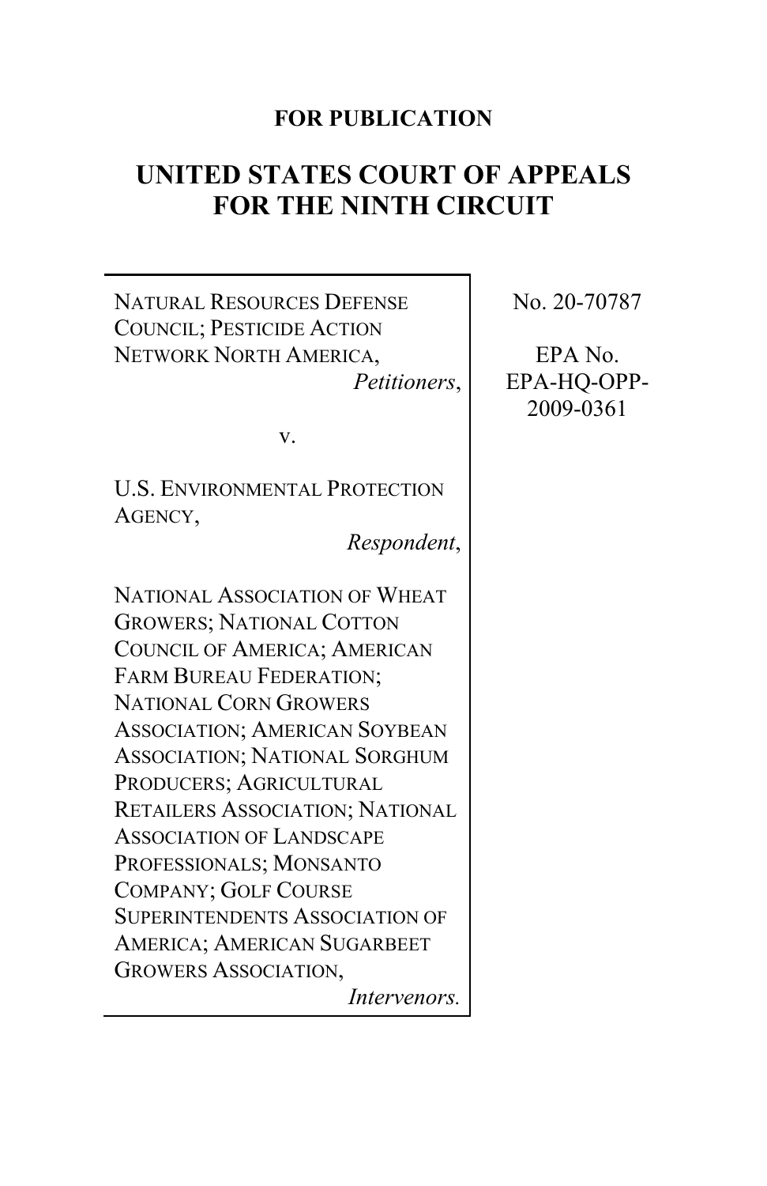**FOR PUBLICATION**

# UNITED STATES COURT OF APPEALS FOR THE NINTH CIRCUIT

NATURAL RESOURCES DEFENSE COUNCIL; PESTICIDE ACTION NETWORK NORTH AMERICA,
*Petitioners*,

v.

U.S. ENVIRONMENTAL PROTECTION AGENCY,
*Respondent*,

NATIONAL ASSOCIATION OF WHEAT GROWERS; NATIONAL COTTON COUNCIL OF AMERICA; AMERICAN FARM BUREAU FEDERATION; NATIONAL CORN GROWERS ASSOCIATION; AMERICAN SOYBEAN ASSOCIATION; NATIONAL SORGHUM PRODUCERS; AGRICULTURAL RETAILERS ASSOCIATION; NATIONAL ASSOCIATION OF LANDSCAPE PROFESSIONALS; MONSANTO COMPANY; GOLF COURSE SUPERINTENDENTS ASSOCIATION OF AMERICA; AMERICAN SUGARBEET GROWERS ASSOCIATION,
*Intervenors.*

No. 20-70787

EPA No. EPA-HQ-OPP-2009-0361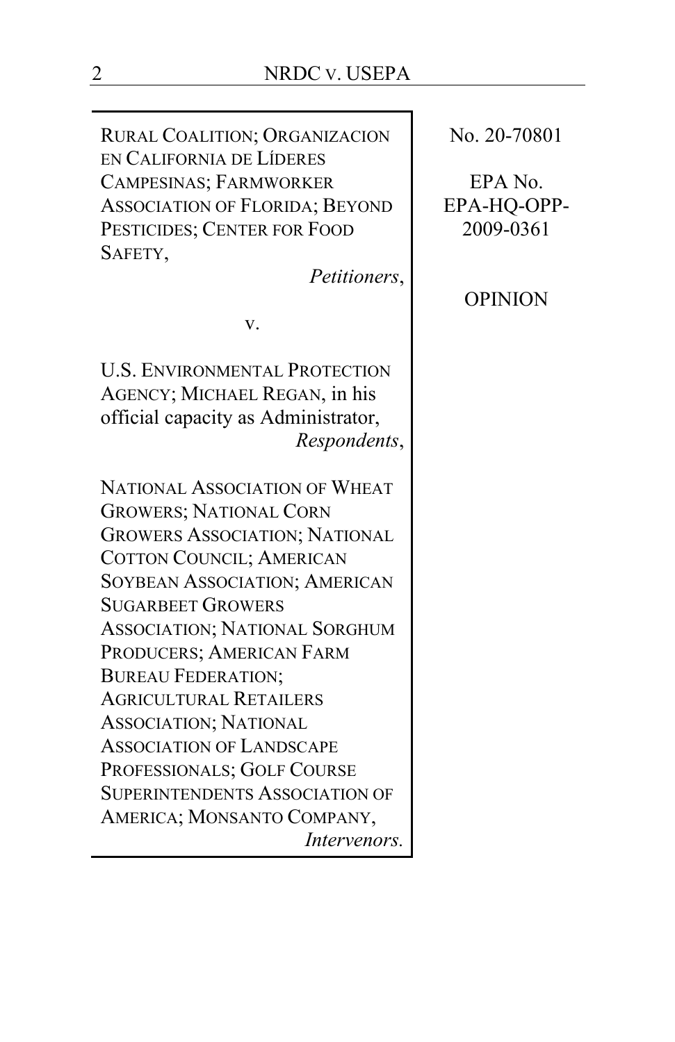RURAL COALITION; ORGANIZACION EN CALIFORNIA DE LÍDERES CAMPESINAS; FARMWORKER ASSOCIATION OF FLORIDA; BEYOND PESTICIDES; CENTER FOR FOOD SAFETY,

*Petitioners*,

v.

U.S. ENVIRONMENTAL PROTECTION AGENCY; MICHAEL REGAN, in his official capacity as Administrator,

*Respondents*,

NATIONAL ASSOCIATION OF WHEAT GROWERS; NATIONAL CORN GROWERS ASSOCIATION; NATIONAL COTTON COUNCIL; AMERICAN SOYBEAN ASSOCIATION; AMERICAN SUGARBEET GROWERS ASSOCIATION; NATIONAL SORGHUM PRODUCERS; AMERICAN FARM BUREAU FEDERATION; AGRICULTURAL RETAILERS ASSOCIATION; NATIONAL ASSOCIATION OF LANDSCAPE PROFESSIONALS; GOLF COURSE SUPERINTENDENTS ASSOCIATION OF AMERICA; MONSANTO COMPANY,

*Intervenors.*

No. 20-70801

EPA No. EPA-HQ-OPP-2009-0361

OPINION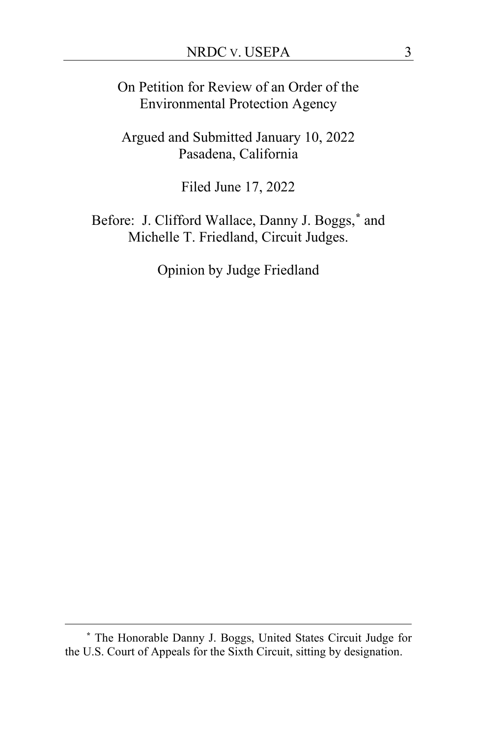On Petition for Review of an Order of the Environmental Protection Agency

Argued and Submitted January 10, 2022
Pasadena, California

Filed June 17, 2022

Before: J. Clifford Wallace, Danny J. Boggs,* and Michelle T. Friedland, Circuit Judges.

Opinion by Judge Friedland

---

* The Honorable Danny J. Boggs, United States Circuit Judge for the U.S. Court of Appeals for the Sixth Circuit, sitting by designation.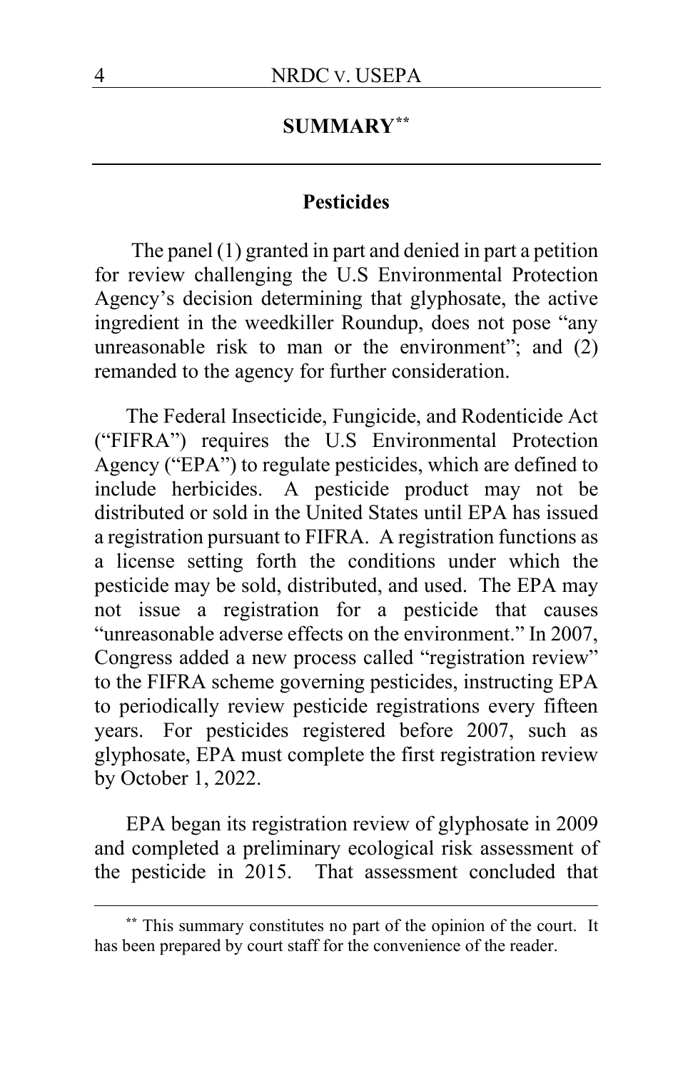## SUMMARY[**]

### Pesticides

The panel (1) granted in part and denied in part a petition for review challenging the U.S Environmental Protection Agency's decision determining that glyphosate, the active ingredient in the weedkiller Roundup, does not pose "any unreasonable risk to man or the environment"; and (2) remanded to the agency for further consideration.

The Federal Insecticide, Fungicide, and Rodenticide Act ("FIFRA") requires the U.S Environmental Protection Agency ("EPA") to regulate pesticides, which are defined to include herbicides. A pesticide product may not be distributed or sold in the United States until EPA has issued a registration pursuant to FIFRA. A registration functions as a license setting forth the conditions under which the pesticide may be sold, distributed, and used. The EPA may not issue a registration for a pesticide that causes "unreasonable adverse effects on the environment." In 2007, Congress added a new process called "registration review" to the FIFRA scheme governing pesticides, instructing EPA to periodically review pesticide registrations every fifteen years. For pesticides registered before 2007, such as glyphosate, EPA must complete the first registration review by October 1, 2022.

EPA began its registration review of glyphosate in 2009 and completed a preliminary ecological risk assessment of the pesticide in 2015. That assessment concluded that

[**] This summary constitutes no part of the opinion of the court. It has been prepared by court staff for the convenience of the reader.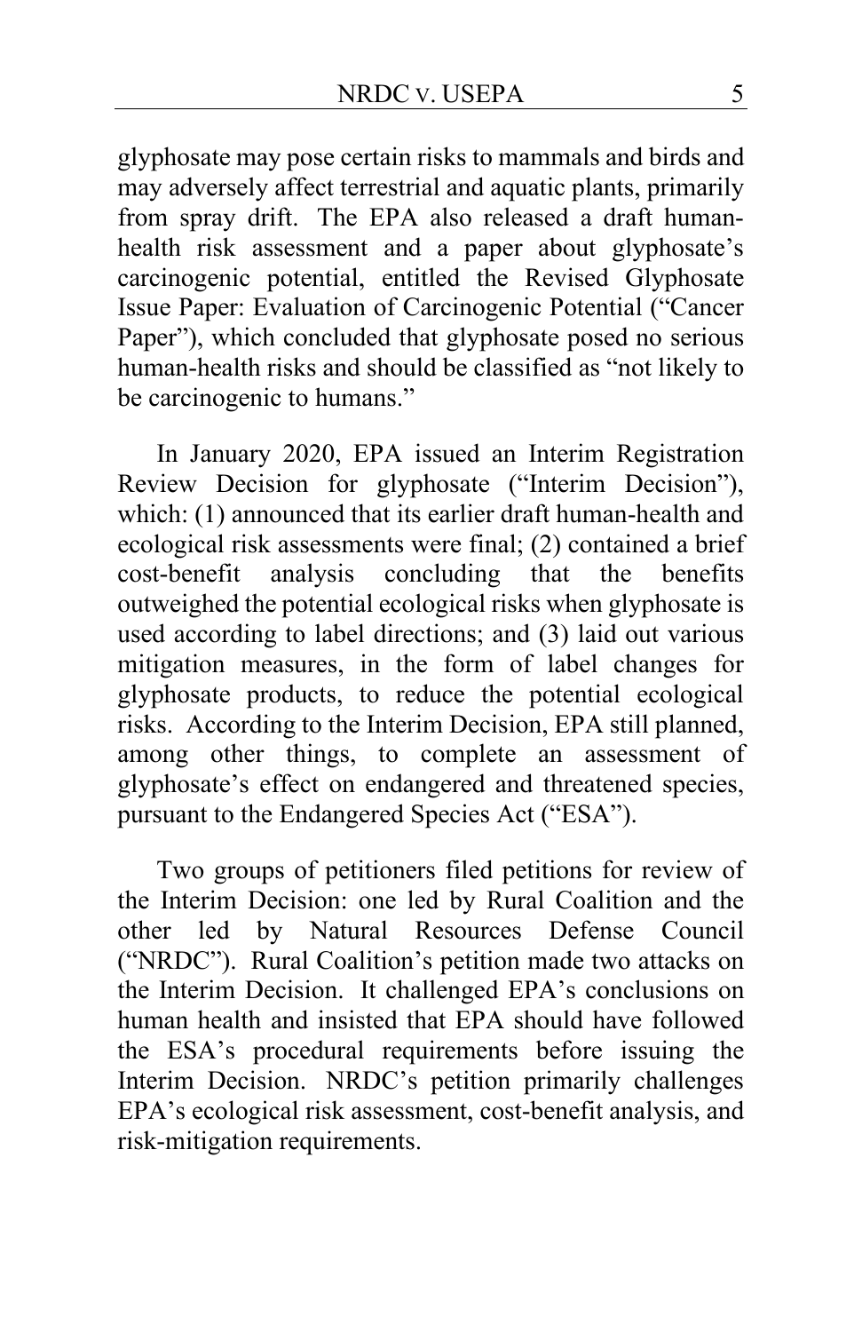glyphosate may pose certain risks to mammals and birds and may adversely affect terrestrial and aquatic plants, primarily from spray drift. The EPA also released a draft human-health risk assessment and a paper about glyphosate's carcinogenic potential, entitled the Revised Glyphosate Issue Paper: Evaluation of Carcinogenic Potential ("Cancer Paper"), which concluded that glyphosate posed no serious human-health risks and should be classified as "not likely to be carcinogenic to humans."

In January 2020, EPA issued an Interim Registration Review Decision for glyphosate ("Interim Decision"), which: (1) announced that its earlier draft human-health and ecological risk assessments were final; (2) contained a brief cost-benefit analysis concluding that the benefits outweighed the potential ecological risks when glyphosate is used according to label directions; and (3) laid out various mitigation measures, in the form of label changes for glyphosate products, to reduce the potential ecological risks. According to the Interim Decision, EPA still planned, among other things, to complete an assessment of glyphosate's effect on endangered and threatened species, pursuant to the Endangered Species Act ("ESA").

Two groups of petitioners filed petitions for review of the Interim Decision: one led by Rural Coalition and the other led by Natural Resources Defense Council ("NRDC"). Rural Coalition's petition made two attacks on the Interim Decision. It challenged EPA's conclusions on human health and insisted that EPA should have followed the ESA's procedural requirements before issuing the Interim Decision. NRDC's petition primarily challenges EPA's ecological risk assessment, cost-benefit analysis, and risk-mitigation requirements.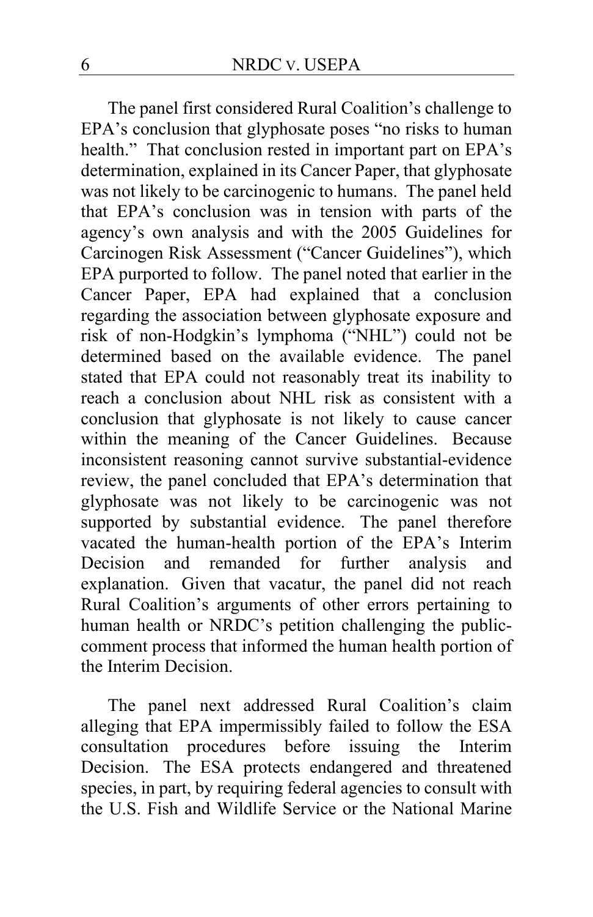The panel first considered Rural Coalition's challenge to EPA's conclusion that glyphosate poses "no risks to human health." That conclusion rested in important part on EPA's determination, explained in its Cancer Paper, that glyphosate was not likely to be carcinogenic to humans. The panel held that EPA's conclusion was in tension with parts of the agency's own analysis and with the 2005 Guidelines for Carcinogen Risk Assessment ("Cancer Guidelines"), which EPA purported to follow. The panel noted that earlier in the Cancer Paper, EPA had explained that a conclusion regarding the association between glyphosate exposure and risk of non-Hodgkin's lymphoma ("NHL") could not be determined based on the available evidence. The panel stated that EPA could not reasonably treat its inability to reach a conclusion about NHL risk as consistent with a conclusion that glyphosate is not likely to cause cancer within the meaning of the Cancer Guidelines. Because inconsistent reasoning cannot survive substantial-evidence review, the panel concluded that EPA's determination that glyphosate was not likely to be carcinogenic was not supported by substantial evidence. The panel therefore vacated the human-health portion of the EPA's Interim Decision and remanded for further analysis and explanation. Given that vacatur, the panel did not reach Rural Coalition's arguments of other errors pertaining to human health or NRDC's petition challenging the public-comment process that informed the human health portion of the Interim Decision.

The panel next addressed Rural Coalition's claim alleging that EPA impermissibly failed to follow the ESA consultation procedures before issuing the Interim Decision. The ESA protects endangered and threatened species, in part, by requiring federal agencies to consult with the U.S. Fish and Wildlife Service or the National Marine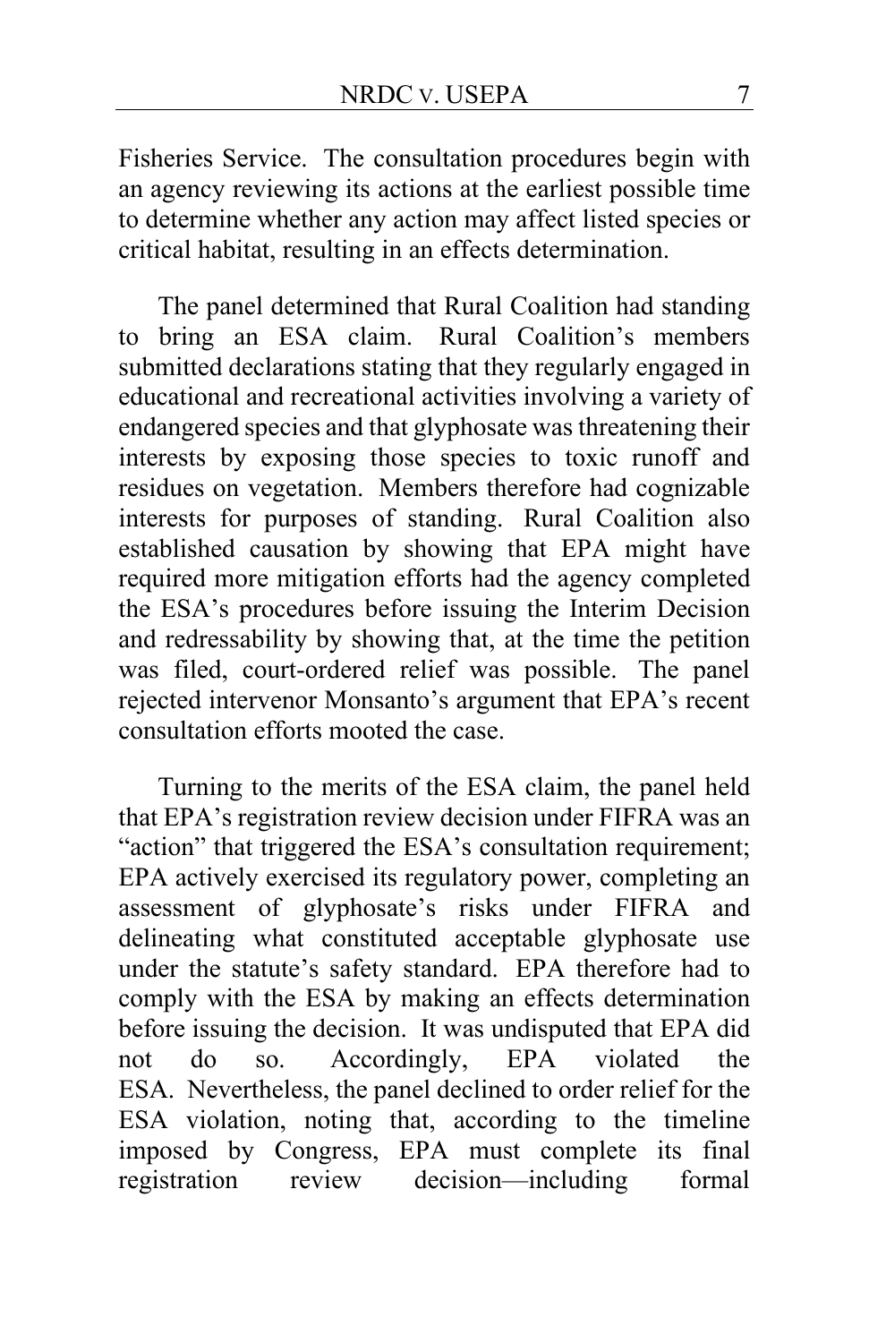Fisheries Service. The consultation procedures begin with an agency reviewing its actions at the earliest possible time to determine whether any action may affect listed species or critical habitat, resulting in an effects determination.

The panel determined that Rural Coalition had standing to bring an ESA claim. Rural Coalition's members submitted declarations stating that they regularly engaged in educational and recreational activities involving a variety of endangered species and that glyphosate was threatening their interests by exposing those species to toxic runoff and residues on vegetation. Members therefore had cognizable interests for purposes of standing. Rural Coalition also established causation by showing that EPA might have required more mitigation efforts had the agency completed the ESA's procedures before issuing the Interim Decision and redressability by showing that, at the time the petition was filed, court-ordered relief was possible. The panel rejected intervenor Monsanto's argument that EPA's recent consultation efforts mooted the case.

Turning to the merits of the ESA claim, the panel held that EPA's registration review decision under FIFRA was an "action" that triggered the ESA's consultation requirement; EPA actively exercised its regulatory power, completing an assessment of glyphosate's risks under FIFRA and delineating what constituted acceptable glyphosate use under the statute's safety standard. EPA therefore had to comply with the ESA by making an effects determination before issuing the decision. It was undisputed that EPA did not do so. Accordingly, EPA violated the ESA. Nevertheless, the panel declined to order relief for the ESA violation, noting that, according to the timeline imposed by Congress, EPA must complete its final registration review decision—including formal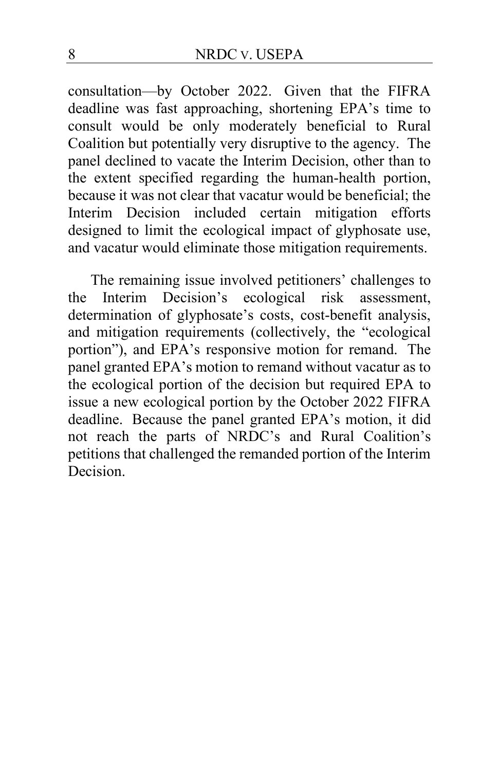consultation—by October 2022. Given that the FIFRA deadline was fast approaching, shortening EPA's time to consult would be only moderately beneficial to Rural Coalition but potentially very disruptive to the agency. The panel declined to vacate the Interim Decision, other than to the extent specified regarding the human-health portion, because it was not clear that vacatur would be beneficial; the Interim Decision included certain mitigation efforts designed to limit the ecological impact of glyphosate use, and vacatur would eliminate those mitigation requirements.

The remaining issue involved petitioners' challenges to the Interim Decision's ecological risk assessment, determination of glyphosate's costs, cost-benefit analysis, and mitigation requirements (collectively, the "ecological portion"), and EPA's responsive motion for remand. The panel granted EPA's motion to remand without vacatur as to the ecological portion of the decision but required EPA to issue a new ecological portion by the October 2022 FIFRA deadline. Because the panel granted EPA's motion, it did not reach the parts of NRDC's and Rural Coalition's petitions that challenged the remanded portion of the Interim Decision.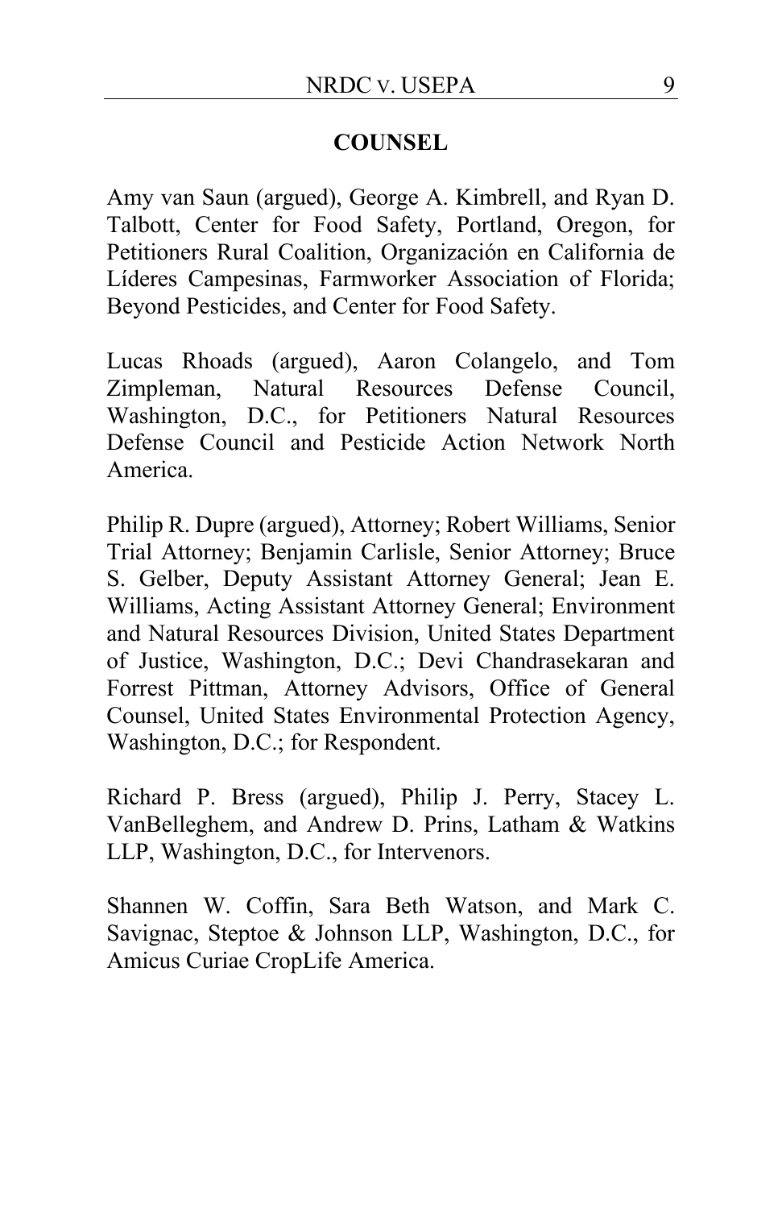## COUNSEL

Amy van Saun (argued), George A. Kimbrell, and Ryan D. Talbott, Center for Food Safety, Portland, Oregon, for Petitioners Rural Coalition, Organización en California de Líderes Campesinas, Farmworker Association of Florida; Beyond Pesticides, and Center for Food Safety.

Lucas Rhoads (argued), Aaron Colangelo, and Tom Zimpleman, Natural Resources Defense Council, Washington, D.C., for Petitioners Natural Resources Defense Council and Pesticide Action Network North America.

Philip R. Dupre (argued), Attorney; Robert Williams, Senior Trial Attorney; Benjamin Carlisle, Senior Attorney; Bruce S. Gelber, Deputy Assistant Attorney General; Jean E. Williams, Acting Assistant Attorney General; Environment and Natural Resources Division, United States Department of Justice, Washington, D.C.; Devi Chandrasekaran and Forrest Pittman, Attorney Advisors, Office of General Counsel, United States Environmental Protection Agency, Washington, D.C.; for Respondent.

Richard P. Bress (argued), Philip J. Perry, Stacey L. VanBelleghem, and Andrew D. Prins, Latham & Watkins LLP, Washington, D.C., for Intervenors.

Shannen W. Coffin, Sara Beth Watson, and Mark C. Savignac, Steptoe & Johnson LLP, Washington, D.C., for Amicus Curiae CropLife America.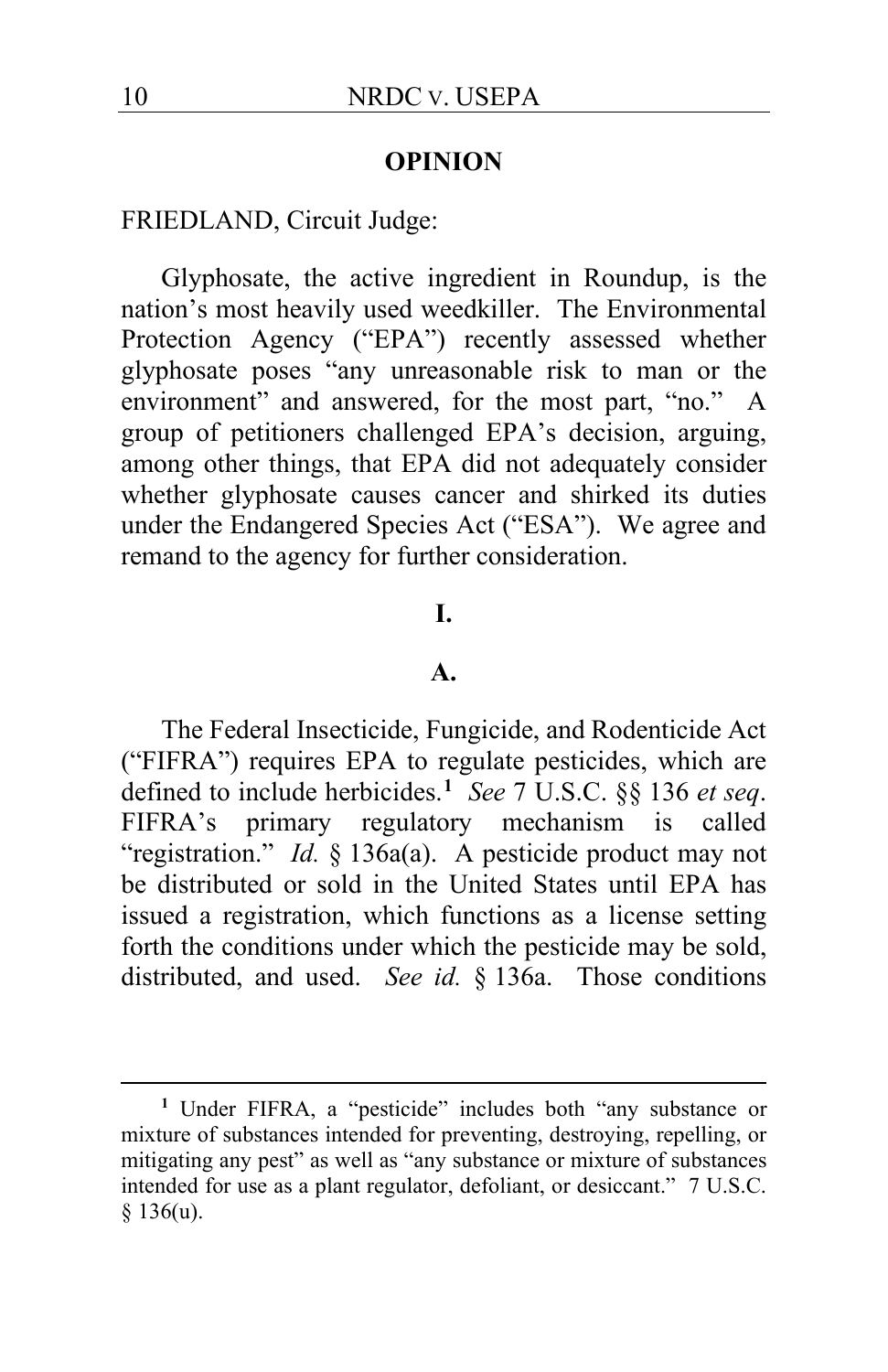## OPINION

FRIEDLAND, Circuit Judge:

Glyphosate, the active ingredient in Roundup, is the nation's most heavily used weedkiller. The Environmental Protection Agency ("EPA") recently assessed whether glyphosate poses "any unreasonable risk to man or the environment" and answered, for the most part, "no." A group of petitioners challenged EPA's decision, arguing, among other things, that EPA did not adequately consider whether glyphosate causes cancer and shirked its duties under the Endangered Species Act ("ESA"). We agree and remand to the agency for further consideration.

### I.

#### A.

The Federal Insecticide, Fungicide, and Rodenticide Act ("FIFRA") requires EPA to regulate pesticides, which are defined to include herbicides.[1] *See* 7 U.S.C. §§ 136 *et seq*. FIFRA's primary regulatory mechanism is called "registration." *Id.* § 136a(a). A pesticide product may not be distributed or sold in the United States until EPA has issued a registration, which functions as a license setting forth the conditions under which the pesticide may be sold, distributed, and used. *See id.* § 136a. Those conditions

---

[1] Under FIFRA, a "pesticide" includes both "any substance or mixture of substances intended for preventing, destroying, repelling, or mitigating any pest" as well as "any substance or mixture of substances intended for use as a plant regulator, defoliant, or desiccant." 7 U.S.C. § 136(u).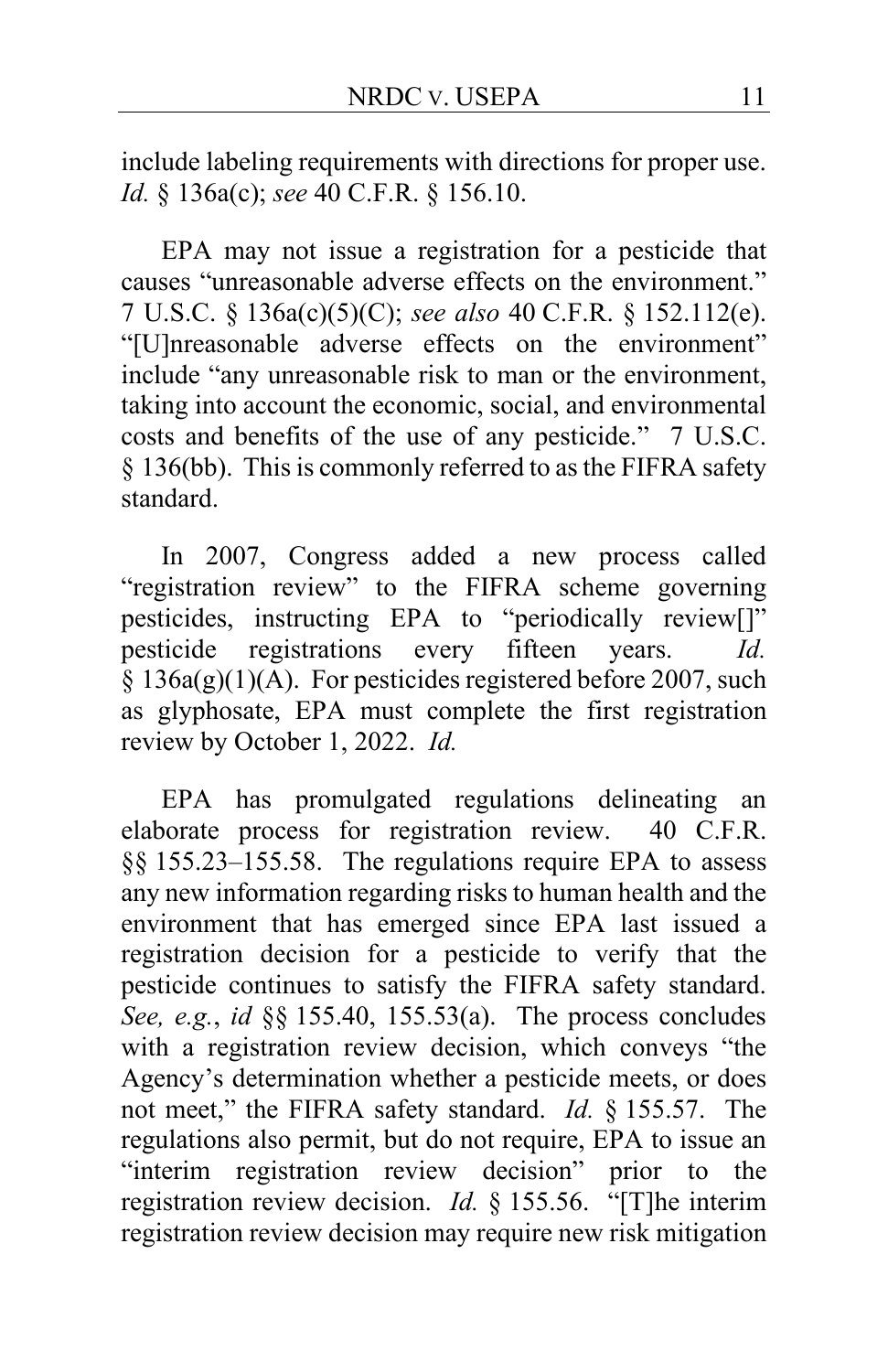include labeling requirements with directions for proper use. *Id.* § 136a(c); *see* 40 C.F.R. § 156.10.

EPA may not issue a registration for a pesticide that causes "unreasonable adverse effects on the environment." 7 U.S.C. § 136a(c)(5)(C); *see also* 40 C.F.R. § 152.112(e). "[U]nreasonable adverse effects on the environment" include "any unreasonable risk to man or the environment, taking into account the economic, social, and environmental costs and benefits of the use of any pesticide." 7 U.S.C. § 136(bb). This is commonly referred to as the FIFRA safety standard.

In 2007, Congress added a new process called "registration review" to the FIFRA scheme governing pesticides, instructing EPA to "periodically review[]" pesticide registrations every fifteen years. *Id.* § 136a(g)(1)(A). For pesticides registered before 2007, such as glyphosate, EPA must complete the first registration review by October 1, 2022. *Id.*

EPA has promulgated regulations delineating an elaborate process for registration review. 40 C.F.R. §§ 155.23–155.58. The regulations require EPA to assess any new information regarding risks to human health and the environment that has emerged since EPA last issued a registration decision for a pesticide to verify that the pesticide continues to satisfy the FIFRA safety standard. *See, e.g.*, *id* §§ 155.40, 155.53(a). The process concludes with a registration review decision, which conveys "the Agency's determination whether a pesticide meets, or does not meet," the FIFRA safety standard. *Id.* § 155.57. The regulations also permit, but do not require, EPA to issue an "interim registration review decision" prior to the registration review decision. *Id.* § 155.56. "[T]he interim registration review decision may require new risk mitigation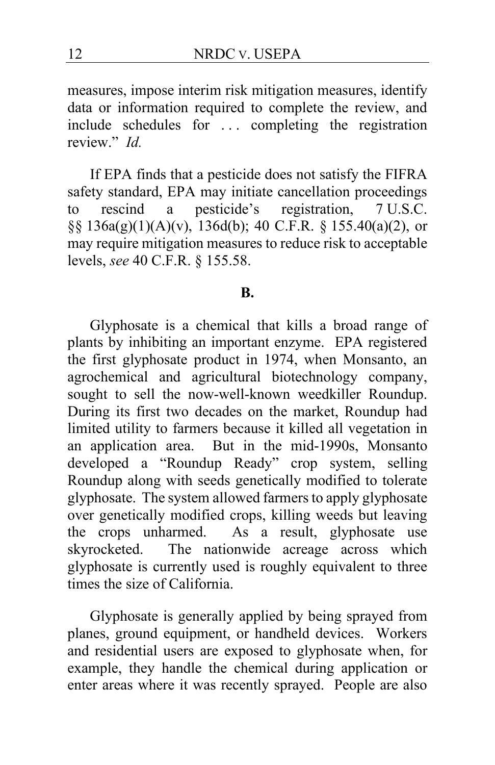measures, impose interim risk mitigation measures, identify data or information required to complete the review, and include schedules for . . . completing the registration review." *Id.*

If EPA finds that a pesticide does not satisfy the FIFRA safety standard, EPA may initiate cancellation proceedings to rescind a pesticide's registration, 7 U.S.C. §§ 136a(g)(1)(A)(v), 136d(b); 40 C.F.R. § 155.40(a)(2), or may require mitigation measures to reduce risk to acceptable levels, *see* 40 C.F.R. § 155.58.

**B.**

Glyphosate is a chemical that kills a broad range of plants by inhibiting an important enzyme. EPA registered the first glyphosate product in 1974, when Monsanto, an agrochemical and agricultural biotechnology company, sought to sell the now-well-known weedkiller Roundup. During its first two decades on the market, Roundup had limited utility to farmers because it killed all vegetation in an application area. But in the mid-1990s, Monsanto developed a "Roundup Ready" crop system, selling Roundup along with seeds genetically modified to tolerate glyphosate. The system allowed farmers to apply glyphosate over genetically modified crops, killing weeds but leaving the crops unharmed. As a result, glyphosate use skyrocketed. The nationwide acreage across which glyphosate is currently used is roughly equivalent to three times the size of California.

Glyphosate is generally applied by being sprayed from planes, ground equipment, or handheld devices. Workers and residential users are exposed to glyphosate when, for example, they handle the chemical during application or enter areas where it was recently sprayed. People are also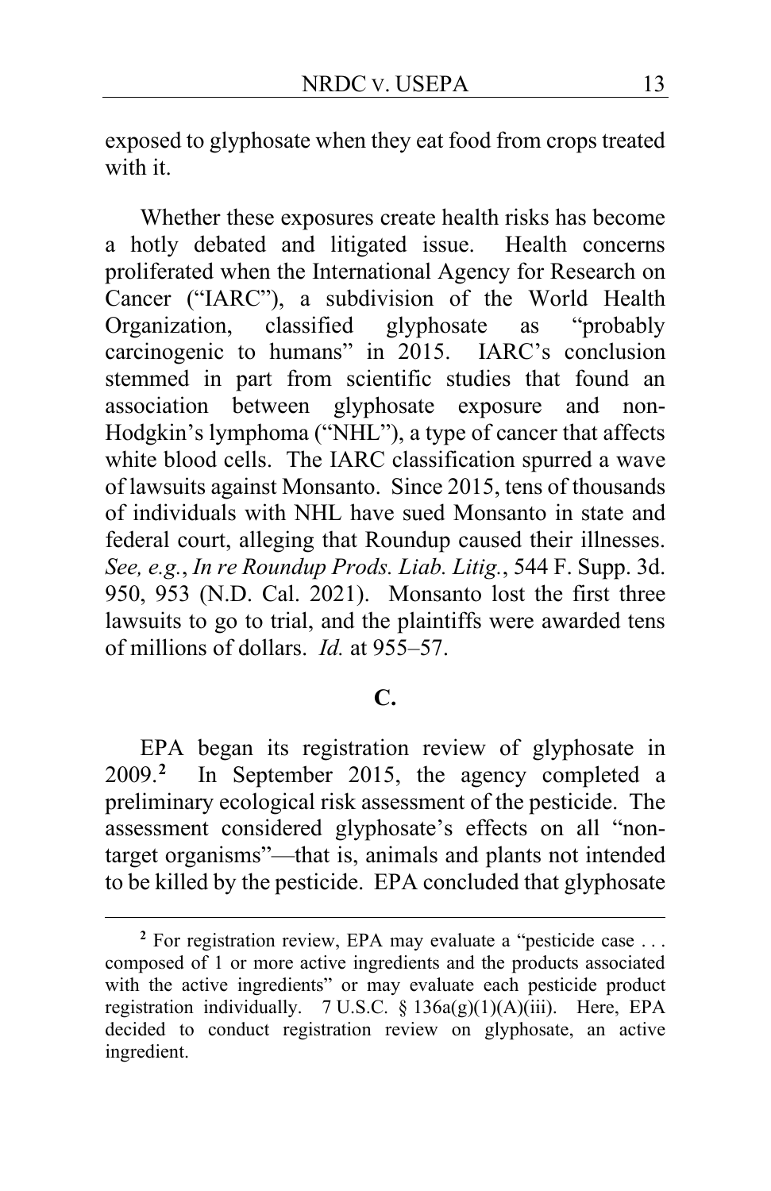exposed to glyphosate when they eat food from crops treated with it.

Whether these exposures create health risks has become a hotly debated and litigated issue. Health concerns proliferated when the International Agency for Research on Cancer ("IARC"), a subdivision of the World Health Organization, classified glyphosate as "probably carcinogenic to humans" in 2015. IARC's conclusion stemmed in part from scientific studies that found an association between glyphosate exposure and non-Hodgkin's lymphoma ("NHL"), a type of cancer that affects white blood cells. The IARC classification spurred a wave of lawsuits against Monsanto. Since 2015, tens of thousands of individuals with NHL have sued Monsanto in state and federal court, alleging that Roundup caused their illnesses. *See, e.g.*, *In re Roundup Prods. Liab. Litig.*, 544 F. Supp. 3d. 950, 953 (N.D. Cal. 2021). Monsanto lost the first three lawsuits to go to trial, and the plaintiffs were awarded tens of millions of dollars. *Id.* at 955–57.

### C.

EPA began its registration review of glyphosate in 2009.[2] In September 2015, the agency completed a preliminary ecological risk assessment of the pesticide. The assessment considered glyphosate's effects on all "non-target organisms"—that is, animals and plants not intended to be killed by the pesticide. EPA concluded that glyphosate

[2] For registration review, EPA may evaluate a "pesticide case . . . composed of 1 or more active ingredients and the products associated with the active ingredients" or may evaluate each pesticide product registration individually. 7 U.S.C. § 136a(g)(1)(A)(iii). Here, EPA decided to conduct registration review on glyphosate, an active ingredient.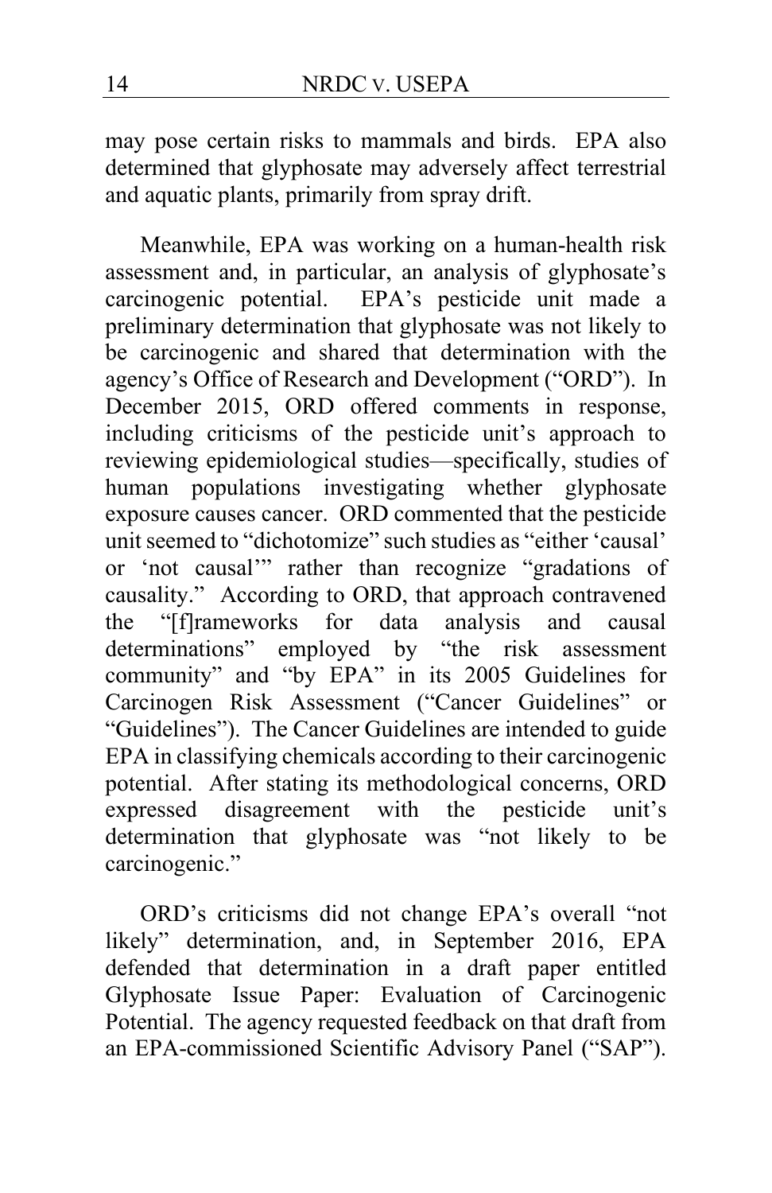may pose certain risks to mammals and birds. EPA also determined that glyphosate may adversely affect terrestrial and aquatic plants, primarily from spray drift.

Meanwhile, EPA was working on a human-health risk assessment and, in particular, an analysis of glyphosate's carcinogenic potential. EPA's pesticide unit made a preliminary determination that glyphosate was not likely to be carcinogenic and shared that determination with the agency's Office of Research and Development ("ORD"). In December 2015, ORD offered comments in response, including criticisms of the pesticide unit's approach to reviewing epidemiological studies—specifically, studies of human populations investigating whether glyphosate exposure causes cancer. ORD commented that the pesticide unit seemed to "dichotomize" such studies as "either 'causal' or 'not causal'" rather than recognize "gradations of causality." According to ORD, that approach contravened the "[f]rameworks for data analysis and causal determinations" employed by "the risk assessment community" and "by EPA" in its 2005 Guidelines for Carcinogen Risk Assessment ("Cancer Guidelines" or "Guidelines"). The Cancer Guidelines are intended to guide EPA in classifying chemicals according to their carcinogenic potential. After stating its methodological concerns, ORD expressed disagreement with the pesticide unit's determination that glyphosate was "not likely to be carcinogenic."

ORD's criticisms did not change EPA's overall "not likely" determination, and, in September 2016, EPA defended that determination in a draft paper entitled Glyphosate Issue Paper: Evaluation of Carcinogenic Potential. The agency requested feedback on that draft from an EPA-commissioned Scientific Advisory Panel ("SAP").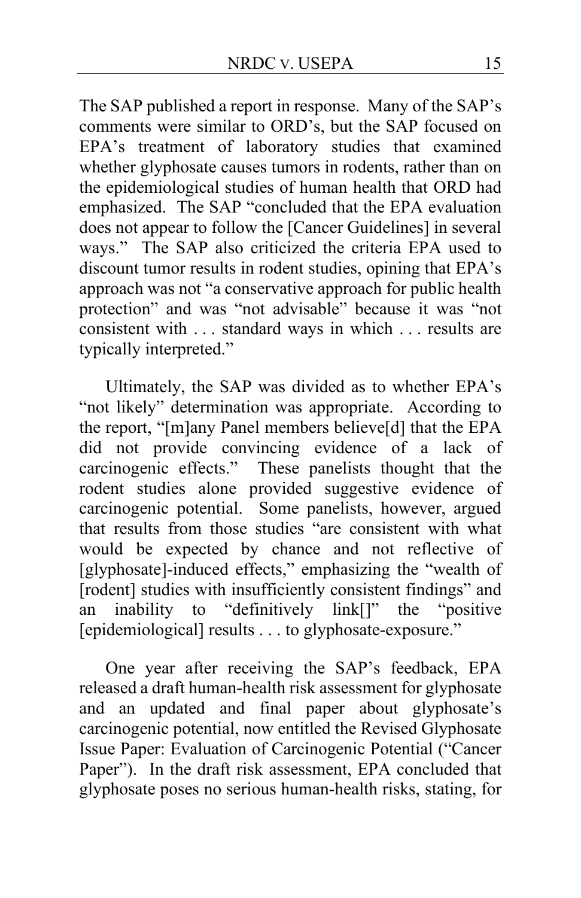The SAP published a report in response. Many of the SAP's comments were similar to ORD's, but the SAP focused on EPA's treatment of laboratory studies that examined whether glyphosate causes tumors in rodents, rather than on the epidemiological studies of human health that ORD had emphasized. The SAP "concluded that the EPA evaluation does not appear to follow the [Cancer Guidelines] in several ways." The SAP also criticized the criteria EPA used to discount tumor results in rodent studies, opining that EPA's approach was not "a conservative approach for public health protection" and was "not advisable" because it was "not consistent with . . . standard ways in which . . . results are typically interpreted."

Ultimately, the SAP was divided as to whether EPA's "not likely" determination was appropriate. According to the report, "[m]any Panel members believe[d] that the EPA did not provide convincing evidence of a lack of carcinogenic effects." These panelists thought that the rodent studies alone provided suggestive evidence of carcinogenic potential. Some panelists, however, argued that results from those studies "are consistent with what would be expected by chance and not reflective of [glyphosate]-induced effects," emphasizing the "wealth of [rodent] studies with insufficiently consistent findings" and an inability to "definitively link[]" the "positive [epidemiological] results . . . to glyphosate-exposure."

One year after receiving the SAP's feedback, EPA released a draft human-health risk assessment for glyphosate and an updated and final paper about glyphosate's carcinogenic potential, now entitled the Revised Glyphosate Issue Paper: Evaluation of Carcinogenic Potential ("Cancer Paper"). In the draft risk assessment, EPA concluded that glyphosate poses no serious human-health risks, stating, for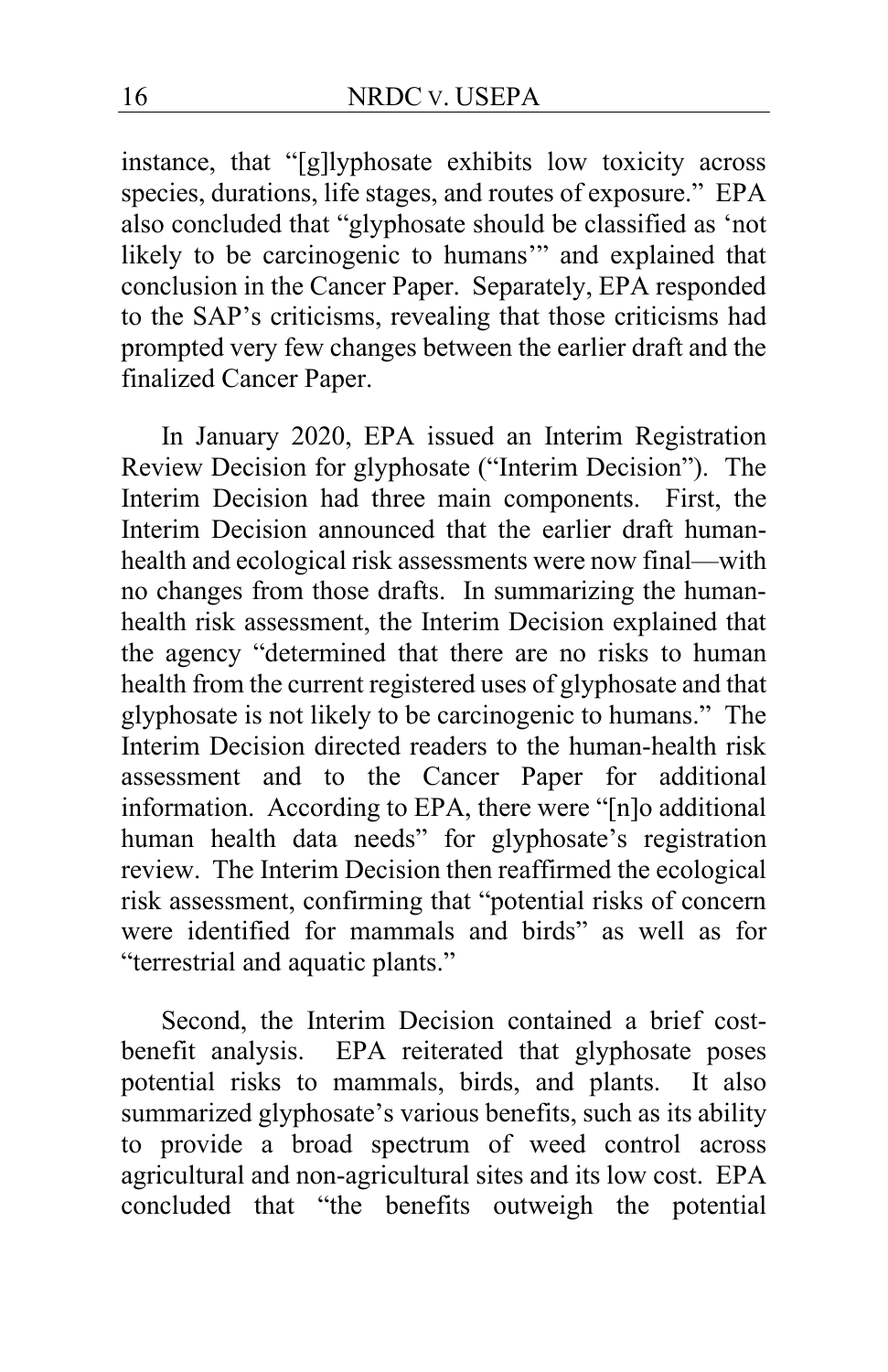instance, that "[g]lyphosate exhibits low toxicity across species, durations, life stages, and routes of exposure." EPA also concluded that "glyphosate should be classified as 'not likely to be carcinogenic to humans'" and explained that conclusion in the Cancer Paper. Separately, EPA responded to the SAP's criticisms, revealing that those criticisms had prompted very few changes between the earlier draft and the finalized Cancer Paper.

In January 2020, EPA issued an Interim Registration Review Decision for glyphosate ("Interim Decision"). The Interim Decision had three main components. First, the Interim Decision announced that the earlier draft human-health and ecological risk assessments were now final—with no changes from those drafts. In summarizing the human-health risk assessment, the Interim Decision explained that the agency "determined that there are no risks to human health from the current registered uses of glyphosate and that glyphosate is not likely to be carcinogenic to humans." The Interim Decision directed readers to the human-health risk assessment and to the Cancer Paper for additional information. According to EPA, there were "[n]o additional human health data needs" for glyphosate's registration review. The Interim Decision then reaffirmed the ecological risk assessment, confirming that "potential risks of concern were identified for mammals and birds" as well as for "terrestrial and aquatic plants."

Second, the Interim Decision contained a brief cost-benefit analysis. EPA reiterated that glyphosate poses potential risks to mammals, birds, and plants. It also summarized glyphosate's various benefits, such as its ability to provide a broad spectrum of weed control across agricultural and non-agricultural sites and its low cost. EPA concluded that "the benefits outweigh the potential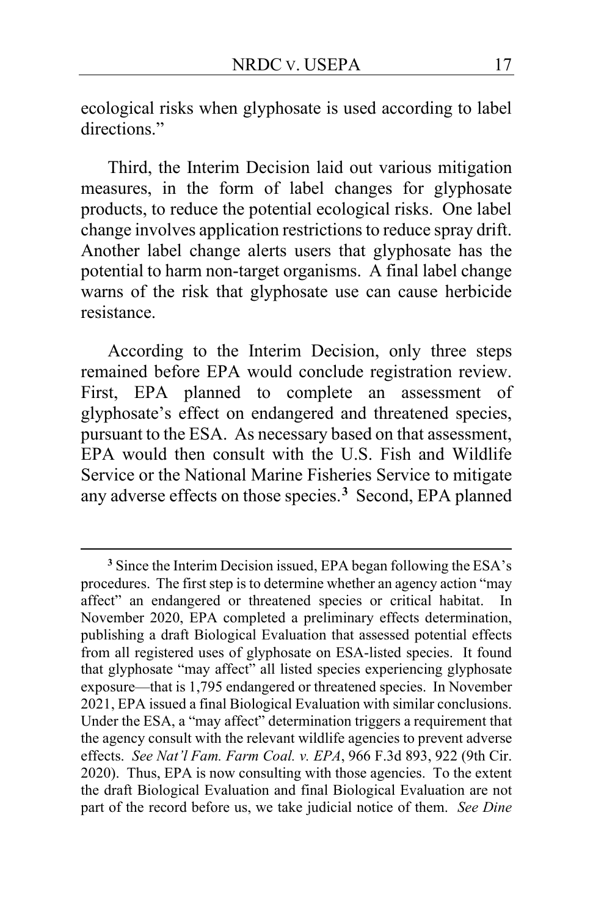ecological risks when glyphosate is used according to label directions."

Third, the Interim Decision laid out various mitigation measures, in the form of label changes for glyphosate products, to reduce the potential ecological risks. One label change involves application restrictions to reduce spray drift. Another label change alerts users that glyphosate has the potential to harm non-target organisms. A final label change warns of the risk that glyphosate use can cause herbicide resistance.

According to the Interim Decision, only three steps remained before EPA would conclude registration review. First, EPA planned to complete an assessment of glyphosate's effect on endangered and threatened species, pursuant to the ESA. As necessary based on that assessment, EPA would then consult with the U.S. Fish and Wildlife Service or the National Marine Fisheries Service to mitigate any adverse effects on those species.[3] Second, EPA planned

---

[3] Since the Interim Decision issued, EPA began following the ESA's procedures. The first step is to determine whether an agency action "may affect" an endangered or threatened species or critical habitat. In November 2020, EPA completed a preliminary effects determination, publishing a draft Biological Evaluation that assessed potential effects from all registered uses of glyphosate on ESA-listed species. It found that glyphosate "may affect" all listed species experiencing glyphosate exposure—that is 1,795 endangered or threatened species. In November 2021, EPA issued a final Biological Evaluation with similar conclusions. Under the ESA, a "may affect" determination triggers a requirement that the agency consult with the relevant wildlife agencies to prevent adverse effects. *See Nat'l Fam. Farm Coal. v. EPA*, 966 F.3d 893, 922 (9th Cir. 2020). Thus, EPA is now consulting with those agencies. To the extent the draft Biological Evaluation and final Biological Evaluation are not part of the record before us, we take judicial notice of them. *See Dine*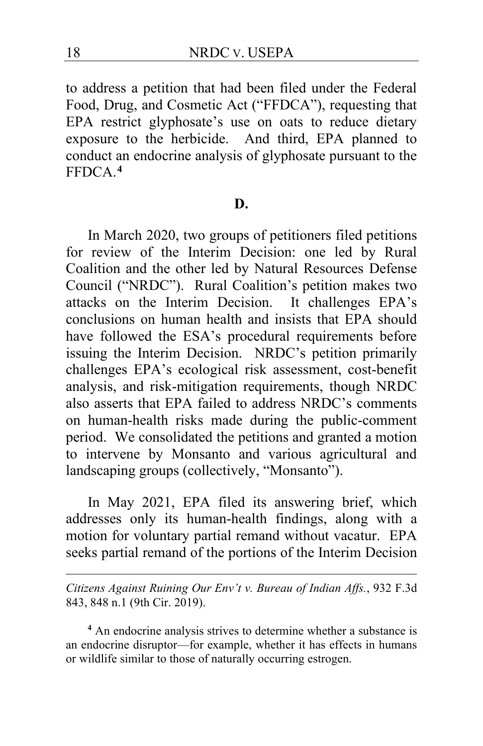to address a petition that had been filed under the Federal Food, Drug, and Cosmetic Act ("FFDCA"), requesting that EPA restrict glyphosate's use on oats to reduce dietary exposure to the herbicide. And third, EPA planned to conduct an endocrine analysis of glyphosate pursuant to the FFDCA.[4]

### D.

In March 2020, two groups of petitioners filed petitions for review of the Interim Decision: one led by Rural Coalition and the other led by Natural Resources Defense Council ("NRDC"). Rural Coalition's petition makes two attacks on the Interim Decision. It challenges EPA's conclusions on human health and insists that EPA should have followed the ESA's procedural requirements before issuing the Interim Decision. NRDC's petition primarily challenges EPA's ecological risk assessment, cost-benefit analysis, and risk-mitigation requirements, though NRDC also asserts that EPA failed to address NRDC's comments on human-health risks made during the public-comment period. We consolidated the petitions and granted a motion to intervene by Monsanto and various agricultural and landscaping groups (collectively, "Monsanto").

In May 2021, EPA filed its answering brief, which addresses only its human-health findings, along with a motion for voluntary partial remand without vacatur. EPA seeks partial remand of the portions of the Interim Decision

---

*Citizens Against Ruining Our Env't v. Bureau of Indian Affs.*, 932 F.3d 843, 848 n.1 (9th Cir. 2019).

[4] An endocrine analysis strives to determine whether a substance is an endocrine disruptor—for example, whether it has effects in humans or wildlife similar to those of naturally occurring estrogen.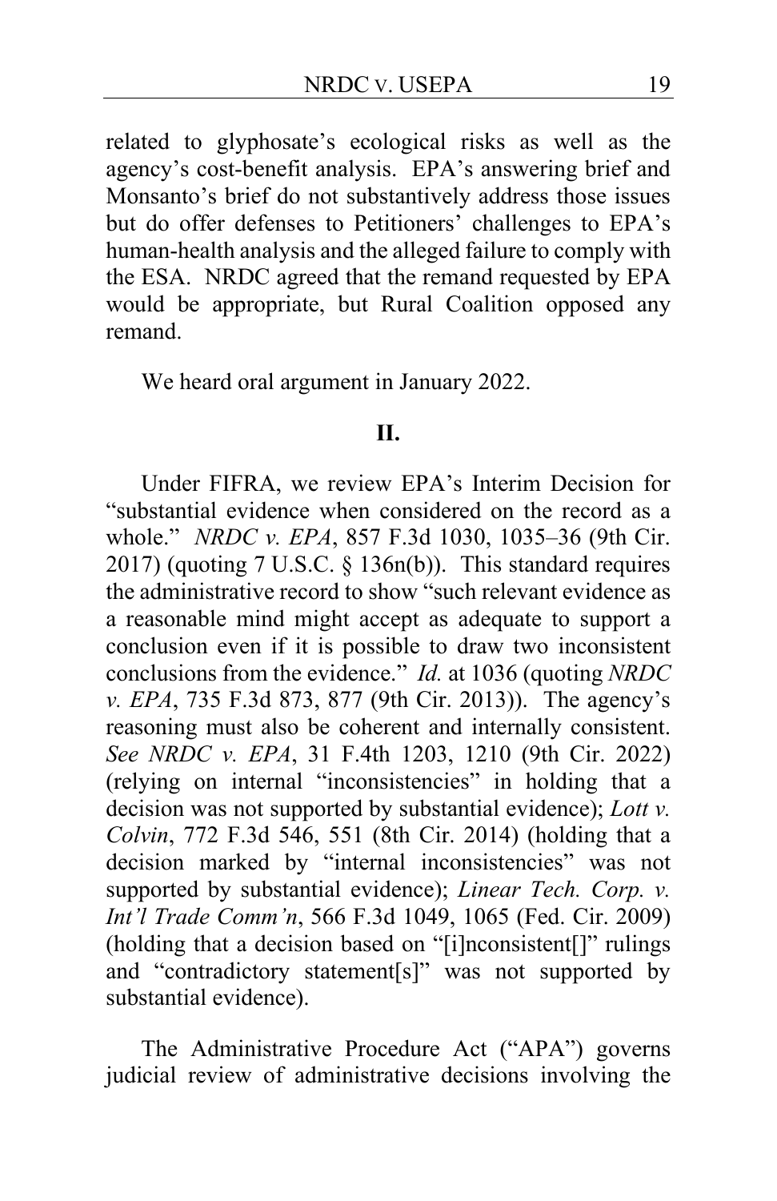related to glyphosate's ecological risks as well as the agency's cost-benefit analysis. EPA's answering brief and Monsanto's brief do not substantively address those issues but do offer defenses to Petitioners' challenges to EPA's human-health analysis and the alleged failure to comply with the ESA. NRDC agreed that the remand requested by EPA would be appropriate, but Rural Coalition opposed any remand.

We heard oral argument in January 2022.

## II.

Under FIFRA, we review EPA's Interim Decision for "substantial evidence when considered on the record as a whole." *NRDC v. EPA*, 857 F.3d 1030, 1035–36 (9th Cir. 2017) (quoting 7 U.S.C. § 136n(b)). This standard requires the administrative record to show "such relevant evidence as a reasonable mind might accept as adequate to support a conclusion even if it is possible to draw two inconsistent conclusions from the evidence." *Id.* at 1036 (quoting *NRDC v. EPA*, 735 F.3d 873, 877 (9th Cir. 2013)). The agency's reasoning must also be coherent and internally consistent. *See NRDC v. EPA*, 31 F.4th 1203, 1210 (9th Cir. 2022) (relying on internal "inconsistencies" in holding that a decision was not supported by substantial evidence); *Lott v. Colvin*, 772 F.3d 546, 551 (8th Cir. 2014) (holding that a decision marked by "internal inconsistencies" was not supported by substantial evidence); *Linear Tech. Corp. v. Int'l Trade Comm'n*, 566 F.3d 1049, 1065 (Fed. Cir. 2009) (holding that a decision based on "[i]nconsistent[]" rulings and "contradictory statement[s]" was not supported by substantial evidence).

The Administrative Procedure Act ("APA") governs judicial review of administrative decisions involving the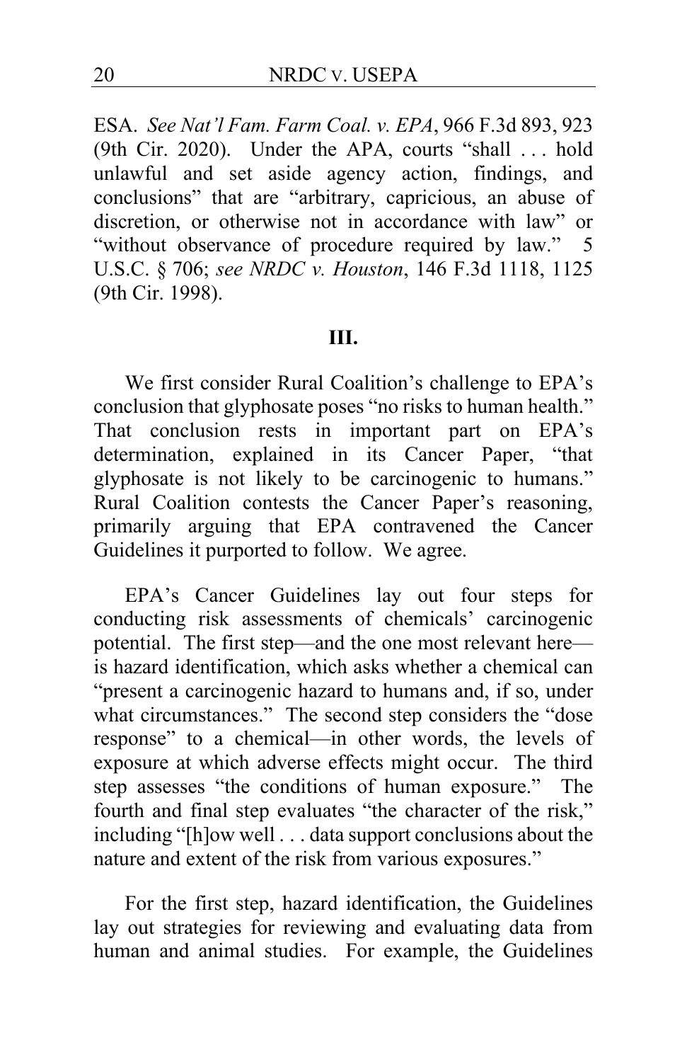ESA. *See Nat'l Fam. Farm Coal. v. EPA*, 966 F.3d 893, 923 (9th Cir. 2020). Under the APA, courts "shall . . . hold unlawful and set aside agency action, findings, and conclusions" that are "arbitrary, capricious, an abuse of discretion, or otherwise not in accordance with law" or "without observance of procedure required by law." 5 U.S.C. § 706; *see NRDC v. Houston*, 146 F.3d 1118, 1125 (9th Cir. 1998).

## III.

We first consider Rural Coalition's challenge to EPA's conclusion that glyphosate poses "no risks to human health." That conclusion rests in important part on EPA's determination, explained in its Cancer Paper, "that glyphosate is not likely to be carcinogenic to humans." Rural Coalition contests the Cancer Paper's reasoning, primarily arguing that EPA contravened the Cancer Guidelines it purported to follow. We agree.

EPA's Cancer Guidelines lay out four steps for conducting risk assessments of chemicals' carcinogenic potential. The first step—and the one most relevant here—is hazard identification, which asks whether a chemical can "present a carcinogenic hazard to humans and, if so, under what circumstances." The second step considers the "dose response" to a chemical—in other words, the levels of exposure at which adverse effects might occur. The third step assesses "the conditions of human exposure." The fourth and final step evaluates "the character of the risk," including "[h]ow well . . . data support conclusions about the nature and extent of the risk from various exposures."

For the first step, hazard identification, the Guidelines lay out strategies for reviewing and evaluating data from human and animal studies. For example, the Guidelines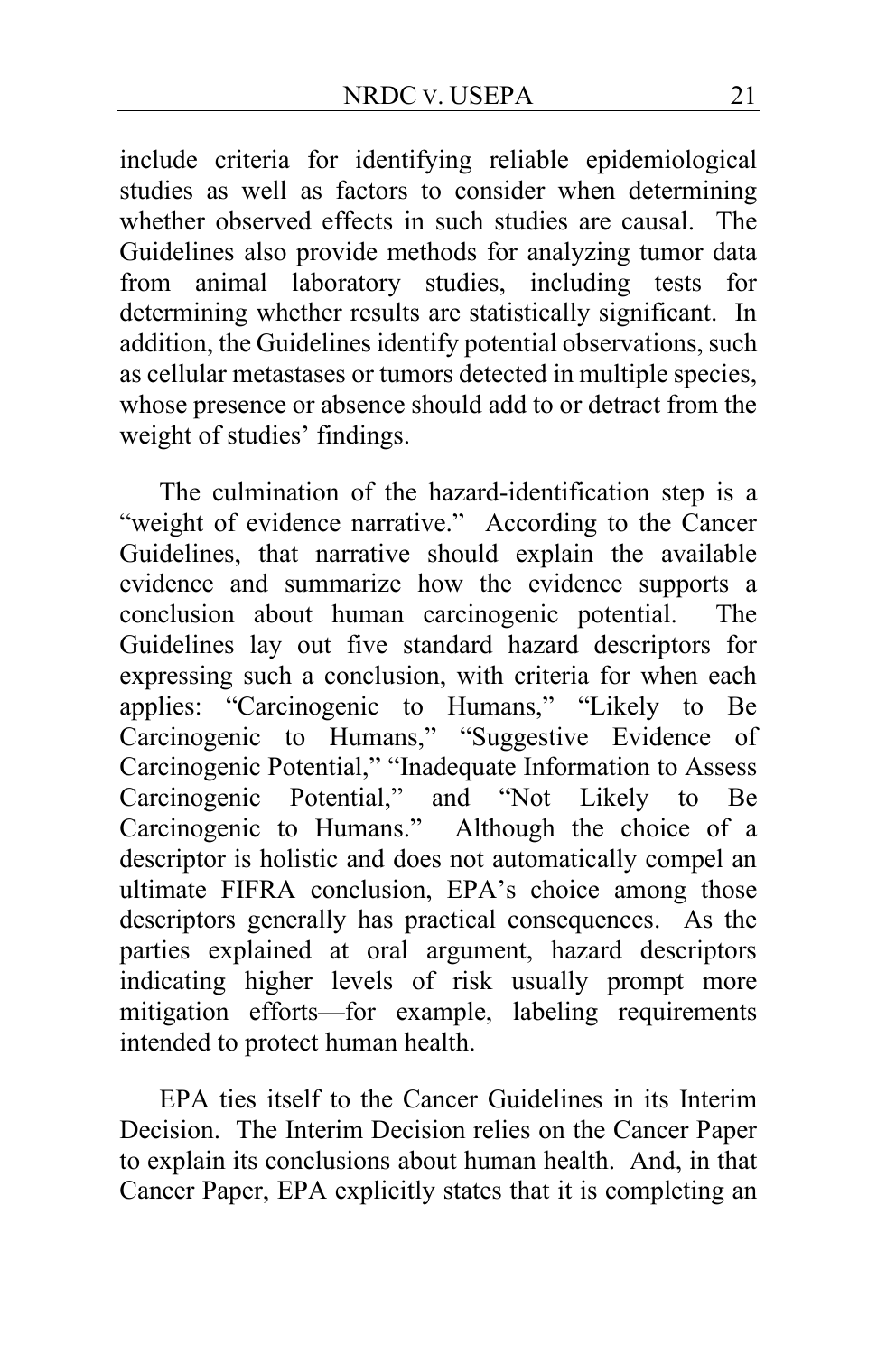include criteria for identifying reliable epidemiological studies as well as factors to consider when determining whether observed effects in such studies are causal. The Guidelines also provide methods for analyzing tumor data from animal laboratory studies, including tests for determining whether results are statistically significant. In addition, the Guidelines identify potential observations, such as cellular metastases or tumors detected in multiple species, whose presence or absence should add to or detract from the weight of studies' findings.

The culmination of the hazard-identification step is a "weight of evidence narrative." According to the Cancer Guidelines, that narrative should explain the available evidence and summarize how the evidence supports a conclusion about human carcinogenic potential. The Guidelines lay out five standard hazard descriptors for expressing such a conclusion, with criteria for when each applies: "Carcinogenic to Humans," "Likely to Be Carcinogenic to Humans," "Suggestive Evidence of Carcinogenic Potential," "Inadequate Information to Assess Carcinogenic Potential," and "Not Likely to Be Carcinogenic to Humans." Although the choice of a descriptor is holistic and does not automatically compel an ultimate FIFRA conclusion, EPA's choice among those descriptors generally has practical consequences. As the parties explained at oral argument, hazard descriptors indicating higher levels of risk usually prompt more mitigation efforts—for example, labeling requirements intended to protect human health.

EPA ties itself to the Cancer Guidelines in its Interim Decision. The Interim Decision relies on the Cancer Paper to explain its conclusions about human health. And, in that Cancer Paper, EPA explicitly states that it is completing an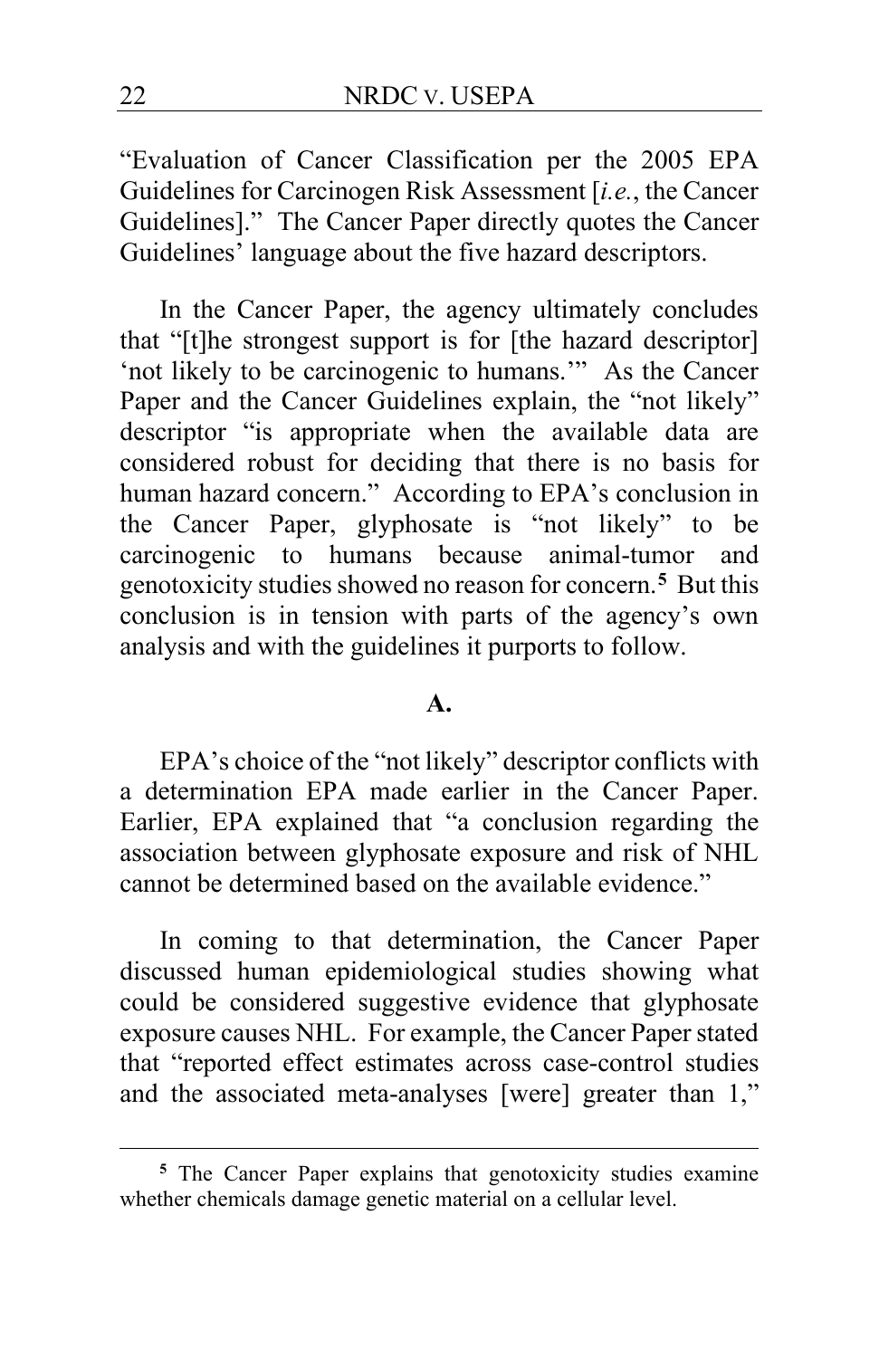"Evaluation of Cancer Classification per the 2005 EPA Guidelines for Carcinogen Risk Assessment [*i.e.*, the Cancer Guidelines]." The Cancer Paper directly quotes the Cancer Guidelines' language about the five hazard descriptors.

In the Cancer Paper, the agency ultimately concludes that "[t]he strongest support is for [the hazard descriptor] 'not likely to be carcinogenic to humans.'" As the Cancer Paper and the Cancer Guidelines explain, the "not likely" descriptor "is appropriate when the available data are considered robust for deciding that there is no basis for human hazard concern." According to EPA's conclusion in the Cancer Paper, glyphosate is "not likely" to be carcinogenic to humans because animal-tumor and genotoxicity studies showed no reason for concern.[5] But this conclusion is in tension with parts of the agency's own analysis and with the guidelines it purports to follow.

**A.**

EPA's choice of the "not likely" descriptor conflicts with a determination EPA made earlier in the Cancer Paper. Earlier, EPA explained that "a conclusion regarding the association between glyphosate exposure and risk of NHL cannot be determined based on the available evidence."

In coming to that determination, the Cancer Paper discussed human epidemiological studies showing what could be considered suggestive evidence that glyphosate exposure causes NHL. For example, the Cancer Paper stated that "reported effect estimates across case-control studies and the associated meta-analyses [were] greater than 1,"

[5] The Cancer Paper explains that genotoxicity studies examine whether chemicals damage genetic material on a cellular level.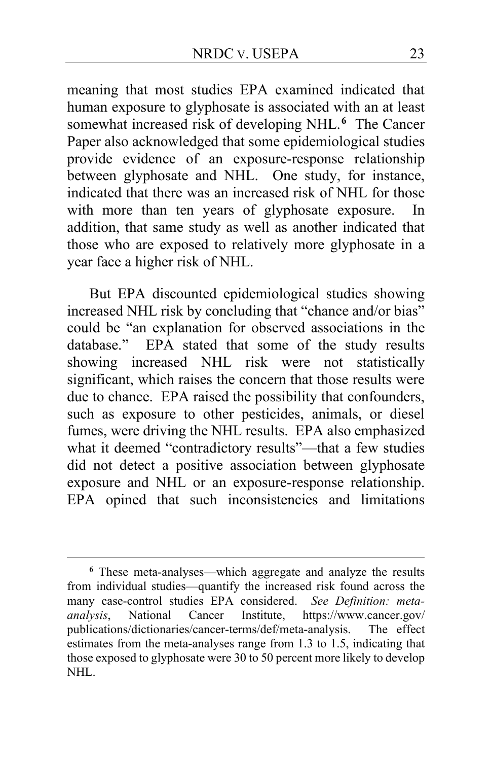meaning that most studies EPA examined indicated that human exposure to glyphosate is associated with an at least somewhat increased risk of developing NHL.[6] The Cancer Paper also acknowledged that some epidemiological studies provide evidence of an exposure-response relationship between glyphosate and NHL. One study, for instance, indicated that there was an increased risk of NHL for those with more than ten years of glyphosate exposure. In addition, that same study as well as another indicated that those who are exposed to relatively more glyphosate in a year face a higher risk of NHL.

But EPA discounted epidemiological studies showing increased NHL risk by concluding that "chance and/or bias" could be "an explanation for observed associations in the database." EPA stated that some of the study results showing increased NHL risk were not statistically significant, which raises the concern that those results were due to chance. EPA raised the possibility that confounders, such as exposure to other pesticides, animals, or diesel fumes, were driving the NHL results. EPA also emphasized what it deemed "contradictory results"—that a few studies did not detect a positive association between glyphosate exposure and NHL or an exposure-response relationship. EPA opined that such inconsistencies and limitations

---

[6] These meta-analyses—which aggregate and analyze the results from individual studies—quantify the increased risk found across the many case-control studies EPA considered. *See Definition: meta-analysis*, National Cancer Institute, https://www.cancer.gov/publications/dictionaries/cancer-terms/def/meta-analysis. The effect estimates from the meta-analyses range from 1.3 to 1.5, indicating that those exposed to glyphosate were 30 to 50 percent more likely to develop NHL.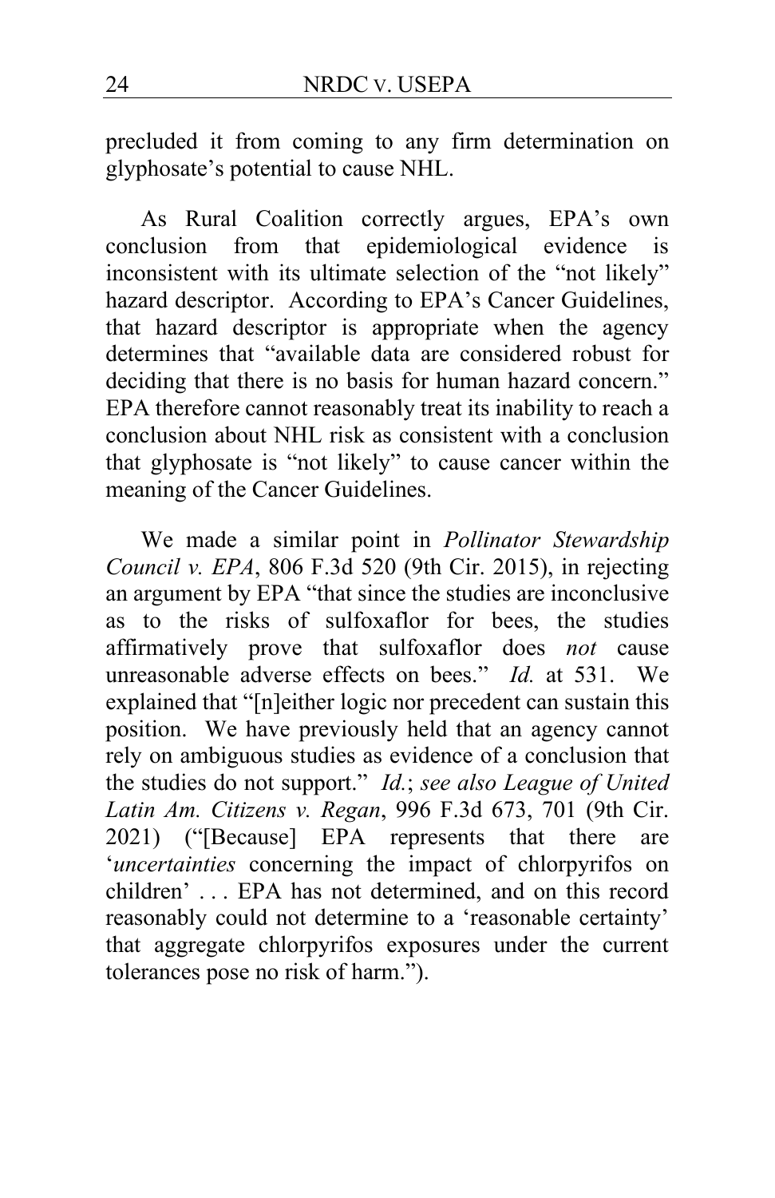precluded it from coming to any firm determination on glyphosate's potential to cause NHL.

As Rural Coalition correctly argues, EPA's own conclusion from that epidemiological evidence is inconsistent with its ultimate selection of the "not likely" hazard descriptor. According to EPA's Cancer Guidelines, that hazard descriptor is appropriate when the agency determines that "available data are considered robust for deciding that there is no basis for human hazard concern." EPA therefore cannot reasonably treat its inability to reach a conclusion about NHL risk as consistent with a conclusion that glyphosate is "not likely" to cause cancer within the meaning of the Cancer Guidelines.

We made a similar point in *Pollinator Stewardship Council v. EPA*, 806 F.3d 520 (9th Cir. 2015), in rejecting an argument by EPA "that since the studies are inconclusive as to the risks of sulfoxaflor for bees, the studies affirmatively prove that sulfoxaflor does *not* cause unreasonable adverse effects on bees." *Id.* at 531. We explained that "[n]either logic nor precedent can sustain this position. We have previously held that an agency cannot rely on ambiguous studies as evidence of a conclusion that the studies do not support." *Id.*; *see also League of United Latin Am. Citizens v. Regan*, 996 F.3d 673, 701 (9th Cir. 2021) ("[Because] EPA represents that there are '*uncertainties* concerning the impact of chlorpyrifos on children' . . . EPA has not determined, and on this record reasonably could not determine to a 'reasonable certainty' that aggregate chlorpyrifos exposures under the current tolerances pose no risk of harm.").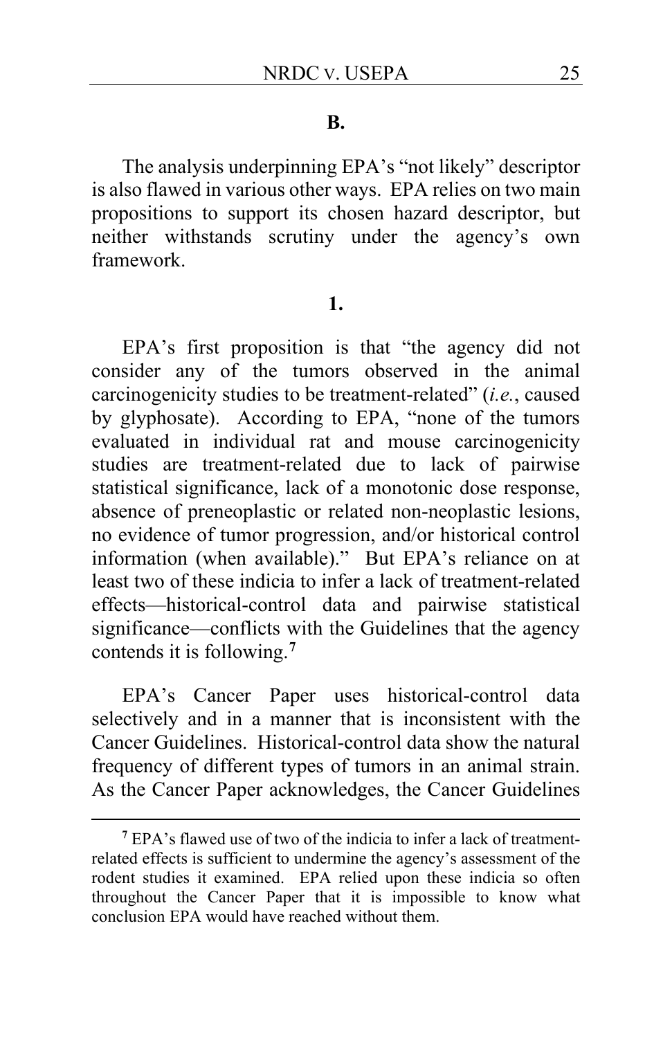### B.

The analysis underpinning EPA's "not likely" descriptor is also flawed in various other ways. EPA relies on two main propositions to support its chosen hazard descriptor, but neither withstands scrutiny under the agency's own framework.

### 1.

EPA's first proposition is that "the agency did not consider any of the tumors observed in the animal carcinogenicity studies to be treatment-related" (*i.e.*, caused by glyphosate). According to EPA, "none of the tumors evaluated in individual rat and mouse carcinogenicity studies are treatment-related due to lack of pairwise statistical significance, lack of a monotonic dose response, absence of preneoplastic or related non-neoplastic lesions, no evidence of tumor progression, and/or historical control information (when available)." But EPA's reliance on at least two of these indicia to infer a lack of treatment-related effects—historical-control data and pairwise statistical significance—conflicts with the Guidelines that the agency contends it is following.[7]

EPA's Cancer Paper uses historical-control data selectively and in a manner that is inconsistent with the Cancer Guidelines. Historical-control data show the natural frequency of different types of tumors in an animal strain. As the Cancer Paper acknowledges, the Cancer Guidelines

[7] EPA's flawed use of two of the indicia to infer a lack of treatment-related effects is sufficient to undermine the agency's assessment of the rodent studies it examined. EPA relied upon these indicia so often throughout the Cancer Paper that it is impossible to know what conclusion EPA would have reached without them.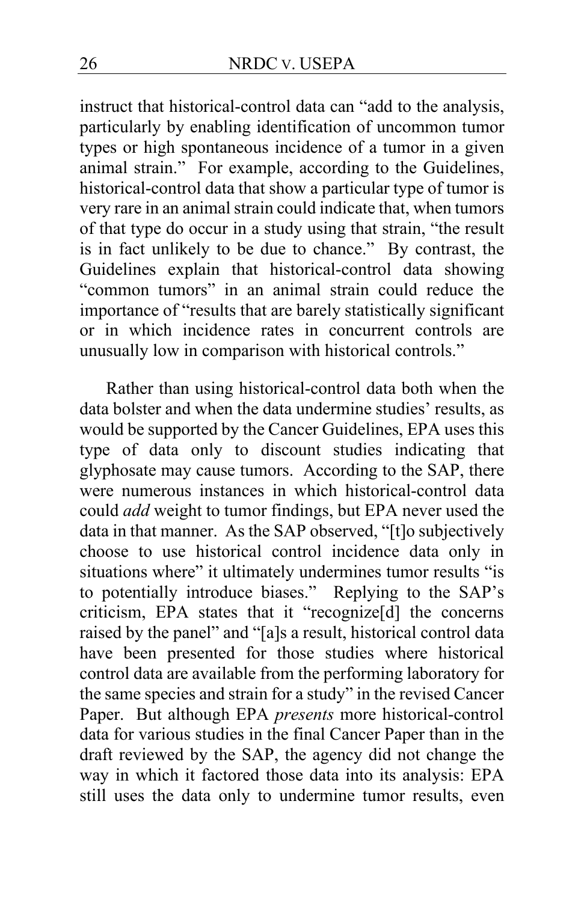instruct that historical-control data can "add to the analysis, particularly by enabling identification of uncommon tumor types or high spontaneous incidence of a tumor in a given animal strain." For example, according to the Guidelines, historical-control data that show a particular type of tumor is very rare in an animal strain could indicate that, when tumors of that type do occur in a study using that strain, "the result is in fact unlikely to be due to chance." By contrast, the Guidelines explain that historical-control data showing "common tumors" in an animal strain could reduce the importance of "results that are barely statistically significant or in which incidence rates in concurrent controls are unusually low in comparison with historical controls."

Rather than using historical-control data both when the data bolster and when the data undermine studies' results, as would be supported by the Cancer Guidelines, EPA uses this type of data only to discount studies indicating that glyphosate may cause tumors. According to the SAP, there were numerous instances in which historical-control data could *add* weight to tumor findings, but EPA never used the data in that manner. As the SAP observed, "[t]o subjectively choose to use historical control incidence data only in situations where" it ultimately undermines tumor results "is to potentially introduce biases." Replying to the SAP's criticism, EPA states that it "recognize[d] the concerns raised by the panel" and "[a]s a result, historical control data have been presented for those studies where historical control data are available from the performing laboratory for the same species and strain for a study" in the revised Cancer Paper. But although EPA *presents* more historical-control data for various studies in the final Cancer Paper than in the draft reviewed by the SAP, the agency did not change the way in which it factored those data into its analysis: EPA still uses the data only to undermine tumor results, even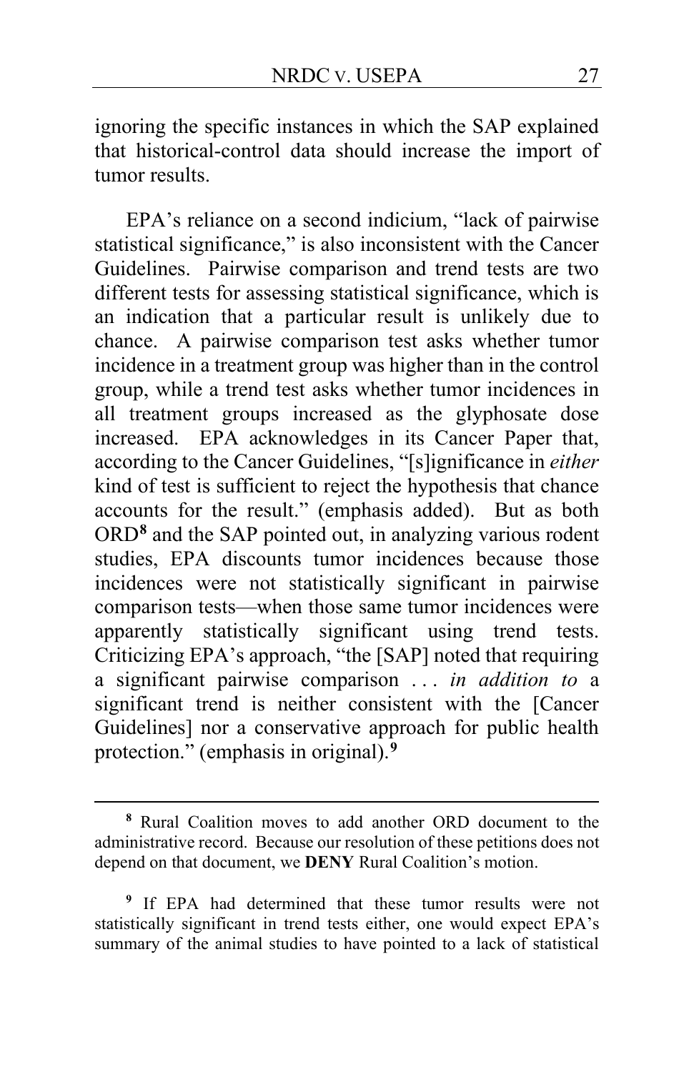ignoring the specific instances in which the SAP explained that historical-control data should increase the import of tumor results.

EPA's reliance on a second indicium, "lack of pairwise statistical significance," is also inconsistent with the Cancer Guidelines. Pairwise comparison and trend tests are two different tests for assessing statistical significance, which is an indication that a particular result is unlikely due to chance. A pairwise comparison test asks whether tumor incidence in a treatment group was higher than in the control group, while a trend test asks whether tumor incidences in all treatment groups increased as the glyphosate dose increased. EPA acknowledges in its Cancer Paper that, according to the Cancer Guidelines, "[s]ignificance in *either* kind of test is sufficient to reject the hypothesis that chance accounts for the result." (emphasis added). But as both ORD[8] and the SAP pointed out, in analyzing various rodent studies, EPA discounts tumor incidences because those incidences were not statistically significant in pairwise comparison tests—when those same tumor incidences were apparently statistically significant using trend tests. Criticizing EPA's approach, "the [SAP] noted that requiring a significant pairwise comparison . . . *in addition to* a significant trend is neither consistent with the [Cancer Guidelines] nor a conservative approach for public health protection." (emphasis in original).[9]

---

[8] Rural Coalition moves to add another ORD document to the administrative record. Because our resolution of these petitions does not depend on that document, we **DENY** Rural Coalition's motion.

[9] If EPA had determined that these tumor results were not statistically significant in trend tests either, one would expect EPA's summary of the animal studies to have pointed to a lack of statistical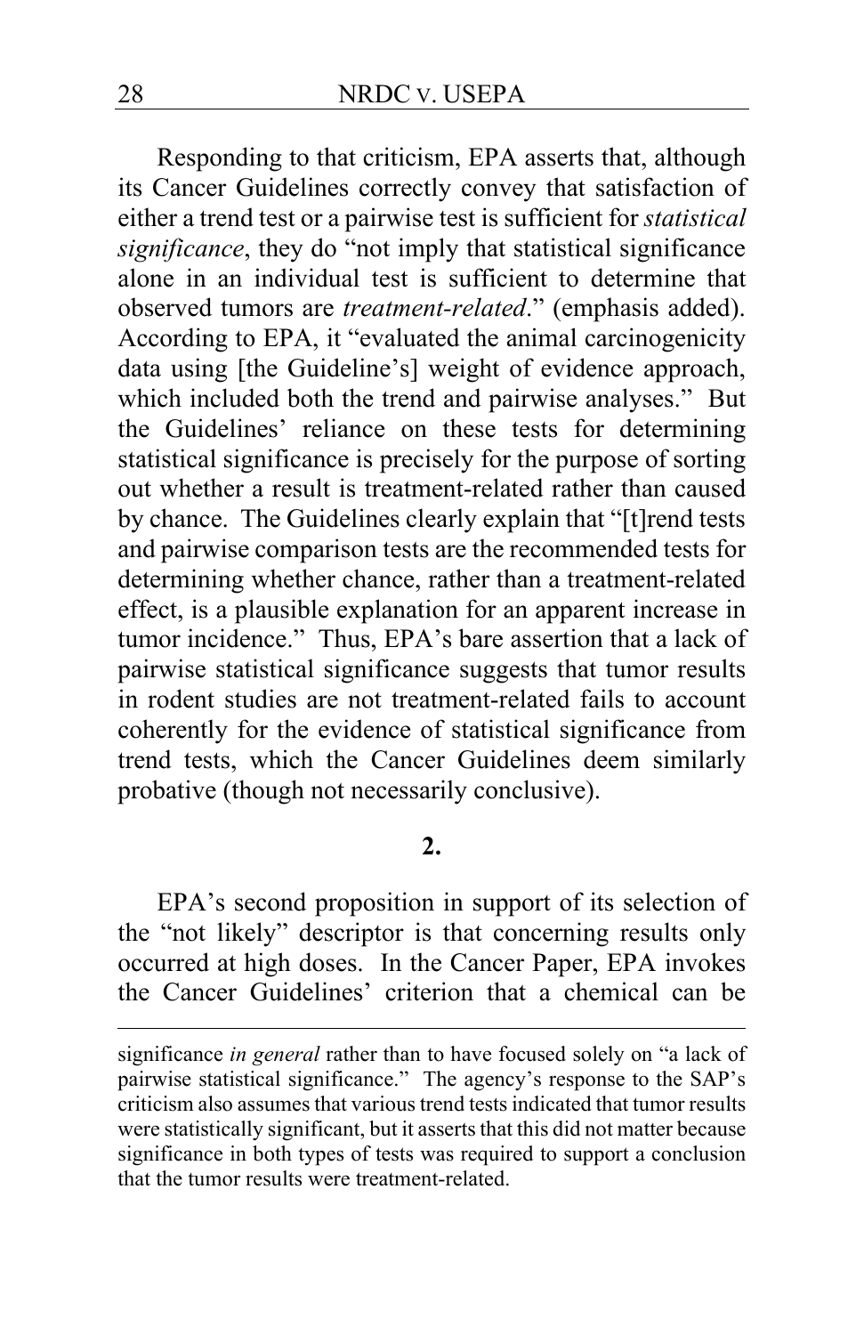Responding to that criticism, EPA asserts that, although its Cancer Guidelines correctly convey that satisfaction of either a trend test or a pairwise test is sufficient for *statistical significance*, they do "not imply that statistical significance alone in an individual test is sufficient to determine that observed tumors are *treatment-related*." (emphasis added). According to EPA, it "evaluated the animal carcinogenicity data using [the Guideline's] weight of evidence approach, which included both the trend and pairwise analyses." But the Guidelines' reliance on these tests for determining statistical significance is precisely for the purpose of sorting out whether a result is treatment-related rather than caused by chance. The Guidelines clearly explain that "[t]rend tests and pairwise comparison tests are the recommended tests for determining whether chance, rather than a treatment-related effect, is a plausible explanation for an apparent increase in tumor incidence." Thus, EPA's bare assertion that a lack of pairwise statistical significance suggests that tumor results in rodent studies are not treatment-related fails to account coherently for the evidence of statistical significance from trend tests, which the Cancer Guidelines deem similarly probative (though not necessarily conclusive).

**2.**

EPA's second proposition in support of its selection of the "not likely" descriptor is that concerning results only occurred at high doses. In the Cancer Paper, EPA invokes the Cancer Guidelines' criterion that a chemical can be

significance *in general* rather than to have focused solely on "a lack of pairwise statistical significance." The agency's response to the SAP's criticism also assumes that various trend tests indicated that tumor results were statistically significant, but it asserts that this did not matter because significance in both types of tests was required to support a conclusion that the tumor results were treatment-related.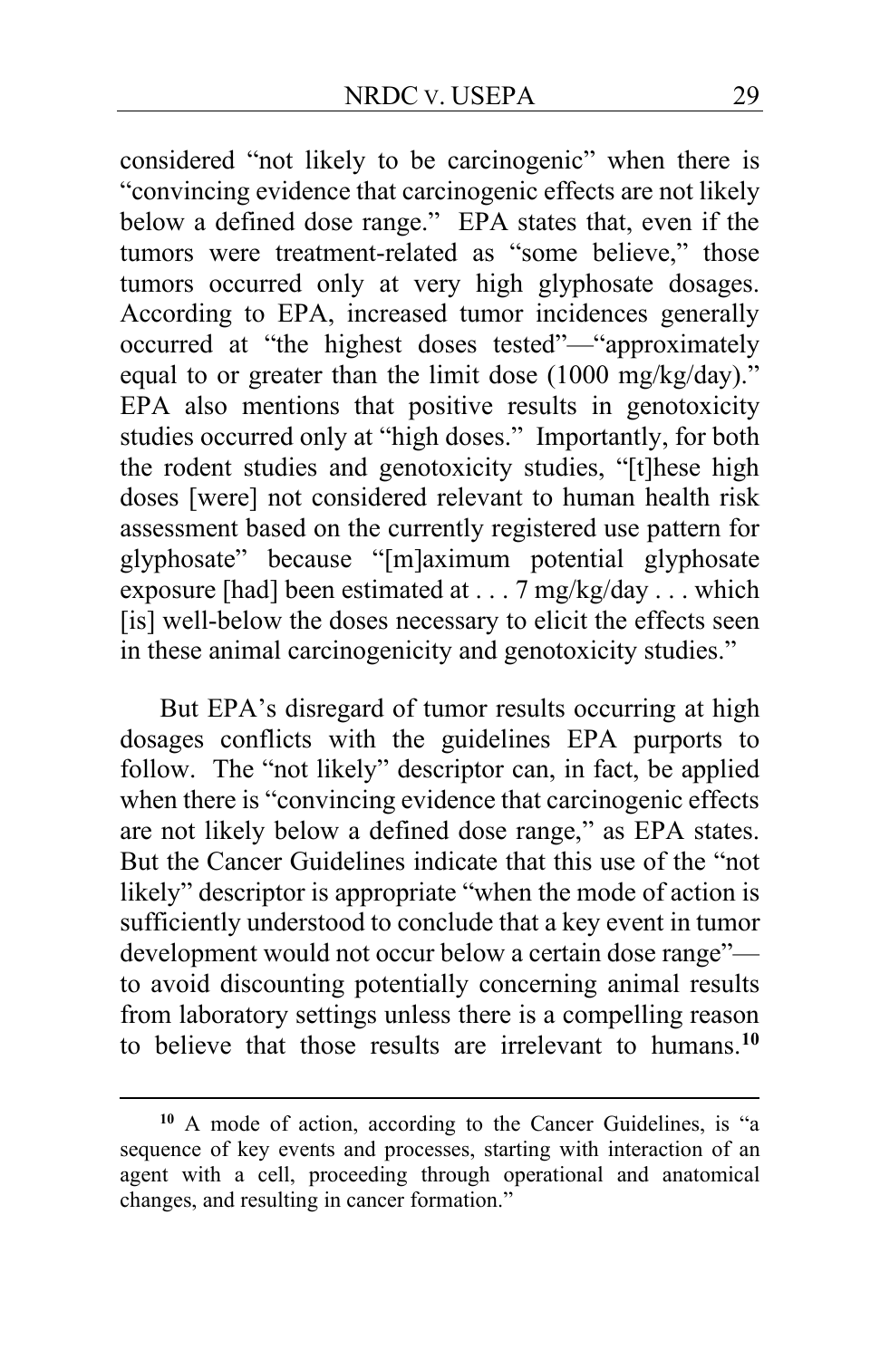considered "not likely to be carcinogenic" when there is "convincing evidence that carcinogenic effects are not likely below a defined dose range." EPA states that, even if the tumors were treatment-related as "some believe," those tumors occurred only at very high glyphosate dosages. According to EPA, increased tumor incidences generally occurred at "the highest doses tested"—"approximately equal to or greater than the limit dose (1000 mg/kg/day)." EPA also mentions that positive results in genotoxicity studies occurred only at "high doses." Importantly, for both the rodent studies and genotoxicity studies, "[t]hese high doses [were] not considered relevant to human health risk assessment based on the currently registered use pattern for glyphosate" because "[m]aximum potential glyphosate exposure [had] been estimated at . . . 7 mg/kg/day . . . which [is] well-below the doses necessary to elicit the effects seen in these animal carcinogenicity and genotoxicity studies."

But EPA's disregard of tumor results occurring at high dosages conflicts with the guidelines EPA purports to follow. The "not likely" descriptor can, in fact, be applied when there is "convincing evidence that carcinogenic effects are not likely below a defined dose range," as EPA states. But the Cancer Guidelines indicate that this use of the "not likely" descriptor is appropriate "when the mode of action is sufficiently understood to conclude that a key event in tumor development would not occur below a certain dose range"—to avoid discounting potentially concerning animal results from laboratory settings unless there is a compelling reason to believe that those results are irrelevant to humans.[10]

[10] A mode of action, according to the Cancer Guidelines, is "a sequence of key events and processes, starting with interaction of an agent with a cell, proceeding through operational and anatomical changes, and resulting in cancer formation."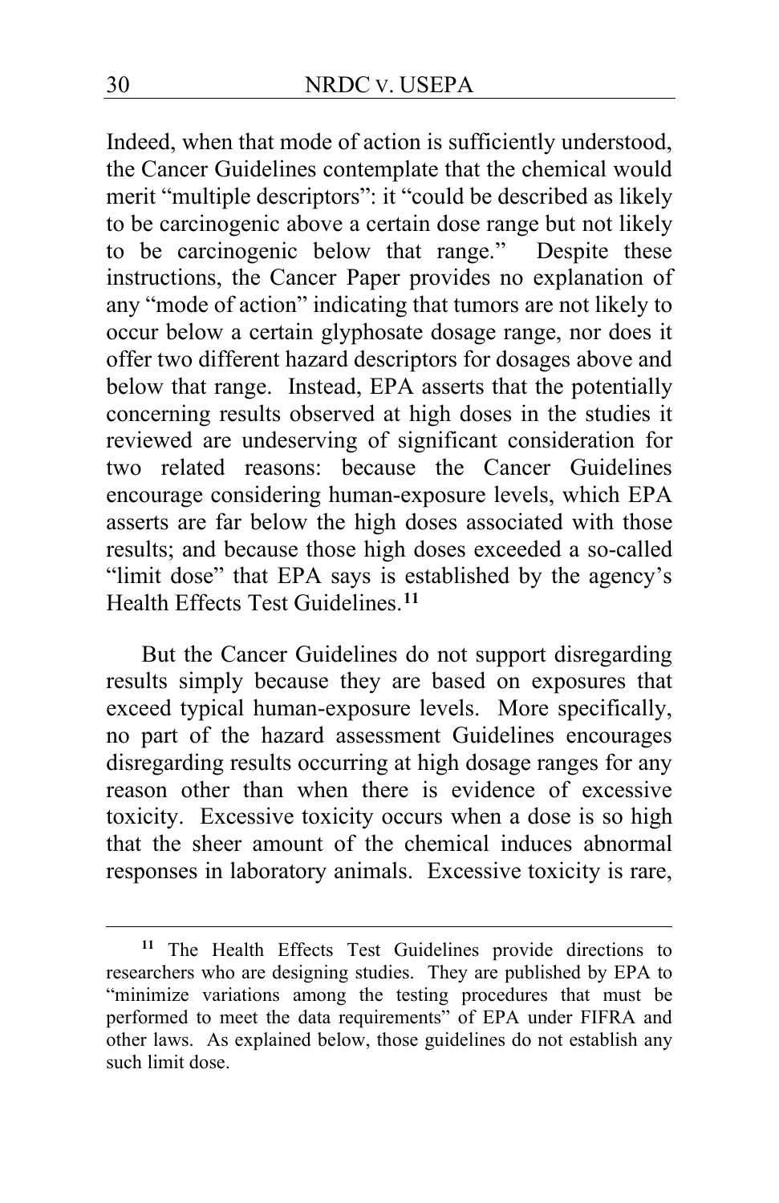Indeed, when that mode of action is sufficiently understood, the Cancer Guidelines contemplate that the chemical would merit "multiple descriptors": it "could be described as likely to be carcinogenic above a certain dose range but not likely to be carcinogenic below that range." Despite these instructions, the Cancer Paper provides no explanation of any "mode of action" indicating that tumors are not likely to occur below a certain glyphosate dosage range, nor does it offer two different hazard descriptors for dosages above and below that range. Instead, EPA asserts that the potentially concerning results observed at high doses in the studies it reviewed are undeserving of significant consideration for two related reasons: because the Cancer Guidelines encourage considering human-exposure levels, which EPA asserts are far below the high doses associated with those results; and because those high doses exceeded a so-called "limit dose" that EPA says is established by the agency's Health Effects Test Guidelines.[11]

But the Cancer Guidelines do not support disregarding results simply because they are based on exposures that exceed typical human-exposure levels. More specifically, no part of the hazard assessment Guidelines encourages disregarding results occurring at high dosage ranges for any reason other than when there is evidence of excessive toxicity. Excessive toxicity occurs when a dose is so high that the sheer amount of the chemical induces abnormal responses in laboratory animals. Excessive toxicity is rare,

---

[11] The Health Effects Test Guidelines provide directions to researchers who are designing studies. They are published by EPA to "minimize variations among the testing procedures that must be performed to meet the data requirements" of EPA under FIFRA and other laws. As explained below, those guidelines do not establish any such limit dose.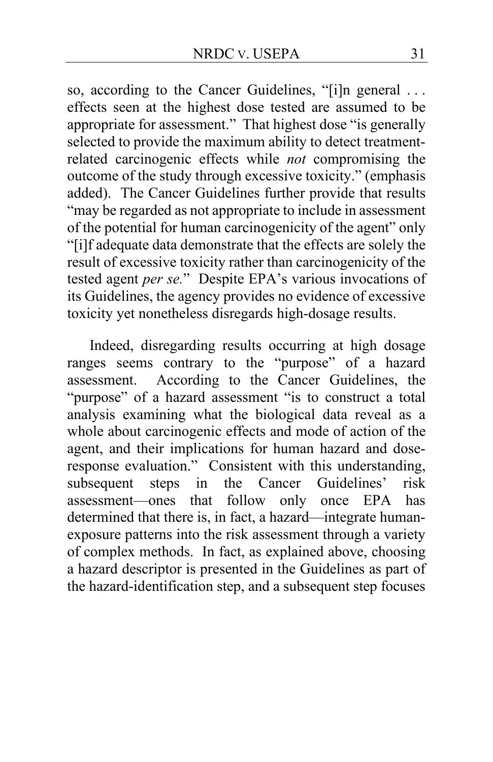so, according to the Cancer Guidelines, "[i]n general . . . effects seen at the highest dose tested are assumed to be appropriate for assessment." That highest dose "is generally selected to provide the maximum ability to detect treatment-related carcinogenic effects while *not* compromising the outcome of the study through excessive toxicity." (emphasis added). The Cancer Guidelines further provide that results "may be regarded as not appropriate to include in assessment of the potential for human carcinogenicity of the agent" only "[i]f adequate data demonstrate that the effects are solely the result of excessive toxicity rather than carcinogenicity of the tested agent *per se*." Despite EPA's various invocations of its Guidelines, the agency provides no evidence of excessive toxicity yet nonetheless disregards high-dosage results.

Indeed, disregarding results occurring at high dosage ranges seems contrary to the "purpose" of a hazard assessment. According to the Cancer Guidelines, the "purpose" of a hazard assessment "is to construct a total analysis examining what the biological data reveal as a whole about carcinogenic effects and mode of action of the agent, and their implications for human hazard and dose-response evaluation." Consistent with this understanding, subsequent steps in the Cancer Guidelines' risk assessment—ones that follow only once EPA has determined that there is, in fact, a hazard—integrate human-exposure patterns into the risk assessment through a variety of complex methods. In fact, as explained above, choosing a hazard descriptor is presented in the Guidelines as part of the hazard-identification step, and a subsequent step focuses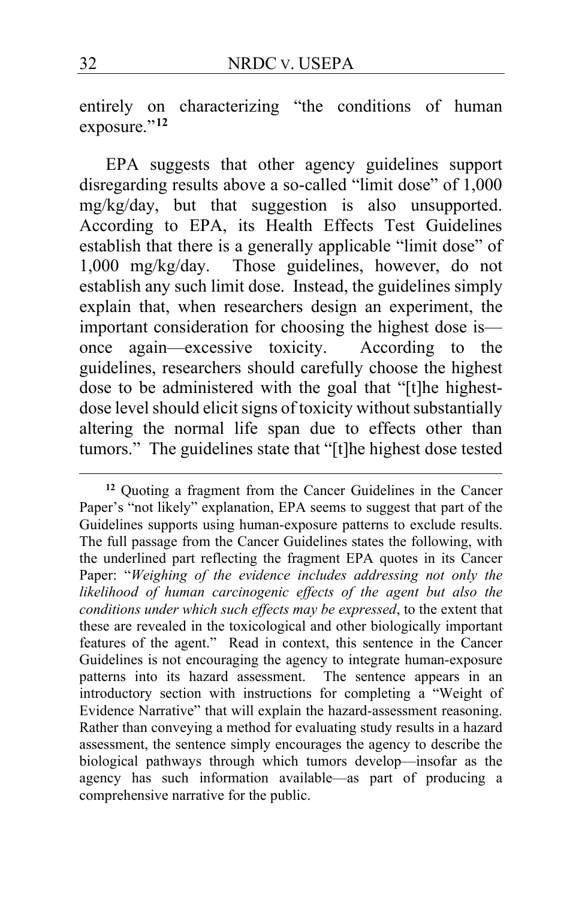entirely on characterizing "the conditions of human exposure."[12]

EPA suggests that other agency guidelines support disregarding results above a so-called "limit dose" of 1,000 mg/kg/day, but that suggestion is also unsupported. According to EPA, its Health Effects Test Guidelines establish that there is a generally applicable "limit dose" of 1,000 mg/kg/day. Those guidelines, however, do not establish any such limit dose. Instead, the guidelines simply explain that, when researchers design an experiment, the important consideration for choosing the highest dose is—once again—excessive toxicity. According to the guidelines, researchers should carefully choose the highest dose to be administered with the goal that "[t]he highest-dose level should elicit signs of toxicity without substantially altering the normal life span due to effects other than tumors." The guidelines state that "[t]he highest dose tested

---

[12] Quoting a fragment from the Cancer Guidelines in the Cancer Paper's "not likely" explanation, EPA seems to suggest that part of the Guidelines supports using human-exposure patterns to exclude results. The full passage from the Cancer Guidelines states the following, with the underlined part reflecting the fragment EPA quotes in its Cancer Paper: "*Weighing of the evidence includes addressing not only the likelihood of human carcinogenic effects of the agent but also the conditions under which such effects may be expressed*, to the extent that these are revealed in the toxicological and other biologically important features of the agent." Read in context, this sentence in the Cancer Guidelines is not encouraging the agency to integrate human-exposure patterns into its hazard assessment. The sentence appears in an introductory section with instructions for completing a "Weight of Evidence Narrative" that will explain the hazard-assessment reasoning. Rather than conveying a method for evaluating study results in a hazard assessment, the sentence simply encourages the agency to describe the biological pathways through which tumors develop—insofar as the agency has such information available—as part of producing a comprehensive narrative for the public.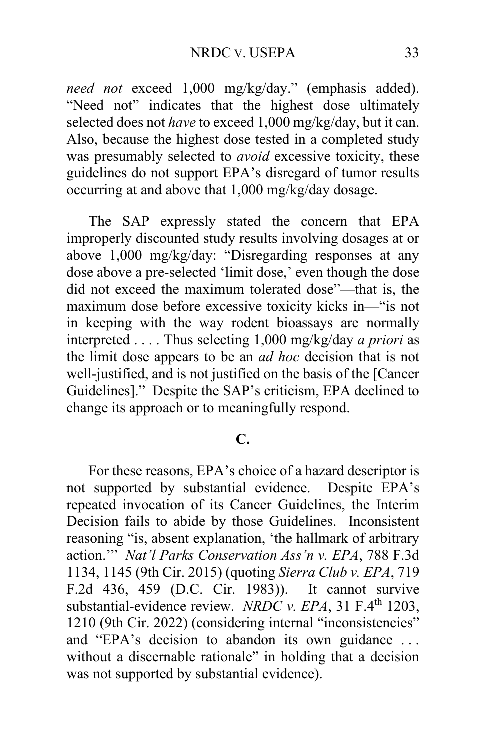*need not* exceed 1,000 mg/kg/day." (emphasis added). "Need not" indicates that the highest dose ultimately selected does not *have* to exceed 1,000 mg/kg/day, but it can. Also, because the highest dose tested in a completed study was presumably selected to *avoid* excessive toxicity, these guidelines do not support EPA's disregard of tumor results occurring at and above that 1,000 mg/kg/day dosage.

The SAP expressly stated the concern that EPA improperly discounted study results involving dosages at or above 1,000 mg/kg/day: "Disregarding responses at any dose above a pre-selected 'limit dose,' even though the dose did not exceed the maximum tolerated dose"—that is, the maximum dose before excessive toxicity kicks in—"is not in keeping with the way rodent bioassays are normally interpreted . . . . Thus selecting 1,000 mg/kg/day *a priori* as the limit dose appears to be an *ad hoc* decision that is not well-justified, and is not justified on the basis of the [Cancer Guidelines]." Despite the SAP's criticism, EPA declined to change its approach or to meaningfully respond.

**C.**

For these reasons, EPA's choice of a hazard descriptor is not supported by substantial evidence. Despite EPA's repeated invocation of its Cancer Guidelines, the Interim Decision fails to abide by those Guidelines. Inconsistent reasoning "is, absent explanation, 'the hallmark of arbitrary action.'" *Nat'l Parks Conservation Ass'n v. EPA*, 788 F.3d 1134, 1145 (9th Cir. 2015) (quoting *Sierra Club v. EPA*, 719 F.2d 436, 459 (D.C. Cir. 1983)). It cannot survive substantial-evidence review. *NRDC v. EPA*, 31 F.4th 1203, 1210 (9th Cir. 2022) (considering internal "inconsistencies" and "EPA's decision to abandon its own guidance . . . without a discernable rationale" in holding that a decision was not supported by substantial evidence).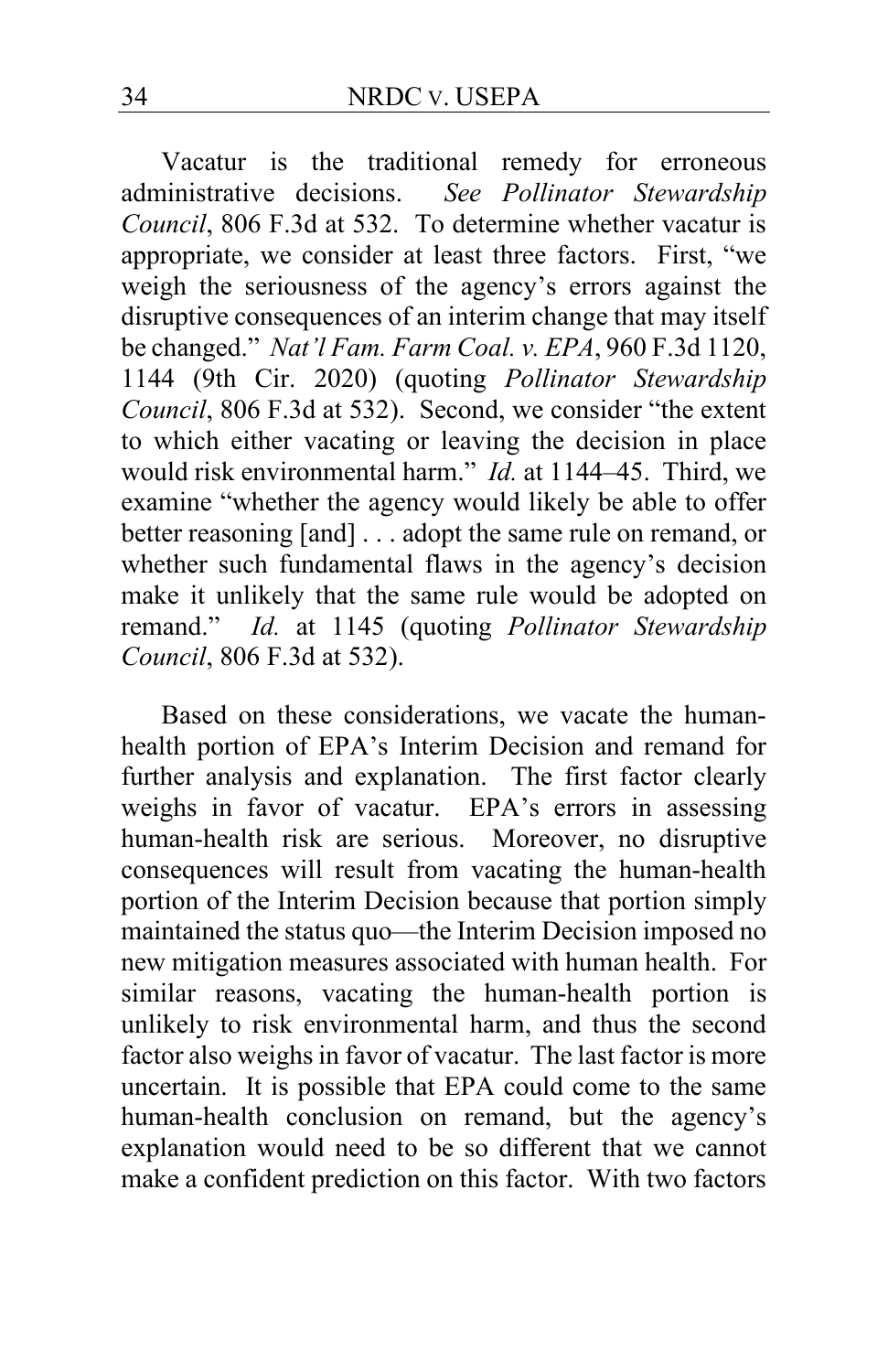Vacatur is the traditional remedy for erroneous administrative decisions. *See Pollinator Stewardship Council*, 806 F.3d at 532. To determine whether vacatur is appropriate, we consider at least three factors. First, "we weigh the seriousness of the agency's errors against the disruptive consequences of an interim change that may itself be changed." *Nat'l Fam. Farm Coal. v. EPA*, 960 F.3d 1120, 1144 (9th Cir. 2020) (quoting *Pollinator Stewardship Council*, 806 F.3d at 532). Second, we consider "the extent to which either vacating or leaving the decision in place would risk environmental harm." *Id.* at 1144–45. Third, we examine "whether the agency would likely be able to offer better reasoning [and] . . . adopt the same rule on remand, or whether such fundamental flaws in the agency's decision make it unlikely that the same rule would be adopted on remand." *Id.* at 1145 (quoting *Pollinator Stewardship Council*, 806 F.3d at 532).

Based on these considerations, we vacate the human-health portion of EPA's Interim Decision and remand for further analysis and explanation. The first factor clearly weighs in favor of vacatur. EPA's errors in assessing human-health risk are serious. Moreover, no disruptive consequences will result from vacating the human-health portion of the Interim Decision because that portion simply maintained the status quo—the Interim Decision imposed no new mitigation measures associated with human health. For similar reasons, vacating the human-health portion is unlikely to risk environmental harm, and thus the second factor also weighs in favor of vacatur. The last factor is more uncertain. It is possible that EPA could come to the same human-health conclusion on remand, but the agency's explanation would need to be so different that we cannot make a confident prediction on this factor. With two factors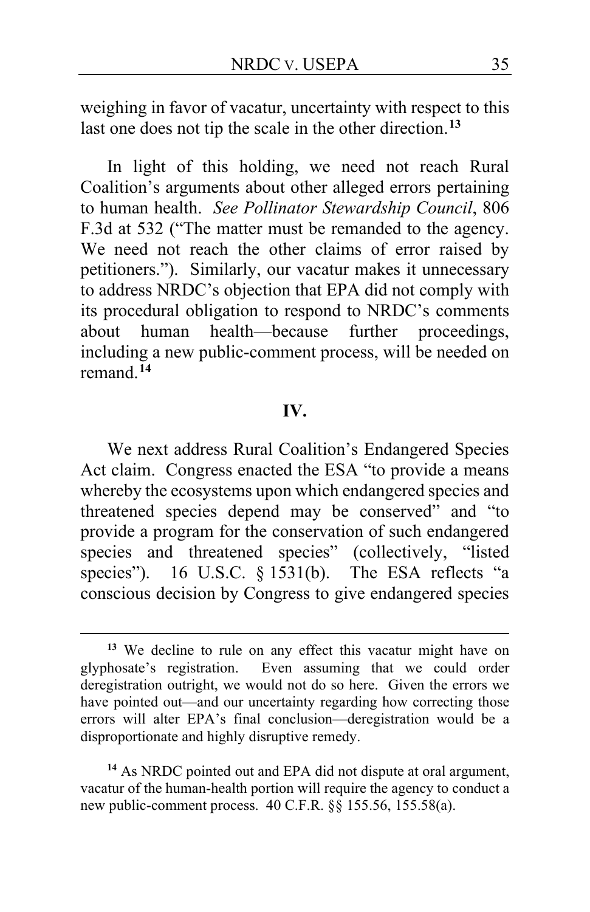weighing in favor of vacatur, uncertainty with respect to this last one does not tip the scale in the other direction.[13]

In light of this holding, we need not reach Rural Coalition's arguments about other alleged errors pertaining to human health. *See Pollinator Stewardship Council*, 806 F.3d at 532 ("The matter must be remanded to the agency. We need not reach the other claims of error raised by petitioners."). Similarly, our vacatur makes it unnecessary to address NRDC's objection that EPA did not comply with its procedural obligation to respond to NRDC's comments about human health—because further proceedings, including a new public-comment process, will be needed on remand.[14]

## IV.

We next address Rural Coalition's Endangered Species Act claim. Congress enacted the ESA "to provide a means whereby the ecosystems upon which endangered species and threatened species depend may be conserved" and "to provide a program for the conservation of such endangered species and threatened species" (collectively, "listed species"). 16 U.S.C. § 1531(b). The ESA reflects "a conscious decision by Congress to give endangered species

---

[13] We decline to rule on any effect this vacatur might have on glyphosate's registration. Even assuming that we could order deregistration outright, we would not do so here. Given the errors we have pointed out—and our uncertainty regarding how correcting those errors will alter EPA's final conclusion—deregistration would be a disproportionate and highly disruptive remedy.

[14] As NRDC pointed out and EPA did not dispute at oral argument, vacatur of the human-health portion will require the agency to conduct a new public-comment process. 40 C.F.R. §§ 155.56, 155.58(a).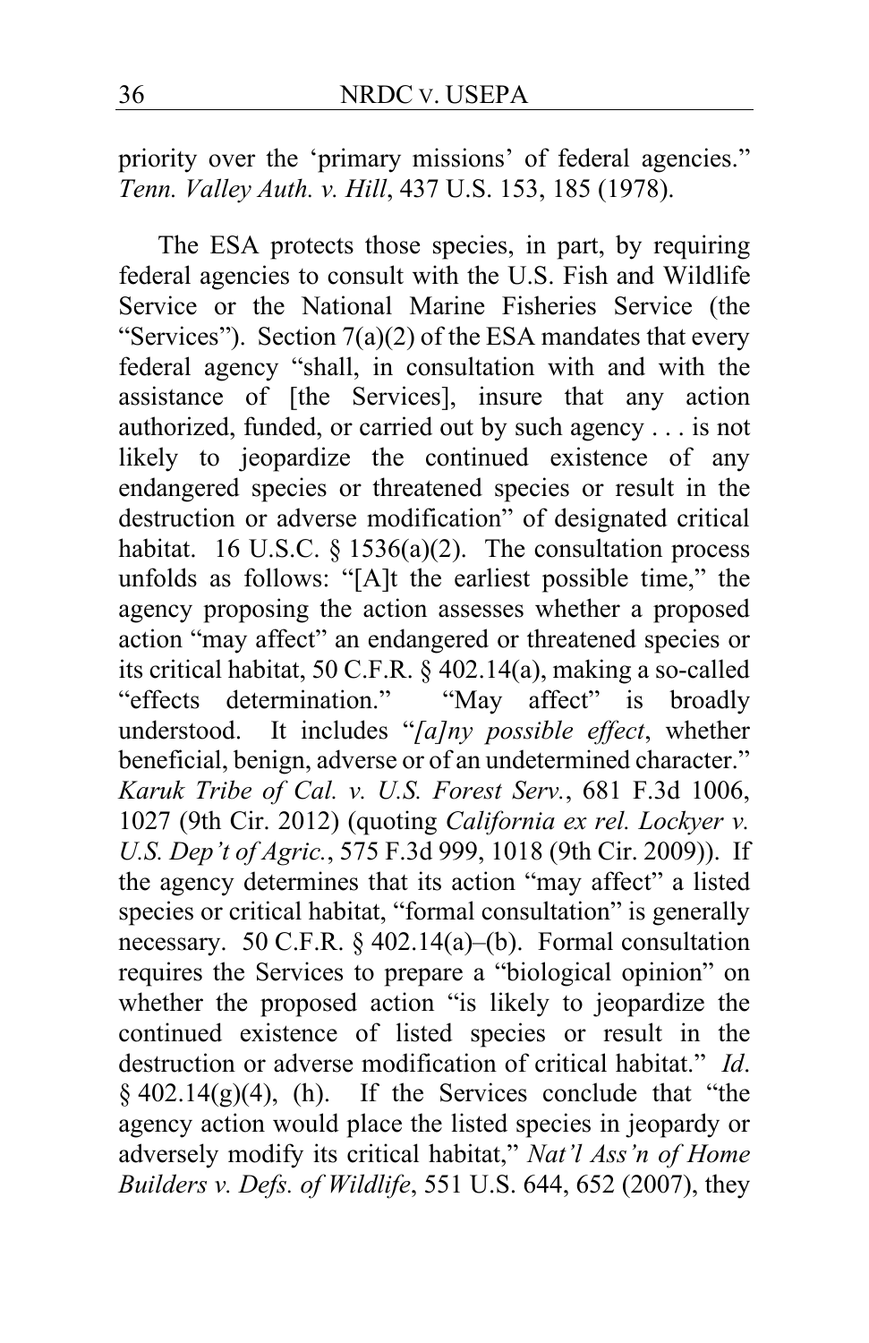priority over the 'primary missions' of federal agencies." *Tenn. Valley Auth. v. Hill*, 437 U.S. 153, 185 (1978).

The ESA protects those species, in part, by requiring federal agencies to consult with the U.S. Fish and Wildlife Service or the National Marine Fisheries Service (the "Services"). Section 7(a)(2) of the ESA mandates that every federal agency "shall, in consultation with and with the assistance of [the Services], insure that any action authorized, funded, or carried out by such agency . . . is not likely to jeopardize the continued existence of any endangered species or threatened species or result in the destruction or adverse modification" of designated critical habitat. 16 U.S.C. § 1536(a)(2). The consultation process unfolds as follows: "[A]t the earliest possible time," the agency proposing the action assesses whether a proposed action "may affect" an endangered or threatened species or its critical habitat, 50 C.F.R. § 402.14(a), making a so-called "effects determination." "May affect" is broadly understood. It includes "*[a]ny possible effect*, whether beneficial, benign, adverse or of an undetermined character." *Karuk Tribe of Cal. v. U.S. Forest Serv.*, 681 F.3d 1006, 1027 (9th Cir. 2012) (quoting *California ex rel. Lockyer v. U.S. Dep't of Agric.*, 575 F.3d 999, 1018 (9th Cir. 2009)). If the agency determines that its action "may affect" a listed species or critical habitat, "formal consultation" is generally necessary. 50 C.F.R. § 402.14(a)–(b). Formal consultation requires the Services to prepare a "biological opinion" on whether the proposed action "is likely to jeopardize the continued existence of listed species or result in the destruction or adverse modification of critical habitat." *Id*. § 402.14(g)(4), (h). If the Services conclude that "the agency action would place the listed species in jeopardy or adversely modify its critical habitat," *Nat'l Ass'n of Home Builders v. Defs. of Wildlife*, 551 U.S. 644, 652 (2007), they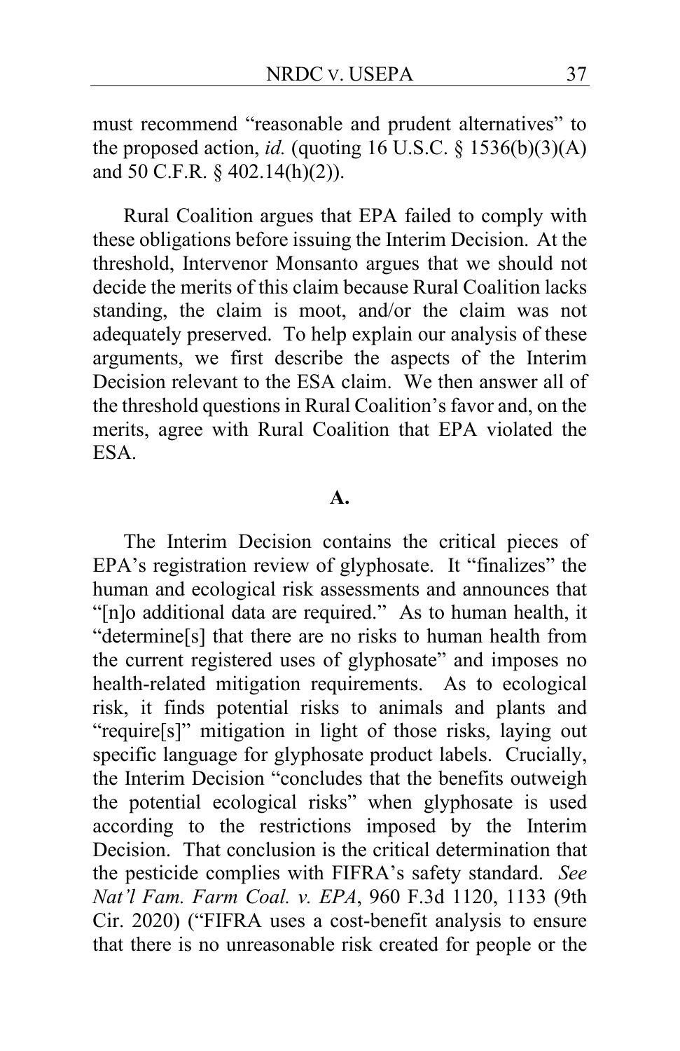must recommend "reasonable and prudent alternatives" to the proposed action, *id.* (quoting 16 U.S.C. § 1536(b)(3)(A) and 50 C.F.R. § 402.14(h)(2)).

Rural Coalition argues that EPA failed to comply with these obligations before issuing the Interim Decision. At the threshold, Intervenor Monsanto argues that we should not decide the merits of this claim because Rural Coalition lacks standing, the claim is moot, and/or the claim was not adequately preserved. To help explain our analysis of these arguments, we first describe the aspects of the Interim Decision relevant to the ESA claim. We then answer all of the threshold questions in Rural Coalition's favor and, on the merits, agree with Rural Coalition that EPA violated the ESA.

**A.**

The Interim Decision contains the critical pieces of EPA's registration review of glyphosate. It "finalizes" the human and ecological risk assessments and announces that "[n]o additional data are required." As to human health, it "determine[s] that there are no risks to human health from the current registered uses of glyphosate" and imposes no health-related mitigation requirements. As to ecological risk, it finds potential risks to animals and plants and "require[s]" mitigation in light of those risks, laying out specific language for glyphosate product labels. Crucially, the Interim Decision "concludes that the benefits outweigh the potential ecological risks" when glyphosate is used according to the restrictions imposed by the Interim Decision. That conclusion is the critical determination that the pesticide complies with FIFRA's safety standard. *See Nat'l Fam. Farm Coal. v. EPA*, 960 F.3d 1120, 1133 (9th Cir. 2020) ("FIFRA uses a cost-benefit analysis to ensure that there is no unreasonable risk created for people or the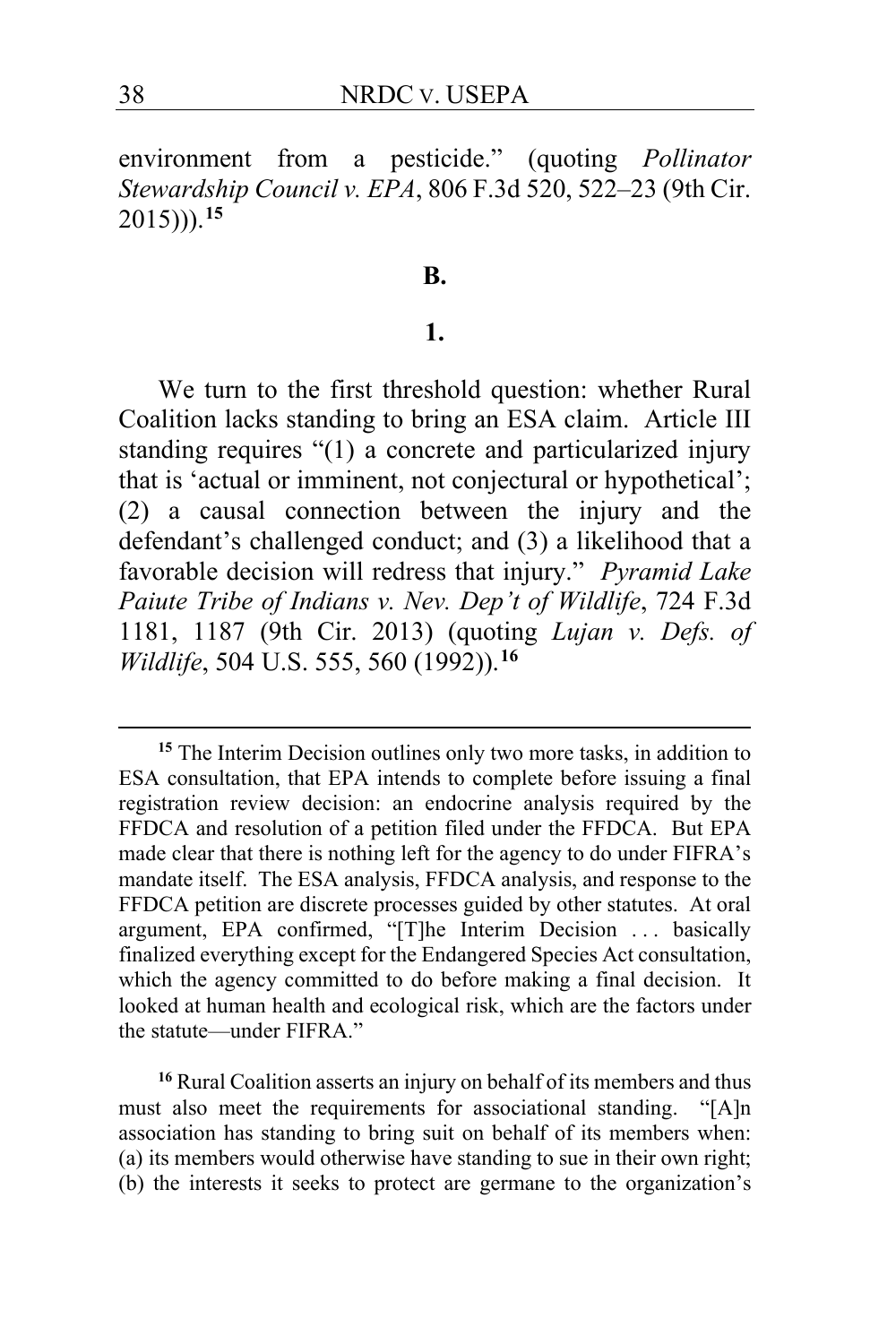environment from a pesticide." (quoting *Pollinator Stewardship Council v. EPA*, 806 F.3d 520, 522–23 (9th Cir. 2015))).[15]

**B.**

**1.**

We turn to the first threshold question: whether Rural Coalition lacks standing to bring an ESA claim. Article III standing requires "(1) a concrete and particularized injury that is 'actual or imminent, not conjectural or hypothetical'; (2) a causal connection between the injury and the defendant's challenged conduct; and (3) a likelihood that a favorable decision will redress that injury." *Pyramid Lake Paiute Tribe of Indians v. Nev. Dep't of Wildlife*, 724 F.3d 1181, 1187 (9th Cir. 2013) (quoting *Lujan v. Defs. of Wildlife*, 504 U.S. 555, 560 (1992)).[16]

---

[15] The Interim Decision outlines only two more tasks, in addition to ESA consultation, that EPA intends to complete before issuing a final registration review decision: an endocrine analysis required by the FFDCA and resolution of a petition filed under the FFDCA. But EPA made clear that there is nothing left for the agency to do under FIFRA's mandate itself. The ESA analysis, FFDCA analysis, and response to the FFDCA petition are discrete processes guided by other statutes. At oral argument, EPA confirmed, "[T]he Interim Decision . . . basically finalized everything except for the Endangered Species Act consultation, which the agency committed to do before making a final decision. It looked at human health and ecological risk, which are the factors under the statute—under FIFRA."

[16] Rural Coalition asserts an injury on behalf of its members and thus must also meet the requirements for associational standing. "[A]n association has standing to bring suit on behalf of its members when: (a) its members would otherwise have standing to sue in their own right; (b) the interests it seeks to protect are germane to the organization's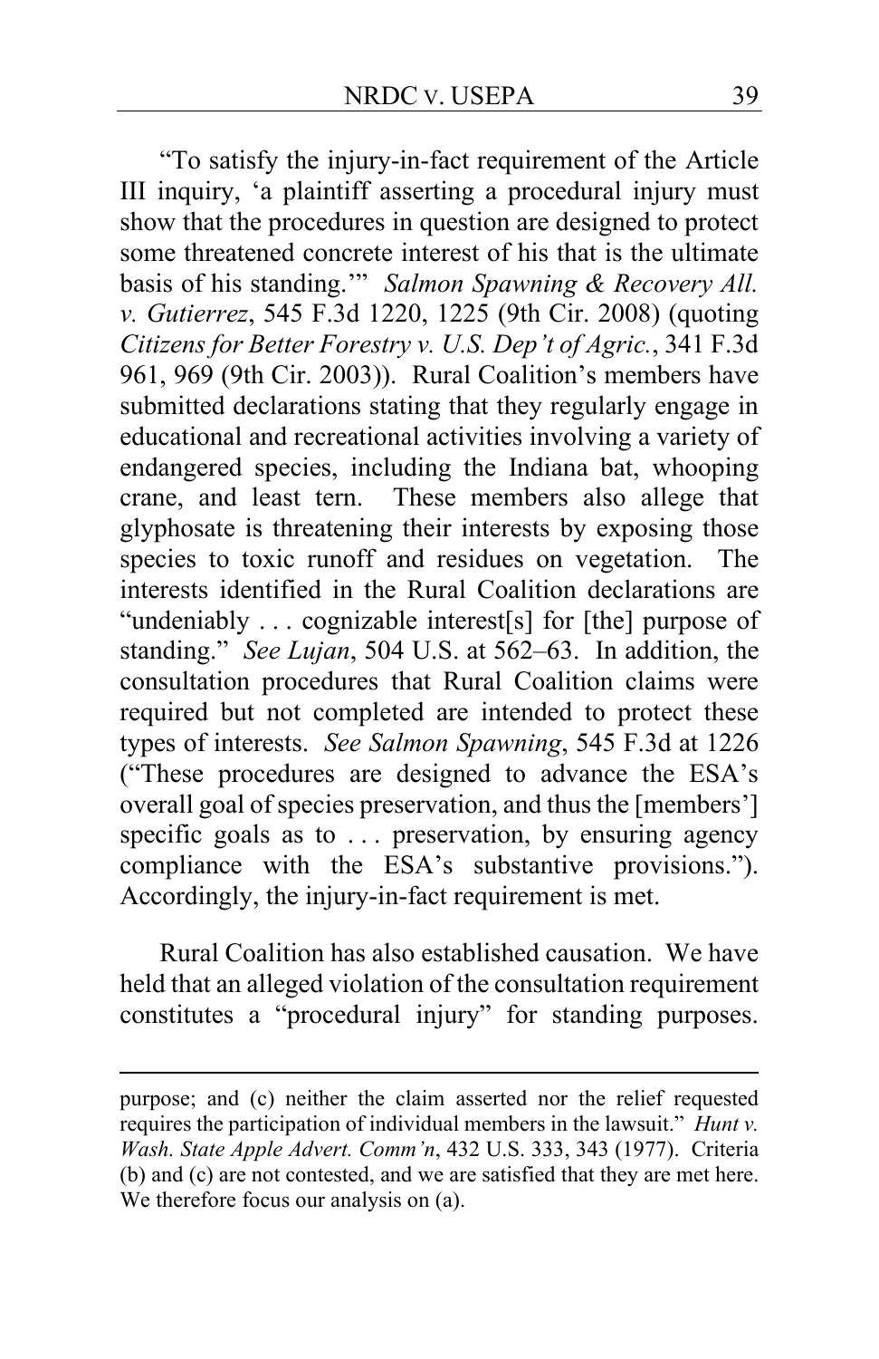"To satisfy the injury-in-fact requirement of the Article III inquiry, 'a plaintiff asserting a procedural injury must show that the procedures in question are designed to protect some threatened concrete interest of his that is the ultimate basis of his standing.'" *Salmon Spawning & Recovery All. v. Gutierrez*, 545 F.3d 1220, 1225 (9th Cir. 2008) (quoting *Citizens for Better Forestry v. U.S. Dep't of Agric.*, 341 F.3d 961, 969 (9th Cir. 2003)). Rural Coalition's members have submitted declarations stating that they regularly engage in educational and recreational activities involving a variety of endangered species, including the Indiana bat, whooping crane, and least tern. These members also allege that glyphosate is threatening their interests by exposing those species to toxic runoff and residues on vegetation. The interests identified in the Rural Coalition declarations are "undeniably . . . cognizable interest[s] for [the] purpose of standing." *See Lujan*, 504 U.S. at 562–63. In addition, the consultation procedures that Rural Coalition claims were required but not completed are intended to protect these types of interests. *See Salmon Spawning*, 545 F.3d at 1226 ("These procedures are designed to advance the ESA's overall goal of species preservation, and thus the [members'] specific goals as to . . . preservation, by ensuring agency compliance with the ESA's substantive provisions."). Accordingly, the injury-in-fact requirement is met.

Rural Coalition has also established causation. We have held that an alleged violation of the consultation requirement constitutes a "procedural injury" for standing purposes.

---

purpose; and (c) neither the claim asserted nor the relief requested requires the participation of individual members in the lawsuit." *Hunt v. Wash. State Apple Advert. Comm'n*, 432 U.S. 333, 343 (1977). Criteria (b) and (c) are not contested, and we are satisfied that they are met here. We therefore focus our analysis on (a).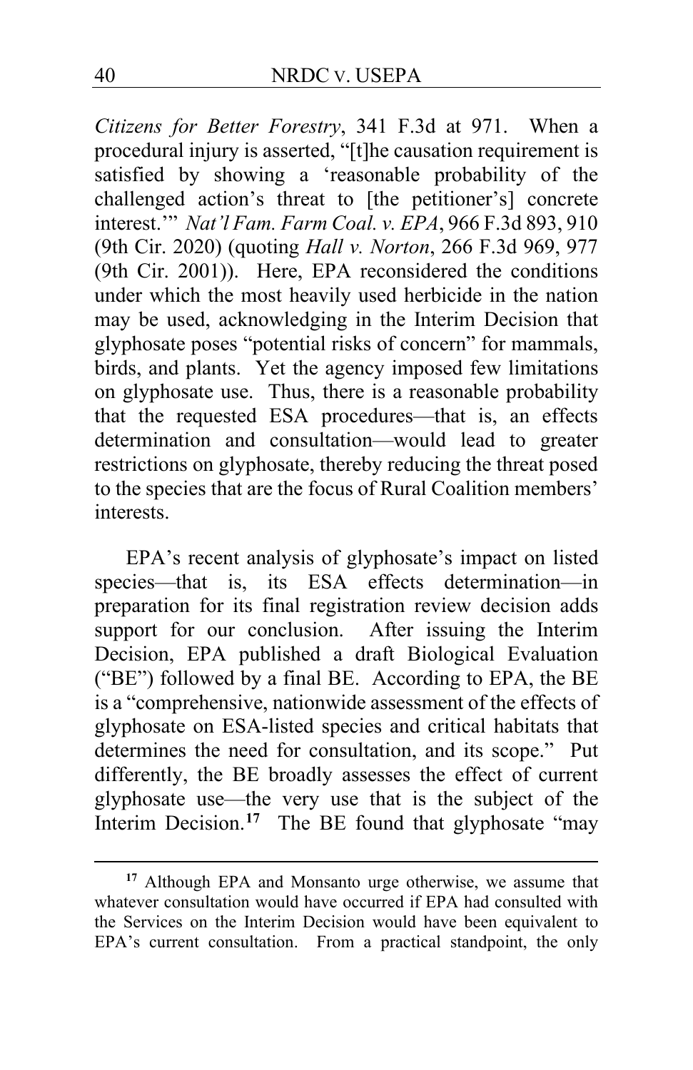*Citizens for Better Forestry*, 341 F.3d at 971. When a procedural injury is asserted, "[t]he causation requirement is satisfied by showing a 'reasonable probability of the challenged action's threat to [the petitioner's] concrete interest.'" *Nat'l Fam. Farm Coal. v. EPA*, 966 F.3d 893, 910 (9th Cir. 2020) (quoting *Hall v. Norton*, 266 F.3d 969, 977 (9th Cir. 2001)). Here, EPA reconsidered the conditions under which the most heavily used herbicide in the nation may be used, acknowledging in the Interim Decision that glyphosate poses "potential risks of concern" for mammals, birds, and plants. Yet the agency imposed few limitations on glyphosate use. Thus, there is a reasonable probability that the requested ESA procedures—that is, an effects determination and consultation—would lead to greater restrictions on glyphosate, thereby reducing the threat posed to the species that are the focus of Rural Coalition members' interests.

EPA's recent analysis of glyphosate's impact on listed species—that is, its ESA effects determination—in preparation for its final registration review decision adds support for our conclusion. After issuing the Interim Decision, EPA published a draft Biological Evaluation ("BE") followed by a final BE. According to EPA, the BE is a "comprehensive, nationwide assessment of the effects of glyphosate on ESA-listed species and critical habitats that determines the need for consultation, and its scope." Put differently, the BE broadly assesses the effect of current glyphosate use—the very use that is the subject of the Interim Decision.[17] The BE found that glyphosate "may

[17] Although EPA and Monsanto urge otherwise, we assume that whatever consultation would have occurred if EPA had consulted with the Services on the Interim Decision would have been equivalent to EPA's current consultation. From a practical standpoint, the only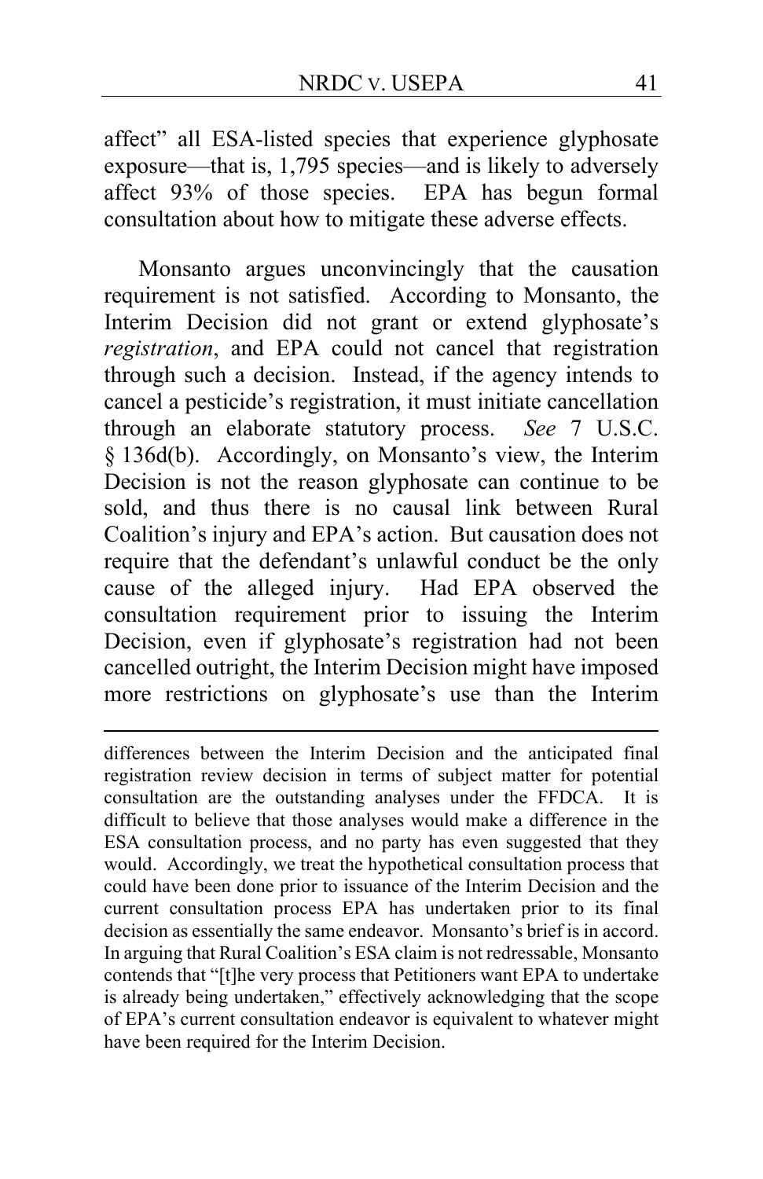affect" all ESA-listed species that experience glyphosate exposure—that is, 1,795 species—and is likely to adversely affect 93% of those species. EPA has begun formal consultation about how to mitigate these adverse effects.

Monsanto argues unconvincingly that the causation requirement is not satisfied. According to Monsanto, the Interim Decision did not grant or extend glyphosate's *registration*, and EPA could not cancel that registration through such a decision. Instead, if the agency intends to cancel a pesticide's registration, it must initiate cancellation through an elaborate statutory process. *See* 7 U.S.C. § 136d(b). Accordingly, on Monsanto's view, the Interim Decision is not the reason glyphosate can continue to be sold, and thus there is no causal link between Rural Coalition's injury and EPA's action. But causation does not require that the defendant's unlawful conduct be the only cause of the alleged injury. Had EPA observed the consultation requirement prior to issuing the Interim Decision, even if glyphosate's registration had not been cancelled outright, the Interim Decision might have imposed more restrictions on glyphosate's use than the Interim

---

differences between the Interim Decision and the anticipated final registration review decision in terms of subject matter for potential consultation are the outstanding analyses under the FFDCA. It is difficult to believe that those analyses would make a difference in the ESA consultation process, and no party has even suggested that they would. Accordingly, we treat the hypothetical consultation process that could have been done prior to issuance of the Interim Decision and the current consultation process EPA has undertaken prior to its final decision as essentially the same endeavor. Monsanto's brief is in accord. In arguing that Rural Coalition's ESA claim is not redressable, Monsanto contends that "[t]he very process that Petitioners want EPA to undertake is already being undertaken," effectively acknowledging that the scope of EPA's current consultation endeavor is equivalent to whatever might have been required for the Interim Decision.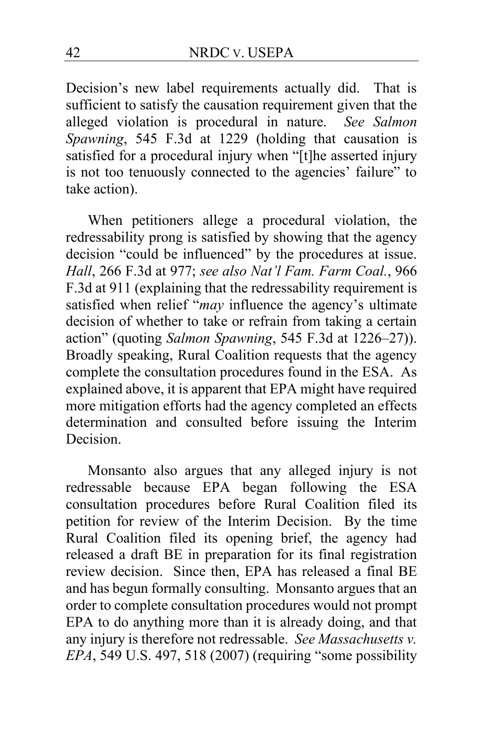Decision's new label requirements actually did. That is sufficient to satisfy the causation requirement given that the alleged violation is procedural in nature. *See Salmon Spawning*, 545 F.3d at 1229 (holding that causation is satisfied for a procedural injury when "[t]he asserted injury is not too tenuously connected to the agencies' failure" to take action).

When petitioners allege a procedural violation, the redressability prong is satisfied by showing that the agency decision "could be influenced" by the procedures at issue. *Hall*, 266 F.3d at 977; *see also Nat'l Fam. Farm Coal.*, 966 F.3d at 911 (explaining that the redressability requirement is satisfied when relief "*may* influence the agency's ultimate decision of whether to take or refrain from taking a certain action" (quoting *Salmon Spawning*, 545 F.3d at 1226–27)). Broadly speaking, Rural Coalition requests that the agency complete the consultation procedures found in the ESA. As explained above, it is apparent that EPA might have required more mitigation efforts had the agency completed an effects determination and consulted before issuing the Interim Decision.

Monsanto also argues that any alleged injury is not redressable because EPA began following the ESA consultation procedures before Rural Coalition filed its petition for review of the Interim Decision. By the time Rural Coalition filed its opening brief, the agency had released a draft BE in preparation for its final registration review decision. Since then, EPA has released a final BE and has begun formally consulting. Monsanto argues that an order to complete consultation procedures would not prompt EPA to do anything more than it is already doing, and that any injury is therefore not redressable. *See Massachusetts v. EPA*, 549 U.S. 497, 518 (2007) (requiring "some possibility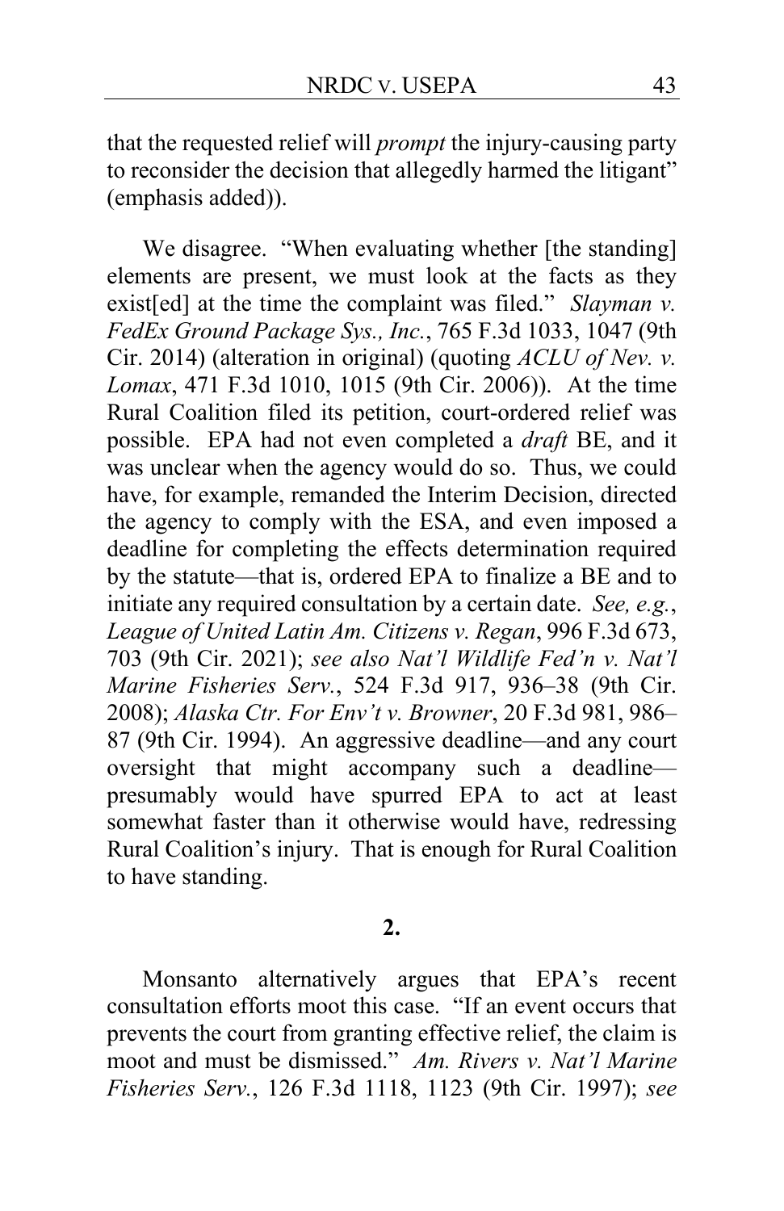that the requested relief will *prompt* the injury-causing party to reconsider the decision that allegedly harmed the litigant" (emphasis added)).

We disagree. "When evaluating whether [the standing] elements are present, we must look at the facts as they exist[ed] at the time the complaint was filed." *Slayman v. FedEx Ground Package Sys., Inc.*, 765 F.3d 1033, 1047 (9th Cir. 2014) (alteration in original) (quoting *ACLU of Nev. v. Lomax*, 471 F.3d 1010, 1015 (9th Cir. 2006)). At the time Rural Coalition filed its petition, court-ordered relief was possible. EPA had not even completed a *draft* BE, and it was unclear when the agency would do so. Thus, we could have, for example, remanded the Interim Decision, directed the agency to comply with the ESA, and even imposed a deadline for completing the effects determination required by the statute—that is, ordered EPA to finalize a BE and to initiate any required consultation by a certain date. *See, e.g.*, *League of United Latin Am. Citizens v. Regan*, 996 F.3d 673, 703 (9th Cir. 2021); *see also Nat'l Wildlife Fed'n v. Nat'l Marine Fisheries Serv.*, 524 F.3d 917, 936–38 (9th Cir. 2008); *Alaska Ctr. For Env't v. Browner*, 20 F.3d 981, 986–87 (9th Cir. 1994). An aggressive deadline—and any court oversight that might accompany such a deadline—presumably would have spurred EPA to act at least somewhat faster than it otherwise would have, redressing Rural Coalition's injury. That is enough for Rural Coalition to have standing.

**2.**

Monsanto alternatively argues that EPA's recent consultation efforts moot this case. "If an event occurs that prevents the court from granting effective relief, the claim is moot and must be dismissed." *Am. Rivers v. Nat'l Marine Fisheries Serv.*, 126 F.3d 1118, 1123 (9th Cir. 1997); *see*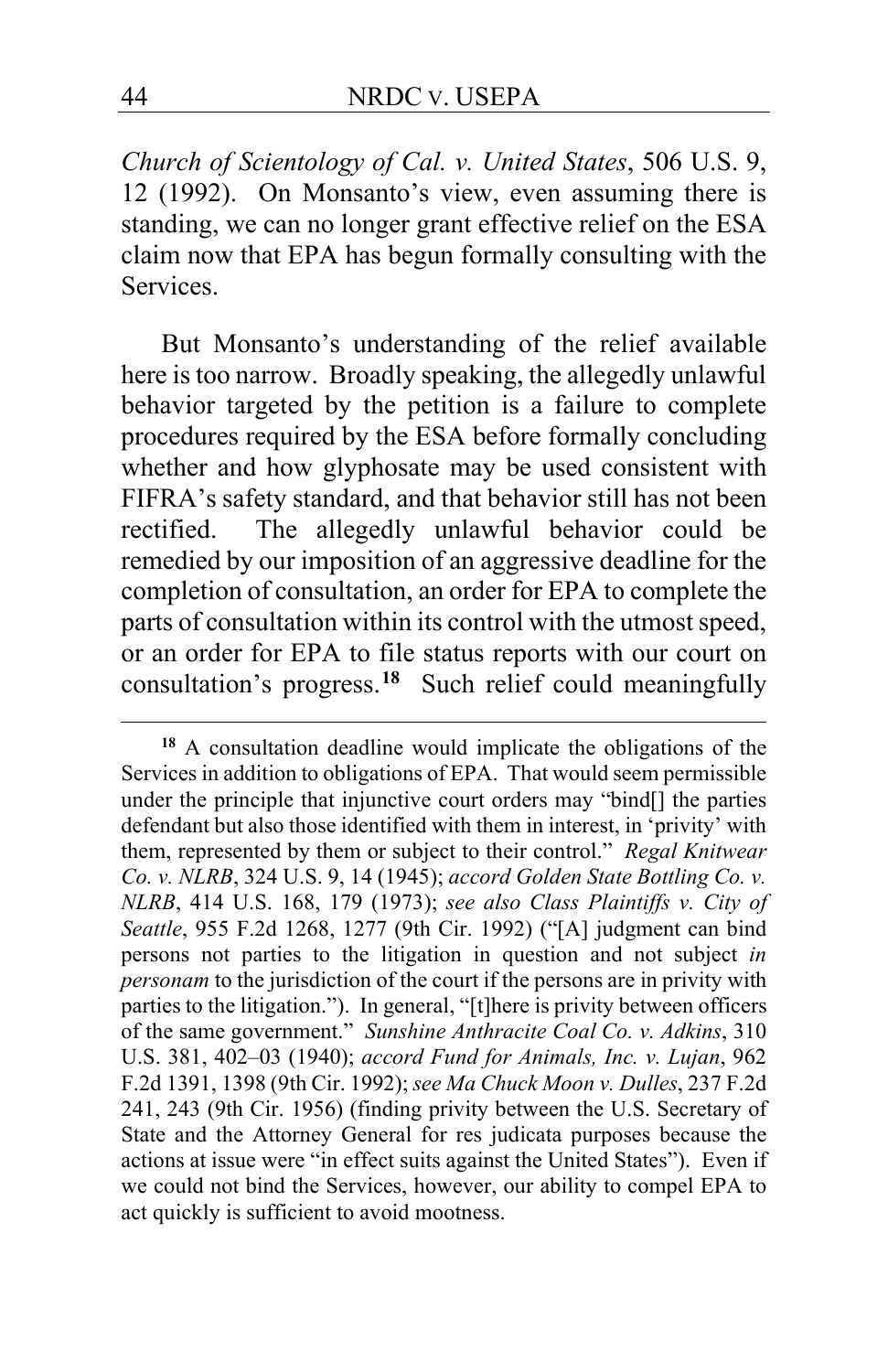*Church of Scientology of Cal. v. United States*, 506 U.S. 9, 12 (1992). On Monsanto's view, even assuming there is standing, we can no longer grant effective relief on the ESA claim now that EPA has begun formally consulting with the Services.

But Monsanto's understanding of the relief available here is too narrow. Broadly speaking, the allegedly unlawful behavior targeted by the petition is a failure to complete procedures required by the ESA before formally concluding whether and how glyphosate may be used consistent with FIFRA's safety standard, and that behavior still has not been rectified. The allegedly unlawful behavior could be remedied by our imposition of an aggressive deadline for the completion of consultation, an order for EPA to complete the parts of consultation within its control with the utmost speed, or an order for EPA to file status reports with our court on consultation's progress.[18] Such relief could meaningfully

---

[18] A consultation deadline would implicate the obligations of the Services in addition to obligations of EPA. That would seem permissible under the principle that injunctive court orders may "bind[] the parties defendant but also those identified with them in interest, in 'privity' with them, represented by them or subject to their control." *Regal Knitwear Co. v. NLRB*, 324 U.S. 9, 14 (1945); *accord Golden State Bottling Co. v. NLRB*, 414 U.S. 168, 179 (1973); *see also Class Plaintiffs v. City of Seattle*, 955 F.2d 1268, 1277 (9th Cir. 1992) ("[A] judgment can bind persons not parties to the litigation in question and not subject *in personam* to the jurisdiction of the court if the persons are in privity with parties to the litigation."). In general, "[t]here is privity between officers of the same government." *Sunshine Anthracite Coal Co. v. Adkins*, 310 U.S. 381, 402–03 (1940); *accord Fund for Animals, Inc. v. Lujan*, 962 F.2d 1391, 1398 (9th Cir. 1992); *see Ma Chuck Moon v. Dulles*, 237 F.2d 241, 243 (9th Cir. 1956) (finding privity between the U.S. Secretary of State and the Attorney General for res judicata purposes because the actions at issue were "in effect suits against the United States"). Even if we could not bind the Services, however, our ability to compel EPA to act quickly is sufficient to avoid mootness.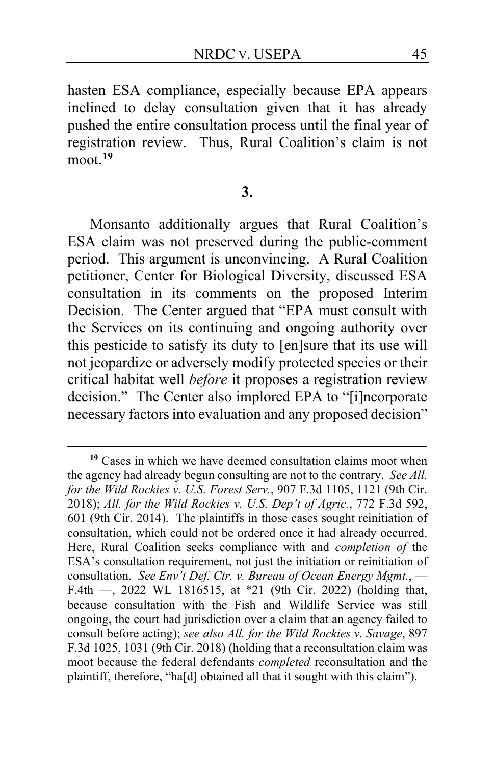hasten ESA compliance, especially because EPA appears inclined to delay consultation given that it has already pushed the entire consultation process until the final year of registration review. Thus, Rural Coalition's claim is not moot.[19]

### 3.

Monsanto additionally argues that Rural Coalition's ESA claim was not preserved during the public-comment period. This argument is unconvincing. A Rural Coalition petitioner, Center for Biological Diversity, discussed ESA consultation in its comments on the proposed Interim Decision. The Center argued that "EPA must consult with the Services on its continuing and ongoing authority over this pesticide to satisfy its duty to [en]sure that its use will not jeopardize or adversely modify protected species or their critical habitat well *before* it proposes a registration review decision." The Center also implored EPA to "[i]ncorporate necessary factors into evaluation and any proposed decision"

---

[19] Cases in which we have deemed consultation claims moot when the agency had already begun consulting are not to the contrary. *See All. for the Wild Rockies v. U.S. Forest Serv.*, 907 F.3d 1105, 1121 (9th Cir. 2018); *All. for the Wild Rockies v. U.S. Dep't of Agric.*, 772 F.3d 592, 601 (9th Cir. 2014). The plaintiffs in those cases sought reinitiation of consultation, which could not be ordered once it had already occurred. Here, Rural Coalition seeks compliance with and *completion of* the ESA's consultation requirement, not just the initiation or reinitiation of consultation. *See Env't Def. Ctr. v. Bureau of Ocean Energy Mgmt.*, — F.4th —, 2022 WL 1816515, at *21 (9th Cir. 2022) (holding that, because consultation with the Fish and Wildlife Service was still ongoing, the court had jurisdiction over a claim that an agency failed to consult before acting); *see also All. for the Wild Rockies v. Savage*, 897 F.3d 1025, 1031 (9th Cir. 2018) (holding that a reconsultation claim was moot because the federal defendants *completed* reconsultation and the plaintiff, therefore, "ha[d] obtained all that it sought with this claim").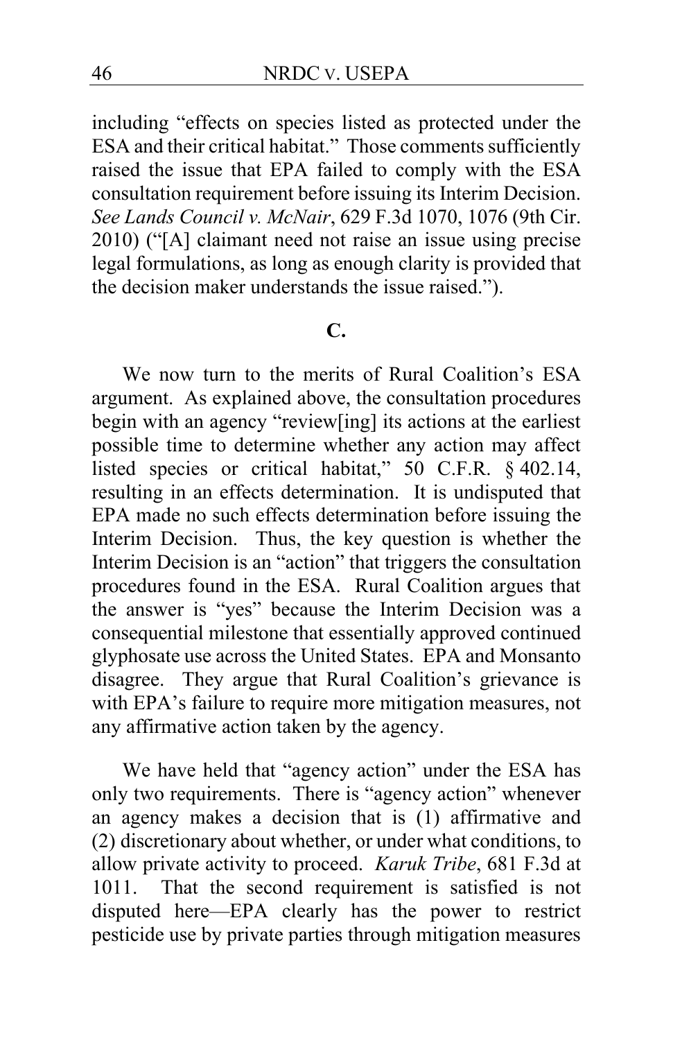including "effects on species listed as protected under the ESA and their critical habitat." Those comments sufficiently raised the issue that EPA failed to comply with the ESA consultation requirement before issuing its Interim Decision. *See Lands Council v. McNair*, 629 F.3d 1070, 1076 (9th Cir. 2010) ("[A] claimant need not raise an issue using precise legal formulations, as long as enough clarity is provided that the decision maker understands the issue raised.").

## C.

We now turn to the merits of Rural Coalition's ESA argument. As explained above, the consultation procedures begin with an agency "review[ing] its actions at the earliest possible time to determine whether any action may affect listed species or critical habitat," 50 C.F.R. § 402.14, resulting in an effects determination. It is undisputed that EPA made no such effects determination before issuing the Interim Decision. Thus, the key question is whether the Interim Decision is an "action" that triggers the consultation procedures found in the ESA. Rural Coalition argues that the answer is "yes" because the Interim Decision was a consequential milestone that essentially approved continued glyphosate use across the United States. EPA and Monsanto disagree. They argue that Rural Coalition's grievance is with EPA's failure to require more mitigation measures, not any affirmative action taken by the agency.

We have held that "agency action" under the ESA has only two requirements. There is "agency action" whenever an agency makes a decision that is (1) affirmative and (2) discretionary about whether, or under what conditions, to allow private activity to proceed. *Karuk Tribe*, 681 F.3d at 1011. That the second requirement is satisfied is not disputed here—EPA clearly has the power to restrict pesticide use by private parties through mitigation measures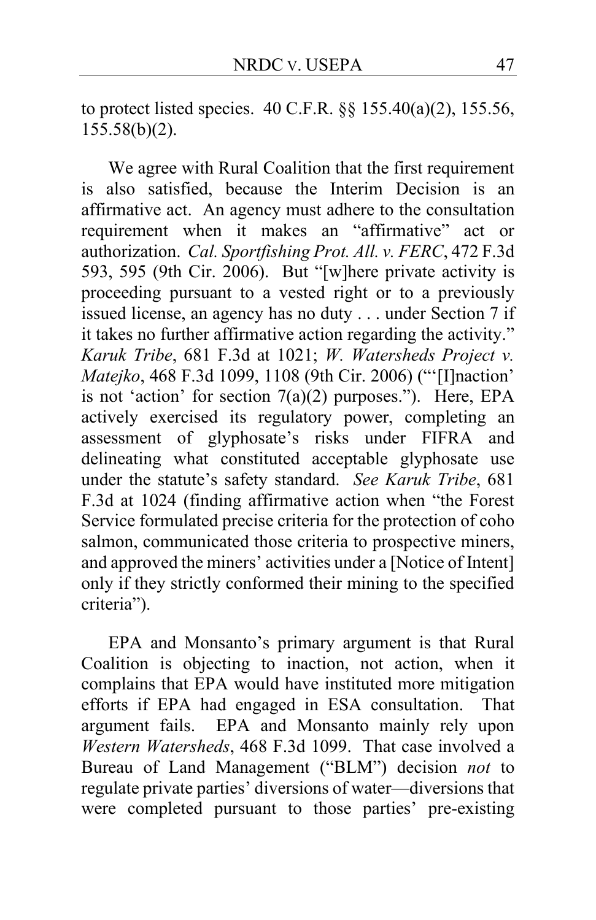to protect listed species. 40 C.F.R. §§ 155.40(a)(2), 155.56, 155.58(b)(2).

We agree with Rural Coalition that the first requirement is also satisfied, because the Interim Decision is an affirmative act. An agency must adhere to the consultation requirement when it makes an "affirmative" act or authorization. *Cal. Sportfishing Prot. All. v. FERC*, 472 F.3d 593, 595 (9th Cir. 2006). But "[w]here private activity is proceeding pursuant to a vested right or to a previously issued license, an agency has no duty . . . under Section 7 if it takes no further affirmative action regarding the activity." *Karuk Tribe*, 681 F.3d at 1021; *W. Watersheds Project v. Matejko*, 468 F.3d 1099, 1108 (9th Cir. 2006) ("'[I]naction' is not 'action' for section 7(a)(2) purposes."). Here, EPA actively exercised its regulatory power, completing an assessment of glyphosate's risks under FIFRA and delineating what constituted acceptable glyphosate use under the statute's safety standard. *See Karuk Tribe*, 681 F.3d at 1024 (finding affirmative action when "the Forest Service formulated precise criteria for the protection of coho salmon, communicated those criteria to prospective miners, and approved the miners' activities under a [Notice of Intent] only if they strictly conformed their mining to the specified criteria").

EPA and Monsanto's primary argument is that Rural Coalition is objecting to inaction, not action, when it complains that EPA would have instituted more mitigation efforts if EPA had engaged in ESA consultation. That argument fails. EPA and Monsanto mainly rely upon *Western Watersheds*, 468 F.3d 1099. That case involved a Bureau of Land Management ("BLM") decision *not* to regulate private parties' diversions of water—diversions that were completed pursuant to those parties' pre-existing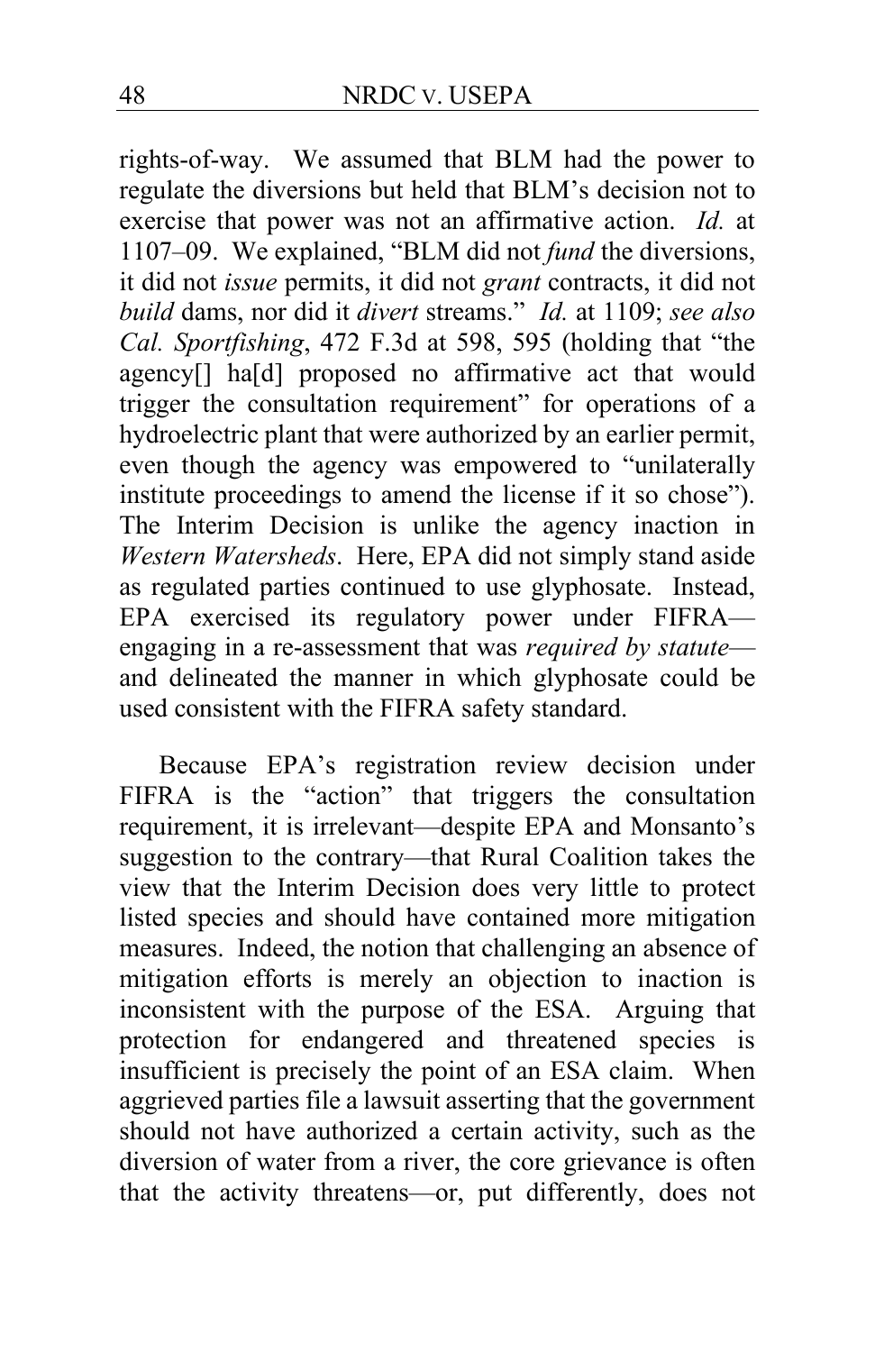rights-of-way. We assumed that BLM had the power to regulate the diversions but held that BLM's decision not to exercise that power was not an affirmative action. *Id.* at 1107–09. We explained, "BLM did not *fund* the diversions, it did not *issue* permits, it did not *grant* contracts, it did not *build* dams, nor did it *divert* streams." *Id.* at 1109; *see also Cal. Sportfishing*, 472 F.3d at 598, 595 (holding that "the agency[] ha[d] proposed no affirmative act that would trigger the consultation requirement" for operations of a hydroelectric plant that were authorized by an earlier permit, even though the agency was empowered to "unilaterally institute proceedings to amend the license if it so chose"). The Interim Decision is unlike the agency inaction in *Western Watersheds*. Here, EPA did not simply stand aside as regulated parties continued to use glyphosate. Instead, EPA exercised its regulatory power under FIFRA—engaging in a re-assessment that was *required by statute*—and delineated the manner in which glyphosate could be used consistent with the FIFRA safety standard.

Because EPA's registration review decision under FIFRA is the "action" that triggers the consultation requirement, it is irrelevant—despite EPA and Monsanto's suggestion to the contrary—that Rural Coalition takes the view that the Interim Decision does very little to protect listed species and should have contained more mitigation measures. Indeed, the notion that challenging an absence of mitigation efforts is merely an objection to inaction is inconsistent with the purpose of the ESA. Arguing that protection for endangered and threatened species is insufficient is precisely the point of an ESA claim. When aggrieved parties file a lawsuit asserting that the government should not have authorized a certain activity, such as the diversion of water from a river, the core grievance is often that the activity threatens—or, put differently, does not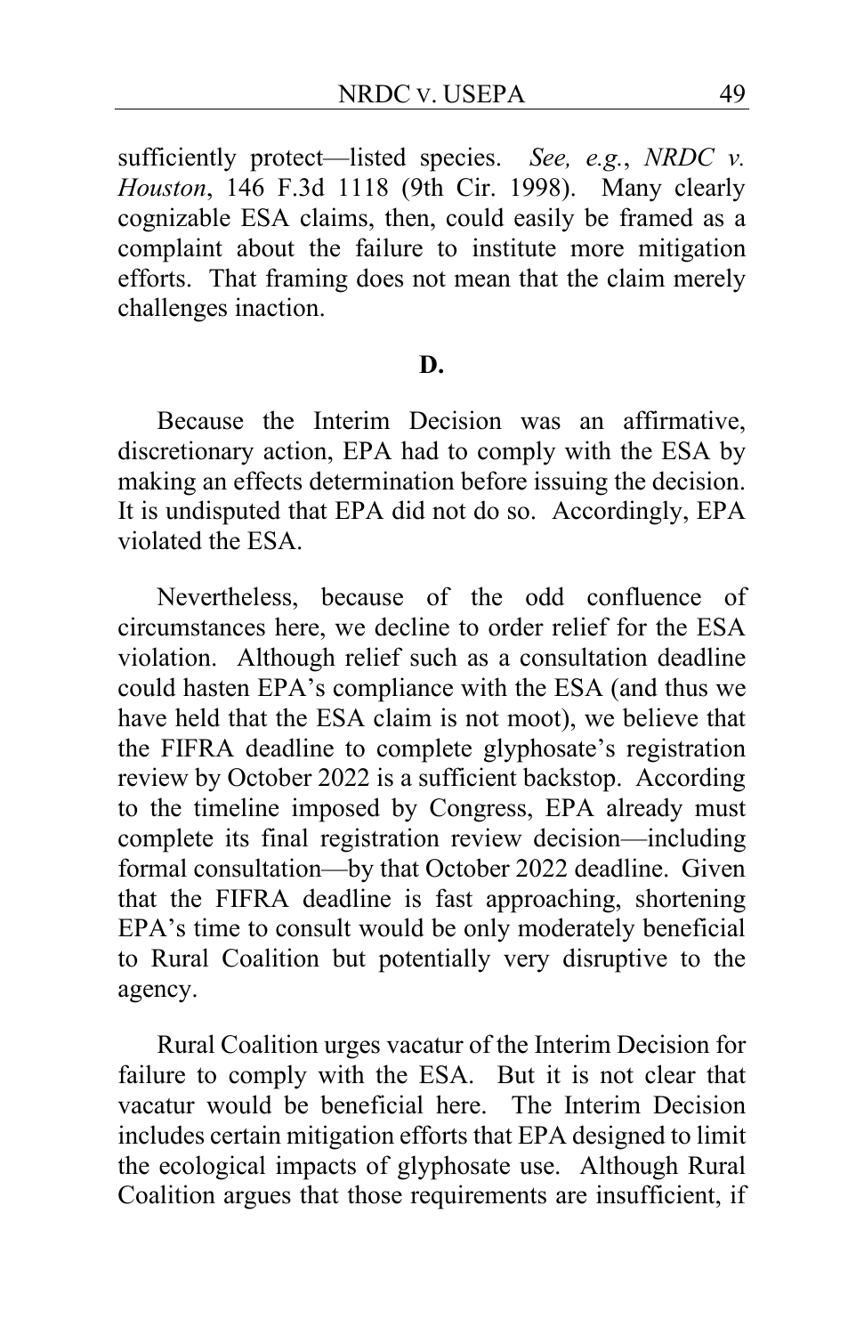sufficiently protect—listed species. *See, e.g.*, *NRDC v. Houston*, 146 F.3d 1118 (9th Cir. 1998). Many clearly cognizable ESA claims, then, could easily be framed as a complaint about the failure to institute more mitigation efforts. That framing does not mean that the claim merely challenges inaction.

**D.**

Because the Interim Decision was an affirmative, discretionary action, EPA had to comply with the ESA by making an effects determination before issuing the decision. It is undisputed that EPA did not do so. Accordingly, EPA violated the ESA.

Nevertheless, because of the odd confluence of circumstances here, we decline to order relief for the ESA violation. Although relief such as a consultation deadline could hasten EPA's compliance with the ESA (and thus we have held that the ESA claim is not moot), we believe that the FIFRA deadline to complete glyphosate's registration review by October 2022 is a sufficient backstop. According to the timeline imposed by Congress, EPA already must complete its final registration review decision—including formal consultation—by that October 2022 deadline. Given that the FIFRA deadline is fast approaching, shortening EPA's time to consult would be only moderately beneficial to Rural Coalition but potentially very disruptive to the agency.

Rural Coalition urges vacatur of the Interim Decision for failure to comply with the ESA. But it is not clear that vacatur would be beneficial here. The Interim Decision includes certain mitigation efforts that EPA designed to limit the ecological impacts of glyphosate use. Although Rural Coalition argues that those requirements are insufficient, if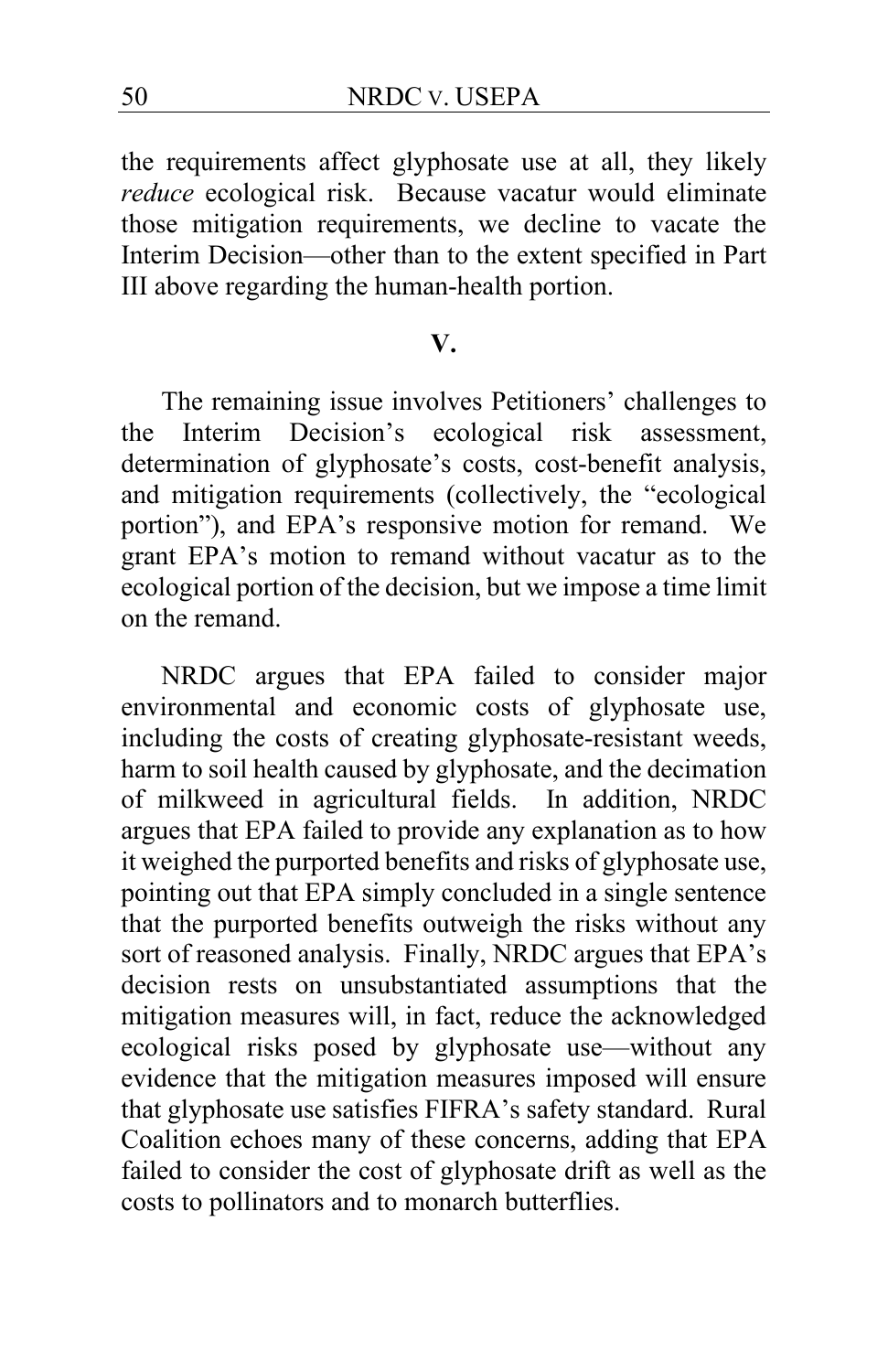the requirements affect glyphosate use at all, they likely *reduce* ecological risk. Because vacatur would eliminate those mitigation requirements, we decline to vacate the Interim Decision—other than to the extent specified in Part III above regarding the human-health portion.

## V.

The remaining issue involves Petitioners' challenges to the Interim Decision's ecological risk assessment, determination of glyphosate's costs, cost-benefit analysis, and mitigation requirements (collectively, the "ecological portion"), and EPA's responsive motion for remand. We grant EPA's motion to remand without vacatur as to the ecological portion of the decision, but we impose a time limit on the remand.

NRDC argues that EPA failed to consider major environmental and economic costs of glyphosate use, including the costs of creating glyphosate-resistant weeds, harm to soil health caused by glyphosate, and the decimation of milkweed in agricultural fields. In addition, NRDC argues that EPA failed to provide any explanation as to how it weighed the purported benefits and risks of glyphosate use, pointing out that EPA simply concluded in a single sentence that the purported benefits outweigh the risks without any sort of reasoned analysis. Finally, NRDC argues that EPA's decision rests on unsubstantiated assumptions that the mitigation measures will, in fact, reduce the acknowledged ecological risks posed by glyphosate use—without any evidence that the mitigation measures imposed will ensure that glyphosate use satisfies FIFRA's safety standard. Rural Coalition echoes many of these concerns, adding that EPA failed to consider the cost of glyphosate drift as well as the costs to pollinators and to monarch butterflies.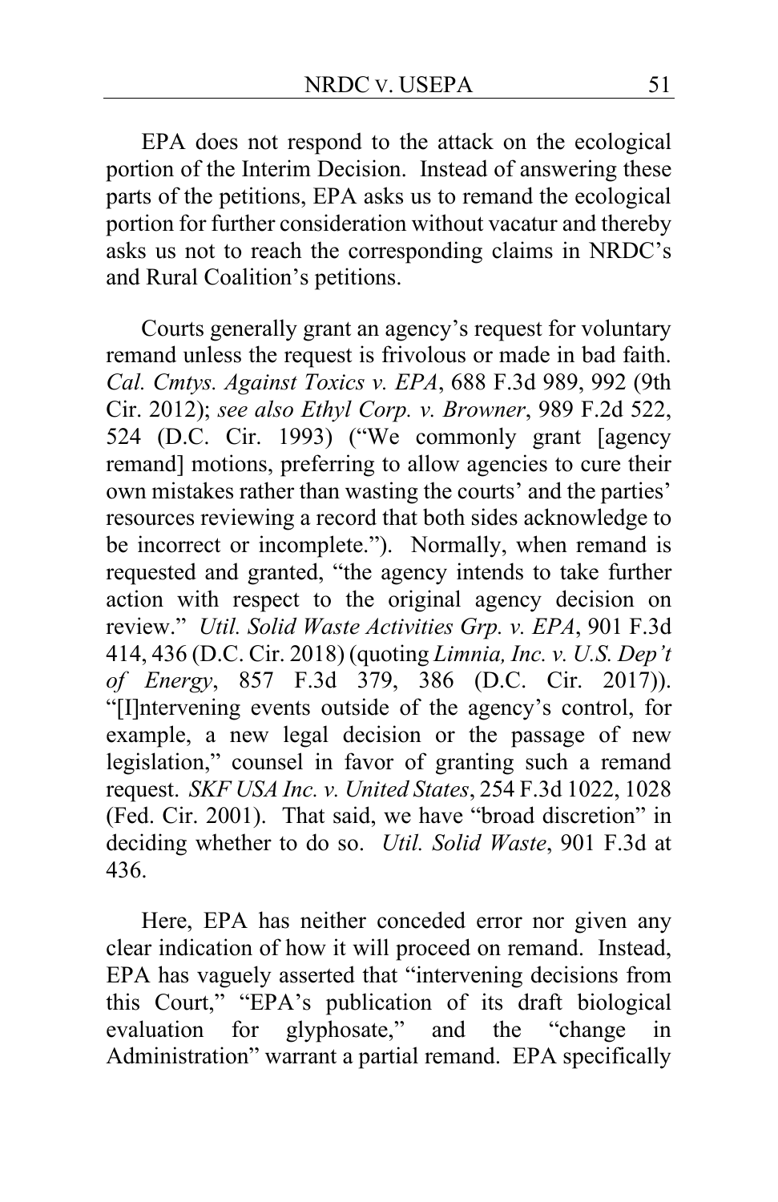EPA does not respond to the attack on the ecological portion of the Interim Decision. Instead of answering these parts of the petitions, EPA asks us to remand the ecological portion for further consideration without vacatur and thereby asks us not to reach the corresponding claims in NRDC's and Rural Coalition's petitions.

Courts generally grant an agency's request for voluntary remand unless the request is frivolous or made in bad faith. *Cal. Cmtys. Against Toxics v. EPA*, 688 F.3d 989, 992 (9th Cir. 2012); *see also Ethyl Corp. v. Browner*, 989 F.2d 522, 524 (D.C. Cir. 1993) ("We commonly grant [agency remand] motions, preferring to allow agencies to cure their own mistakes rather than wasting the courts' and the parties' resources reviewing a record that both sides acknowledge to be incorrect or incomplete."). Normally, when remand is requested and granted, "the agency intends to take further action with respect to the original agency decision on review." *Util. Solid Waste Activities Grp. v. EPA*, 901 F.3d 414, 436 (D.C. Cir. 2018) (quoting *Limnia, Inc. v. U.S. Dep't of Energy*, 857 F.3d 379, 386 (D.C. Cir. 2017)). "[I]ntervening events outside of the agency's control, for example, a new legal decision or the passage of new legislation," counsel in favor of granting such a remand request. *SKF USA Inc. v. United States*, 254 F.3d 1022, 1028 (Fed. Cir. 2001). That said, we have "broad discretion" in deciding whether to do so. *Util. Solid Waste*, 901 F.3d at 436.

Here, EPA has neither conceded error nor given any clear indication of how it will proceed on remand. Instead, EPA has vaguely asserted that "intervening decisions from this Court," "EPA's publication of its draft biological evaluation for glyphosate," and the "change in Administration" warrant a partial remand. EPA specifically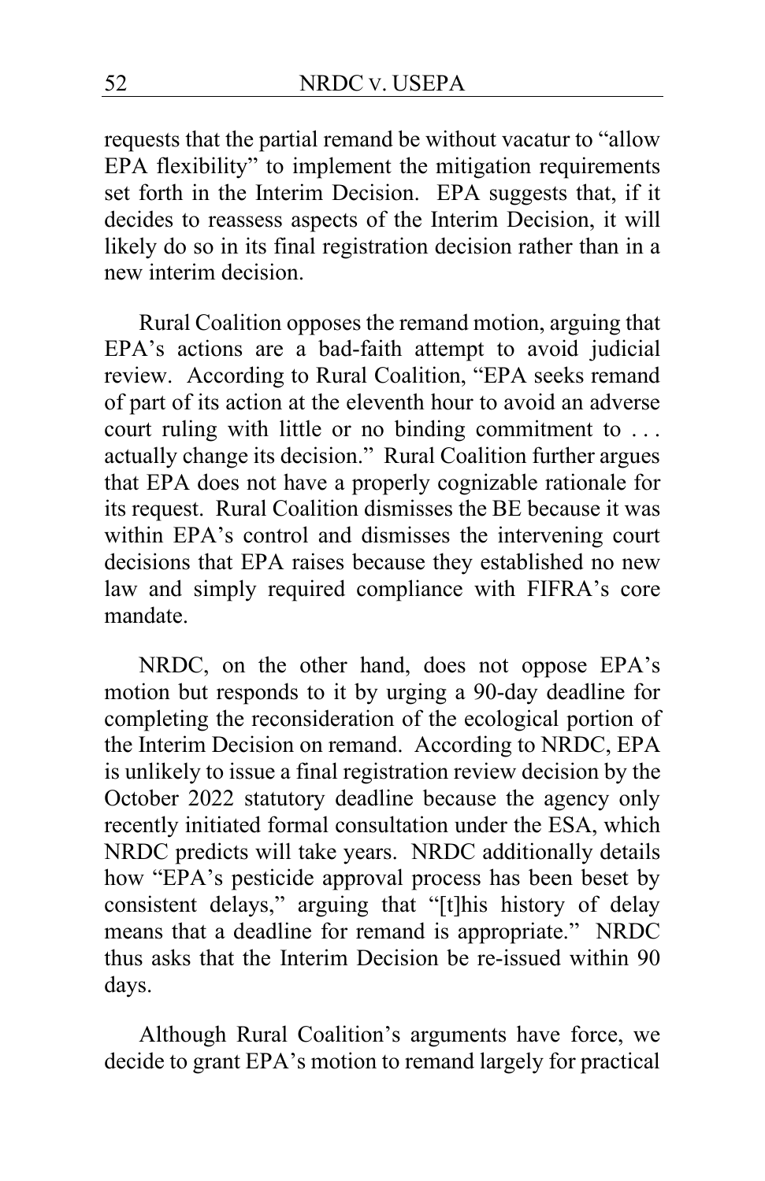requests that the partial remand be without vacatur to "allow EPA flexibility" to implement the mitigation requirements set forth in the Interim Decision. EPA suggests that, if it decides to reassess aspects of the Interim Decision, it will likely do so in its final registration decision rather than in a new interim decision.

Rural Coalition opposes the remand motion, arguing that EPA's actions are a bad-faith attempt to avoid judicial review. According to Rural Coalition, "EPA seeks remand of part of its action at the eleventh hour to avoid an adverse court ruling with little or no binding commitment to . . . actually change its decision." Rural Coalition further argues that EPA does not have a properly cognizable rationale for its request. Rural Coalition dismisses the BE because it was within EPA's control and dismisses the intervening court decisions that EPA raises because they established no new law and simply required compliance with FIFRA's core mandate.

NRDC, on the other hand, does not oppose EPA's motion but responds to it by urging a 90-day deadline for completing the reconsideration of the ecological portion of the Interim Decision on remand. According to NRDC, EPA is unlikely to issue a final registration review decision by the October 2022 statutory deadline because the agency only recently initiated formal consultation under the ESA, which NRDC predicts will take years. NRDC additionally details how "EPA's pesticide approval process has been beset by consistent delays," arguing that "[t]his history of delay means that a deadline for remand is appropriate." NRDC thus asks that the Interim Decision be re-issued within 90 days.

Although Rural Coalition's arguments have force, we decide to grant EPA's motion to remand largely for practical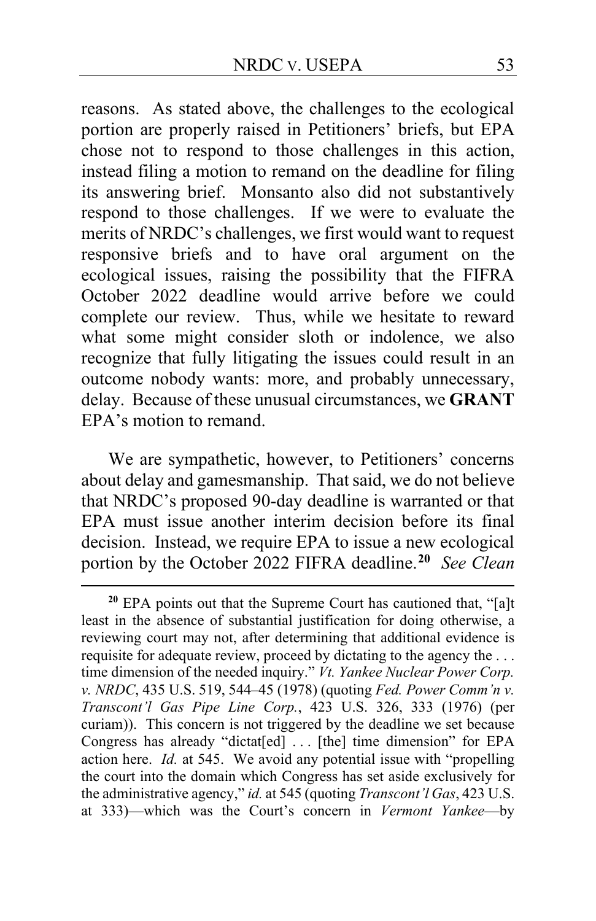reasons. As stated above, the challenges to the ecological portion are properly raised in Petitioners' briefs, but EPA chose not to respond to those challenges in this action, instead filing a motion to remand on the deadline for filing its answering brief. Monsanto also did not substantively respond to those challenges. If we were to evaluate the merits of NRDC's challenges, we first would want to request responsive briefs and to have oral argument on the ecological issues, raising the possibility that the FIFRA October 2022 deadline would arrive before we could complete our review. Thus, while we hesitate to reward what some might consider sloth or indolence, we also recognize that fully litigating the issues could result in an outcome nobody wants: more, and probably unnecessary, delay. Because of these unusual circumstances, we **GRANT** EPA's motion to remand.

We are sympathetic, however, to Petitioners' concerns about delay and gamesmanship. That said, we do not believe that NRDC's proposed 90-day deadline is warranted or that EPA must issue another interim decision before its final decision. Instead, we require EPA to issue a new ecological portion by the October 2022 FIFRA deadline.[20] *See Clean*

---

[20] EPA points out that the Supreme Court has cautioned that, "[a]t least in the absence of substantial justification for doing otherwise, a reviewing court may not, after determining that additional evidence is requisite for adequate review, proceed by dictating to the agency the . . . time dimension of the needed inquiry." *Vt. Yankee Nuclear Power Corp. v. NRDC*, 435 U.S. 519, 544–45 (1978) (quoting *Fed. Power Comm'n v. Transcont'l Gas Pipe Line Corp.*, 423 U.S. 326, 333 (1976) (per curiam)). This concern is not triggered by the deadline we set because Congress has already "dictat[ed] . . . [the] time dimension" for EPA action here. *Id.* at 545. We avoid any potential issue with "propelling the court into the domain which Congress has set aside exclusively for the administrative agency," *id.* at 545 (quoting *Transcont'l Gas*, 423 U.S. at 333)—which was the Court's concern in *Vermont Yankee*—by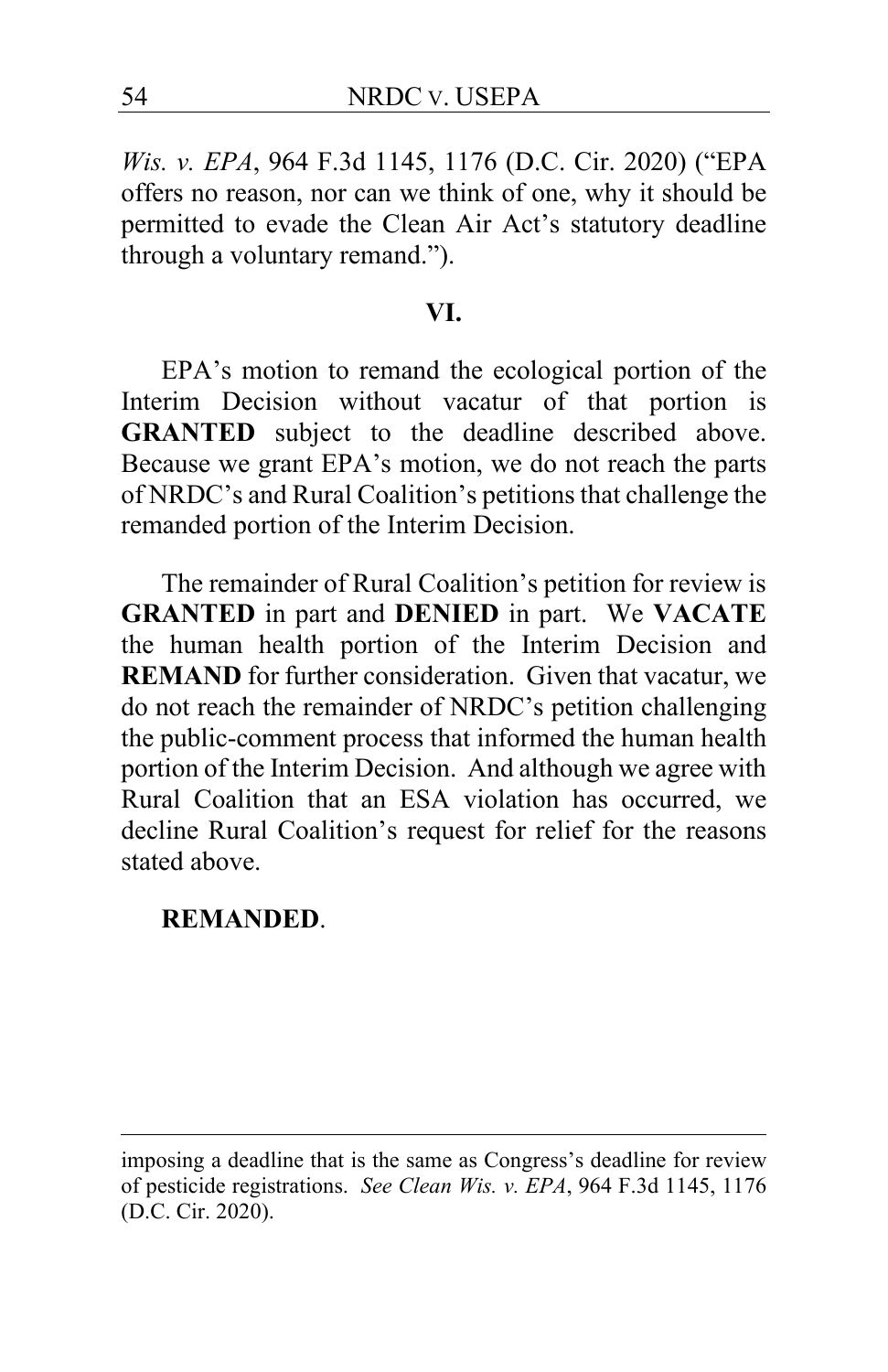*Wis. v. EPA*, 964 F.3d 1145, 1176 (D.C. Cir. 2020) ("EPA offers no reason, nor can we think of one, why it should be permitted to evade the Clean Air Act's statutory deadline through a voluntary remand.").

## VI.

EPA's motion to remand the ecological portion of the Interim Decision without vacatur of that portion is **GRANTED** subject to the deadline described above. Because we grant EPA's motion, we do not reach the parts of NRDC's and Rural Coalition's petitions that challenge the remanded portion of the Interim Decision.

The remainder of Rural Coalition's petition for review is **GRANTED** in part and **DENIED** in part. We **VACATE** the human health portion of the Interim Decision and **REMAND** for further consideration. Given that vacatur, we do not reach the remainder of NRDC's petition challenging the public-comment process that informed the human health portion of the Interim Decision. And although we agree with Rural Coalition that an ESA violation has occurred, we decline Rural Coalition's request for relief for the reasons stated above.

**REMANDED**.

---

imposing a deadline that is the same as Congress's deadline for review of pesticide registrations. *See Clean Wis. v. EPA*, 964 F.3d 1145, 1176 (D.C. Cir. 2020).